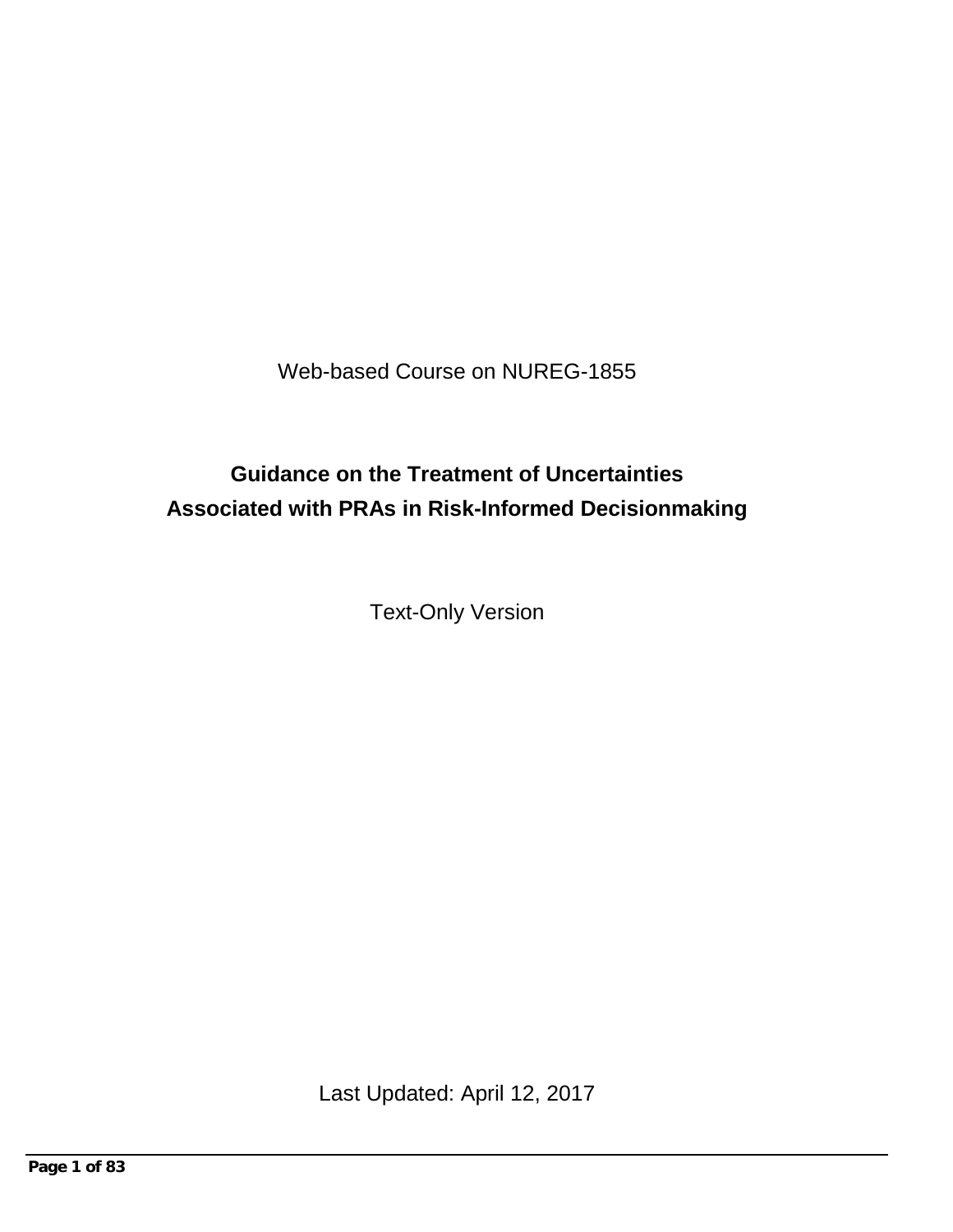Web-based Course on NUREG-1855

# Guidance on the Treatment of Uncertainties Associated with PRAs in Risk-Informed Decisionmaking

Text-Only Version

Last Updated: April 12, 2017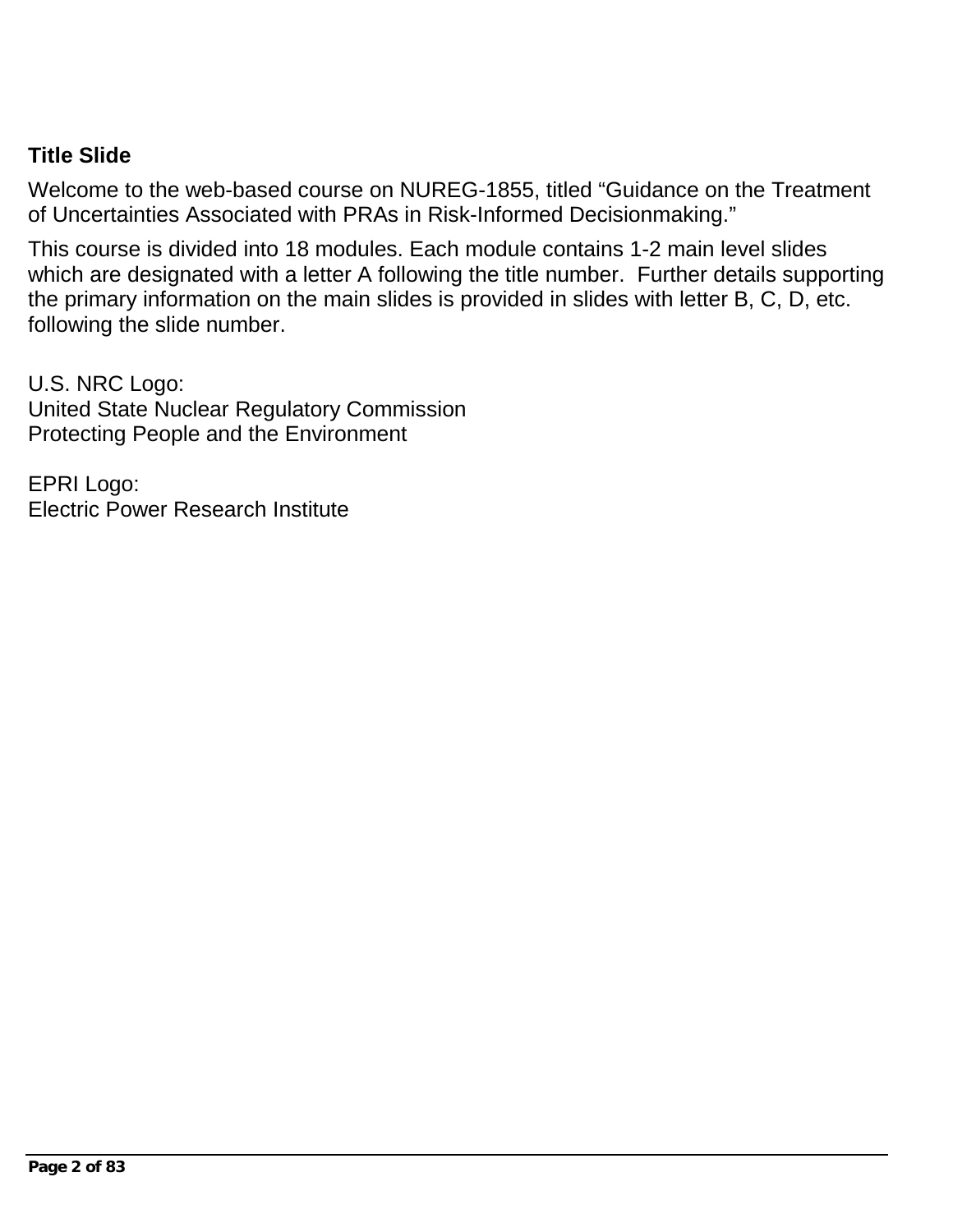**Title Slide**

Welcome to the web-based course on NUREG-1855, titled "Guidance on the Treatment of Uncertainties Associated with PRAs in Risk-Informed Decisionmaking."

This course is divided into 18 modules. Each module contains 1-2 main level slides which are designated with a letter A following the title number. Further details supporting the primary information on the main slides is provided in slides with letter B, C, D, etc. following the slide number.

U.S. NRC Logo:
United State Nuclear Regulatory Commission
Protecting People and the Environment

EPRI Logo:
Electric Power Research Institute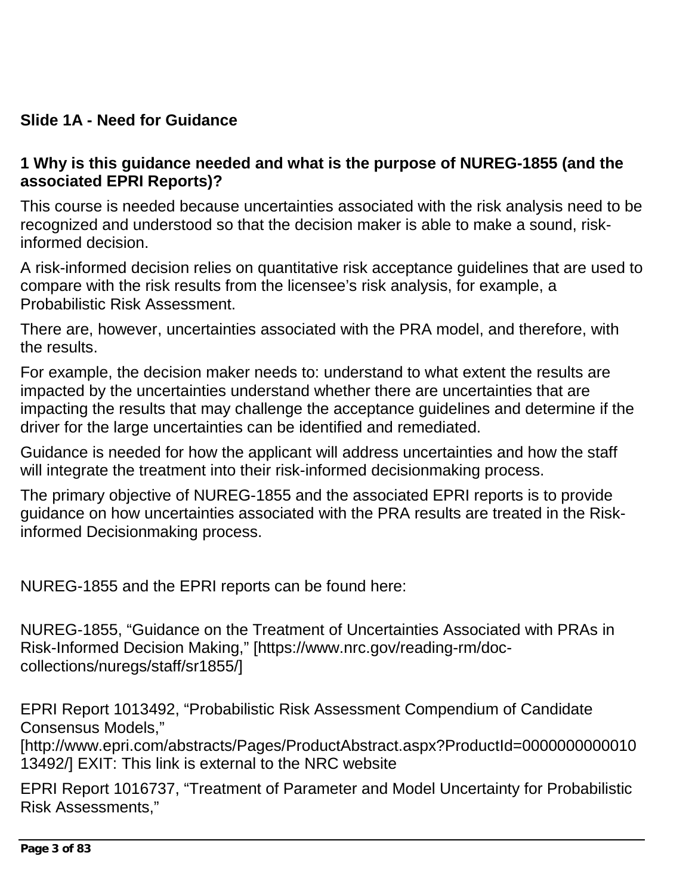## Slide 1A - Need for Guidance

### 1 Why is this guidance needed and what is the purpose of NUREG-1855 (and the associated EPRI Reports)?

This course is needed because uncertainties associated with the risk analysis need to be recognized and understood so that the decision maker is able to make a sound, risk-informed decision.

A risk-informed decision relies on quantitative risk acceptance guidelines that are used to compare with the risk results from the licensee's risk analysis, for example, a Probabilistic Risk Assessment.

There are, however, uncertainties associated with the PRA model, and therefore, with the results.

For example, the decision maker needs to: understand to what extent the results are impacted by the uncertainties understand whether there are uncertainties that are impacting the results that may challenge the acceptance guidelines and determine if the driver for the large uncertainties can be identified and remediated.

Guidance is needed for how the applicant will address uncertainties and how the staff will integrate the treatment into their risk-informed decisionmaking process.

The primary objective of NUREG-1855 and the associated EPRI reports is to provide guidance on how uncertainties associated with the PRA results are treated in the Risk-informed Decisionmaking process.

NUREG-1855 and the EPRI reports can be found here:

NUREG-1855, "Guidance on the Treatment of Uncertainties Associated with PRAs in Risk-Informed Decision Making," [https://www.nrc.gov/reading-rm/doc-collections/nuregs/staff/sr1855/]

EPRI Report 1013492, "Probabilistic Risk Assessment Compendium of Candidate Consensus Models," [http://www.epri.com/abstracts/Pages/ProductAbstract.aspx?ProductId=000000000001013492/] EXIT: This link is external to the NRC website

EPRI Report 1016737, "Treatment of Parameter and Model Uncertainty for Probabilistic Risk Assessments,"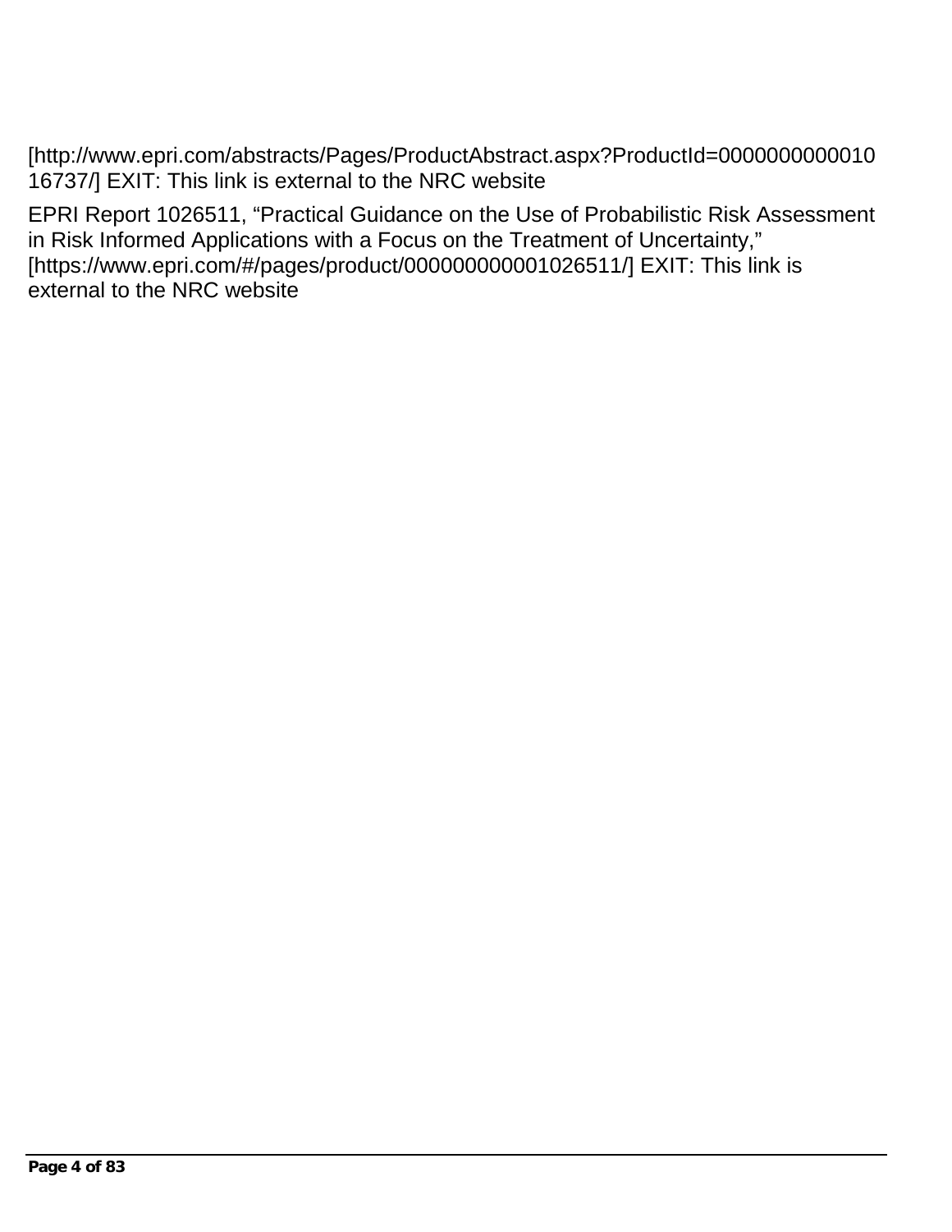[http://www.epri.com/abstracts/Pages/ProductAbstract.aspx?ProductId=000000000001016737/] EXIT: This link is external to the NRC website

EPRI Report 1026511, “Practical Guidance on the Use of Probabilistic Risk Assessment in Risk Informed Applications with a Focus on the Treatment of Uncertainty,” [https://www.epri.com/#/pages/product/000000000001026511/] EXIT: This link is external to the NRC website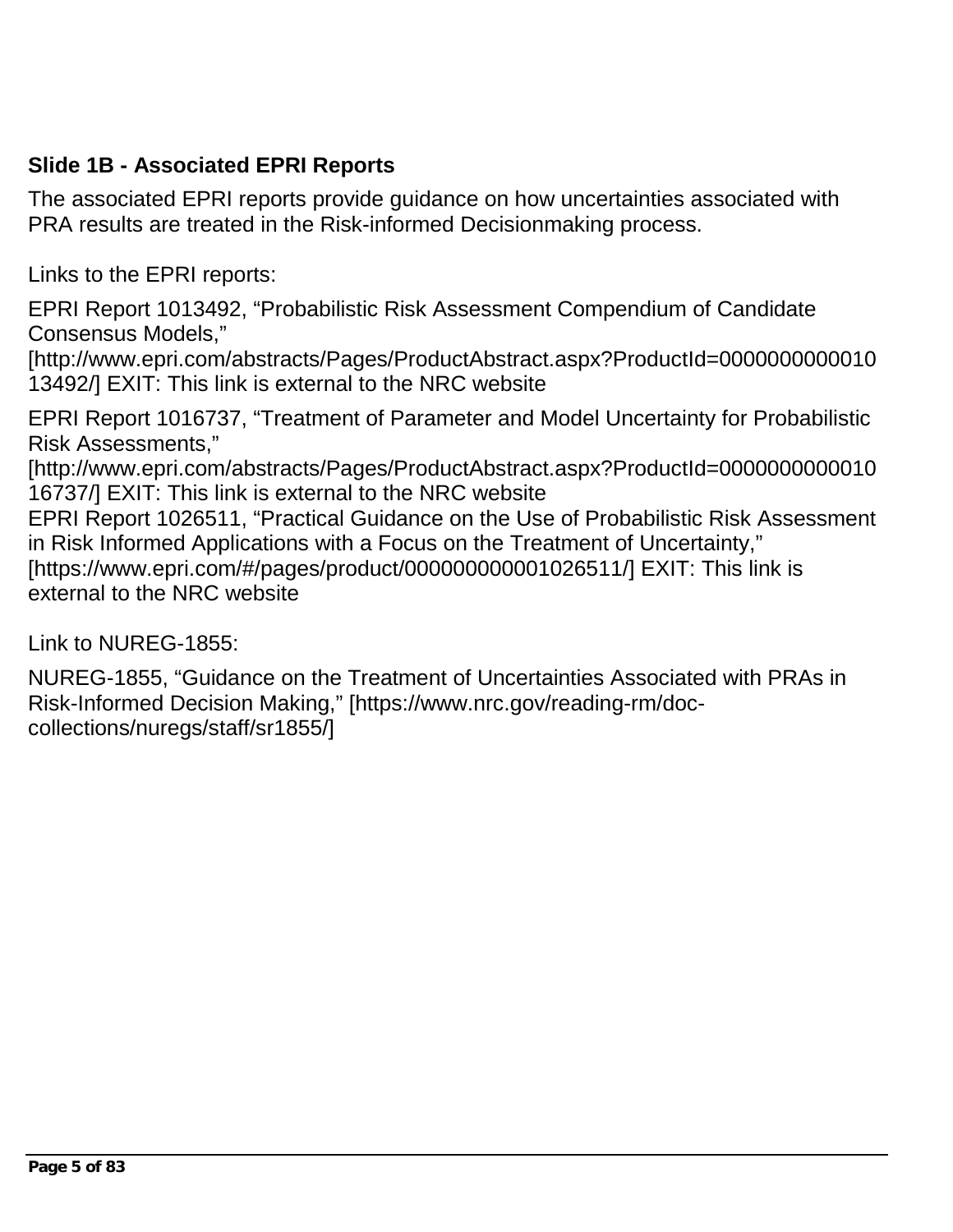## Slide 1B - Associated EPRI Reports

The associated EPRI reports provide guidance on how uncertainties associated with PRA results are treated in the Risk-informed Decisionmaking process.

Links to the EPRI reports:

EPRI Report 1013492, “Probabilistic Risk Assessment Compendium of Candidate Consensus Models,” [http://www.epri.com/abstracts/Pages/ProductAbstract.aspx?ProductId=000000000001013492/] EXIT: This link is external to the NRC website

EPRI Report 1016737, “Treatment of Parameter and Model Uncertainty for Probabilistic Risk Assessments,” [http://www.epri.com/abstracts/Pages/ProductAbstract.aspx?ProductId=000000000001016737/] EXIT: This link is external to the NRC website
EPRI Report 1026511, “Practical Guidance on the Use of Probabilistic Risk Assessment in Risk Informed Applications with a Focus on the Treatment of Uncertainty,” [https://www.epri.com/#/pages/product/000000000001026511/] EXIT: This link is external to the NRC website

Link to NUREG-1855:

NUREG-1855, “Guidance on the Treatment of Uncertainties Associated with PRAs in Risk-Informed Decision Making,” [https://www.nrc.gov/reading-rm/doc-collections/nuregs/staff/sr1855/]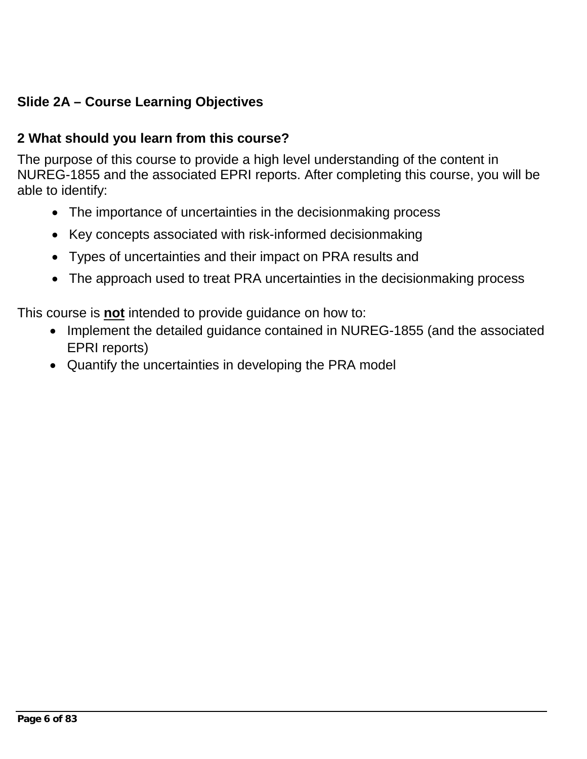### Slide 2A – Course Learning Objectives

### 2 What should you learn from this course?

The purpose of this course to provide a high level understanding of the content in NUREG-1855 and the associated EPRI reports. After completing this course, you will be able to identify:

- The importance of uncertainties in the decisionmaking process
- Key concepts associated with risk-informed decisionmaking
- Types of uncertainties and their impact on PRA results and
- The approach used to treat PRA uncertainties in the decisionmaking process

This course is **not** intended to provide guidance on how to:

- Implement the detailed guidance contained in NUREG-1855 (and the associated EPRI reports)
- Quantify the uncertainties in developing the PRA model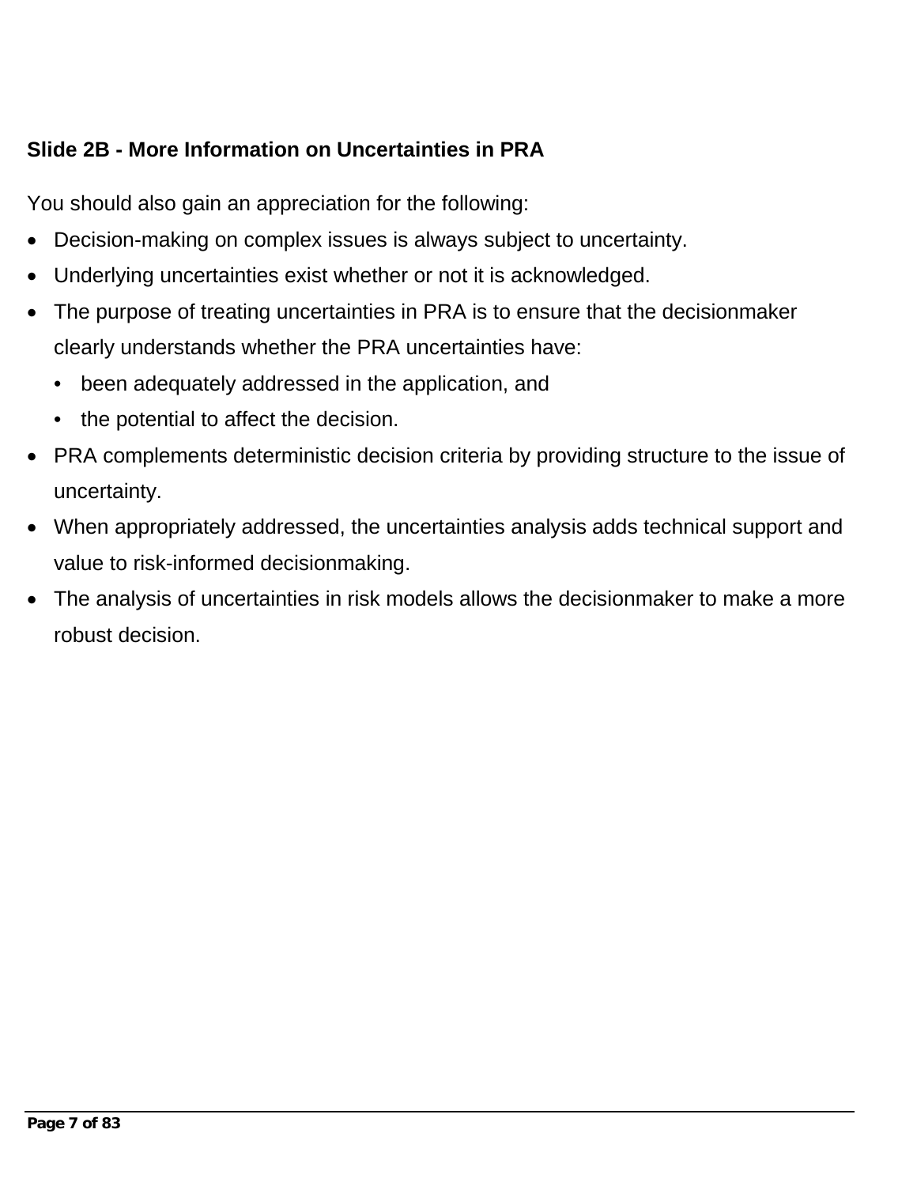### Slide 2B - More Information on Uncertainties in PRA

You should also gain an appreciation for the following:

- Decision-making on complex issues is always subject to uncertainty.
- Underlying uncertainties exist whether or not it is acknowledged.
- The purpose of treating uncertainties in PRA is to ensure that the decisionmaker clearly understands whether the PRA uncertainties have:
  - been adequately addressed in the application, and
  - the potential to affect the decision.
- PRA complements deterministic decision criteria by providing structure to the issue of uncertainty.
- When appropriately addressed, the uncertainties analysis adds technical support and value to risk-informed decisionmaking.
- The analysis of uncertainties in risk models allows the decisionmaker to make a more robust decision.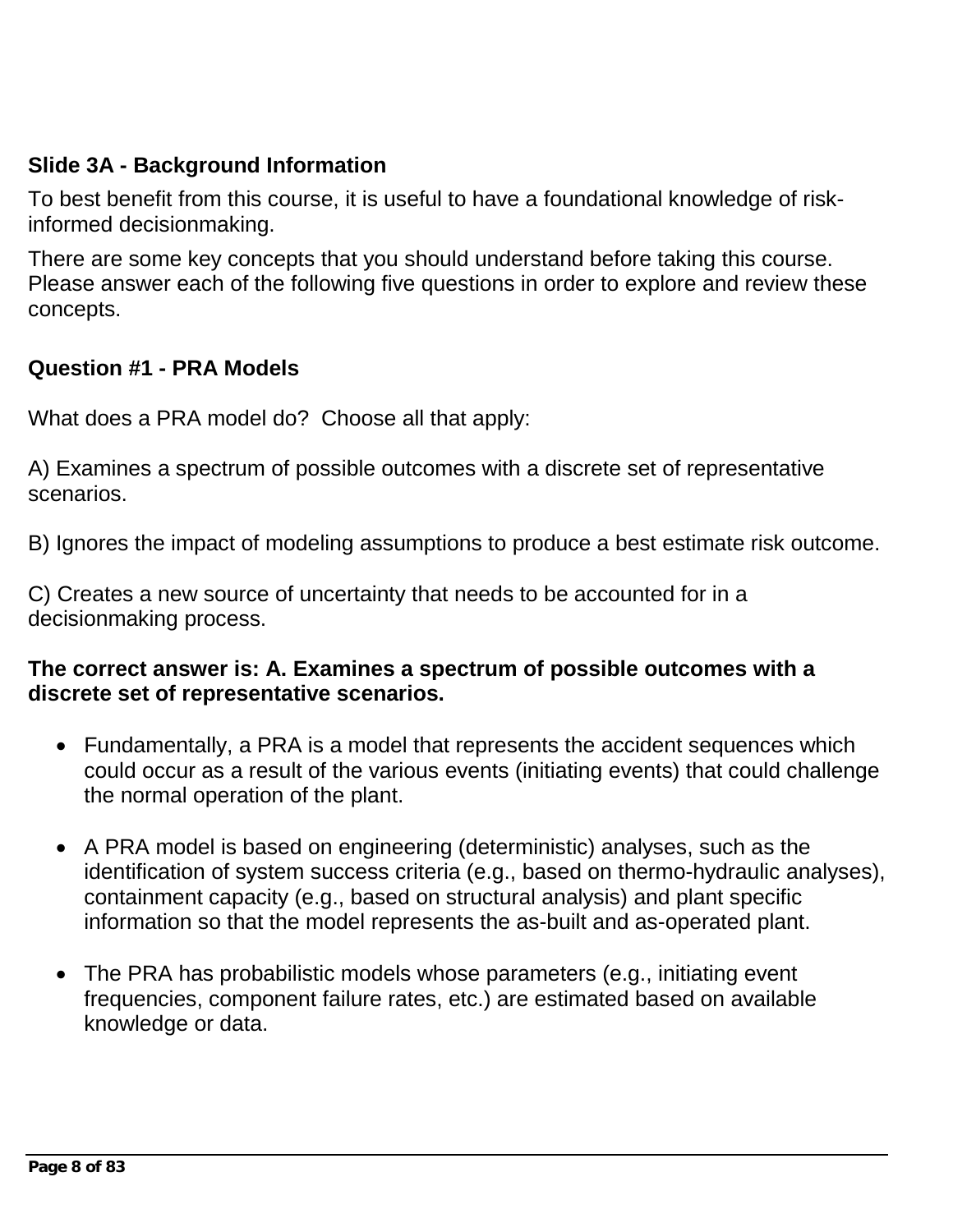**Slide 3A - Background Information**

To best benefit from this course, it is useful to have a foundational knowledge of risk-informed decisionmaking.

There are some key concepts that you should understand before taking this course. Please answer each of the following five questions in order to explore and review these concepts.

**Question #1 - PRA Models**

What does a PRA model do? Choose all that apply:

A) Examines a spectrum of possible outcomes with a discrete set of representative scenarios.

B) Ignores the impact of modeling assumptions to produce a best estimate risk outcome.

C) Creates a new source of uncertainty that needs to be accounted for in a decisionmaking process.

**The correct answer is: A. Examines a spectrum of possible outcomes with a discrete set of representative scenarios.**

- Fundamentally, a PRA is a model that represents the accident sequences which could occur as a result of the various events (initiating events) that could challenge the normal operation of the plant.

- A PRA model is based on engineering (deterministic) analyses, such as the identification of system success criteria (e.g., based on thermo-hydraulic analyses), containment capacity (e.g., based on structural analysis) and plant specific information so that the model represents the as-built and as-operated plant.

- The PRA has probabilistic models whose parameters (e.g., initiating event frequencies, component failure rates, etc.) are estimated based on available knowledge or data.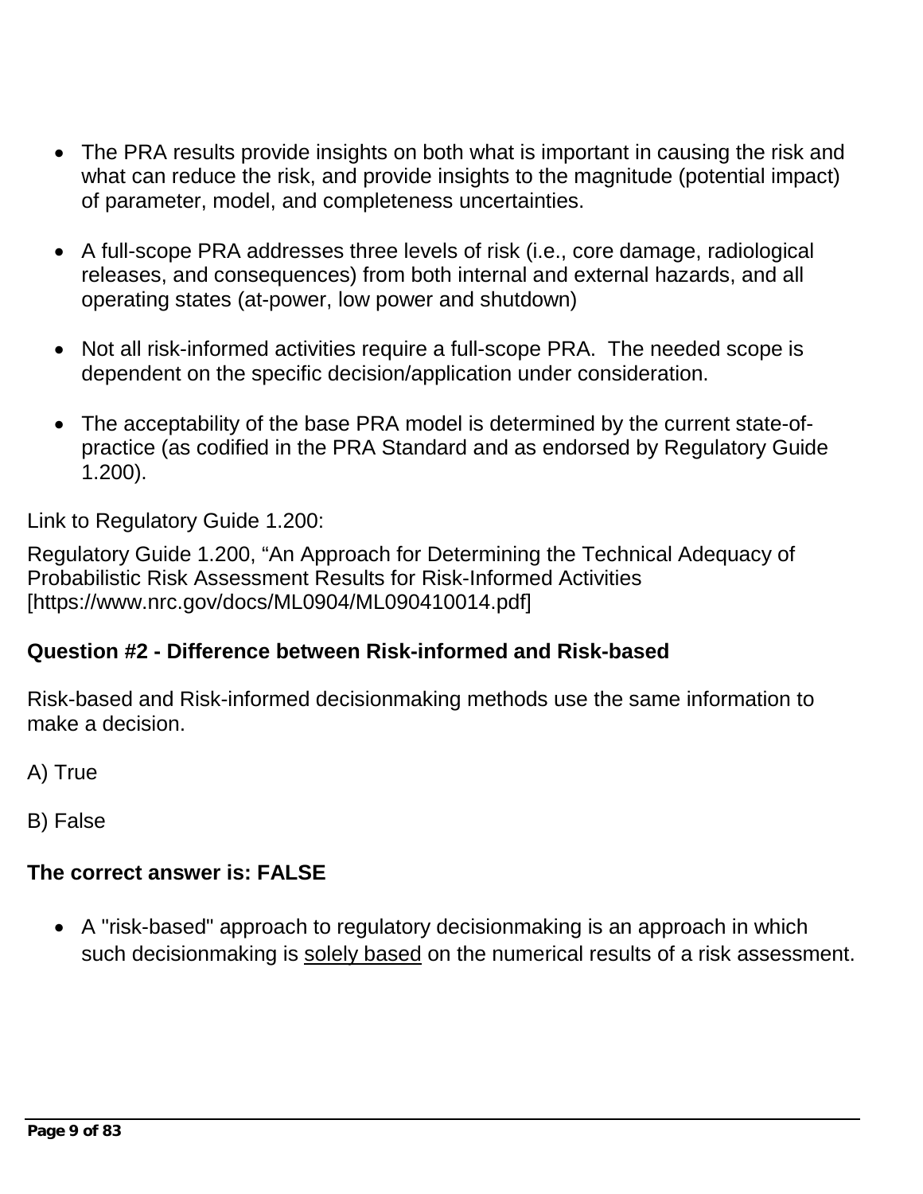- The PRA results provide insights on both what is important in causing the risk and what can reduce the risk, and provide insights to the magnitude (potential impact) of parameter, model, and completeness uncertainties.

- A full-scope PRA addresses three levels of risk (i.e., core damage, radiological releases, and consequences) from both internal and external hazards, and all operating states (at-power, low power and shutdown)

- Not all risk-informed activities require a full-scope PRA. The needed scope is dependent on the specific decision/application under consideration.

- The acceptability of the base PRA model is determined by the current state-of-practice (as codified in the PRA Standard and as endorsed by Regulatory Guide 1.200).

Link to Regulatory Guide 1.200:

Regulatory Guide 1.200, "An Approach for Determining the Technical Adequacy of Probabilistic Risk Assessment Results for Risk-Informed Activities [https://www.nrc.gov/docs/ML0904/ML090410014.pdf]

**Question #2 - Difference between Risk-informed and Risk-based**

Risk-based and Risk-informed decisionmaking methods use the same information to make a decision.

A) True

B) False

**The correct answer is: FALSE**

- A "risk-based" approach to regulatory decisionmaking is an approach in which such decisionmaking is <u>solely based</u> on the numerical results of a risk assessment.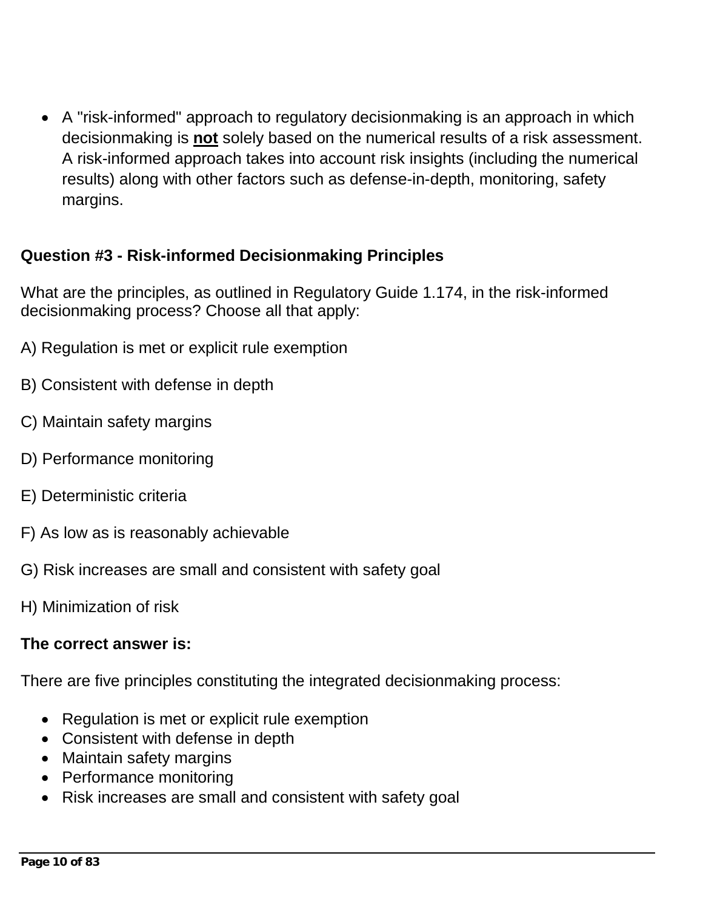- A "risk-informed" approach to regulatory decisionmaking is an approach in which decisionmaking is **<u>not</u>** solely based on the numerical results of a risk assessment. A risk-informed approach takes into account risk insights (including the numerical results) along with other factors such as defense-in-depth, monitoring, safety margins.

**Question #3 - Risk-informed Decisionmaking Principles**

What are the principles, as outlined in Regulatory Guide 1.174, in the risk-informed decisionmaking process? Choose all that apply:

A) Regulation is met or explicit rule exemption

B) Consistent with defense in depth

C) Maintain safety margins

D) Performance monitoring

E) Deterministic criteria

F) As low as is reasonably achievable

G) Risk increases are small and consistent with safety goal

H) Minimization of risk

**The correct answer is:**

There are five principles constituting the integrated decisionmaking process:

- Regulation is met or explicit rule exemption
- Consistent with defense in depth
- Maintain safety margins
- Performance monitoring
- Risk increases are small and consistent with safety goal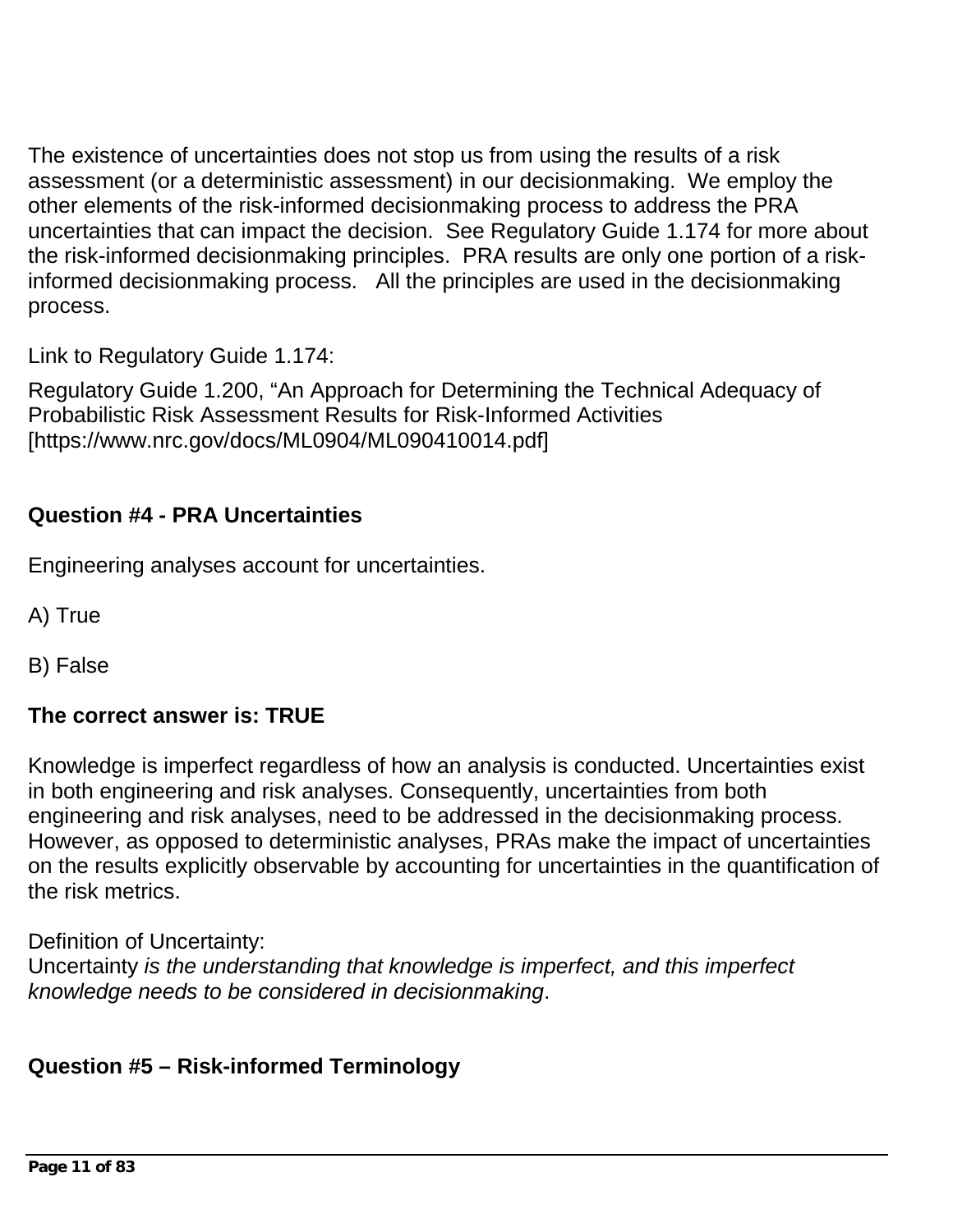The existence of uncertainties does not stop us from using the results of a risk assessment (or a deterministic assessment) in our decisionmaking. We employ the other elements of the risk-informed decisionmaking process to address the PRA uncertainties that can impact the decision. See Regulatory Guide 1.174 for more about the risk-informed decisionmaking principles. PRA results are only one portion of a risk-informed decisionmaking process. All the principles are used in the decisionmaking process.

Link to Regulatory Guide 1.174:

Regulatory Guide 1.200, "An Approach for Determining the Technical Adequacy of Probabilistic Risk Assessment Results for Risk-Informed Activities [https://www.nrc.gov/docs/ML0904/ML090410014.pdf]

**Question #4 - PRA Uncertainties**

Engineering analyses account for uncertainties.

A) True

B) False

**The correct answer is: TRUE**

Knowledge is imperfect regardless of how an analysis is conducted. Uncertainties exist in both engineering and risk analyses. Consequently, uncertainties from both engineering and risk analyses, need to be addressed in the decisionmaking process. However, as opposed to deterministic analyses, PRAs make the impact of uncertainties on the results explicitly observable by accounting for uncertainties in the quantification of the risk metrics.

Definition of Uncertainty:
Uncertainty *is the understanding that knowledge is imperfect, and this imperfect knowledge needs to be considered in decisionmaking*.

**Question #5 – Risk-informed Terminology**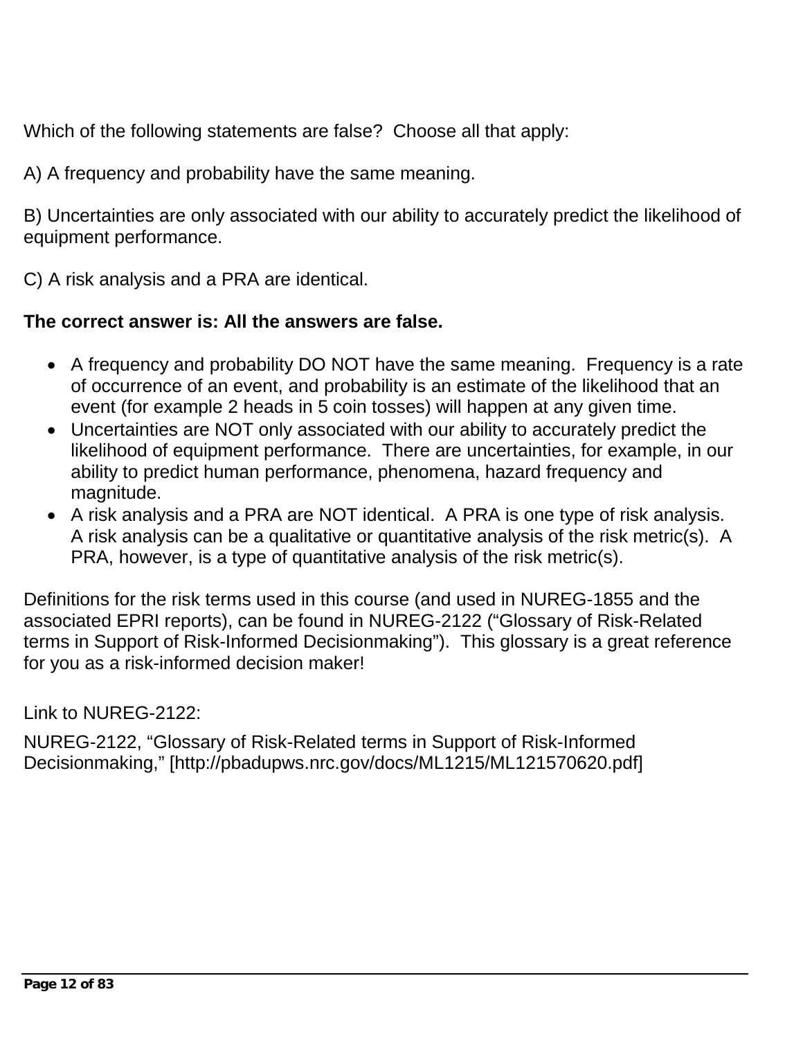Which of the following statements are false? Choose all that apply:

A) A frequency and probability have the same meaning.

B) Uncertainties are only associated with our ability to accurately predict the likelihood of equipment performance.

C) A risk analysis and a PRA are identical.

**The correct answer is: All the answers are false.**

- A frequency and probability DO NOT have the same meaning. Frequency is a rate of occurrence of an event, and probability is an estimate of the likelihood that an event (for example 2 heads in 5 coin tosses) will happen at any given time.
- Uncertainties are NOT only associated with our ability to accurately predict the likelihood of equipment performance. There are uncertainties, for example, in our ability to predict human performance, phenomena, hazard frequency and magnitude.
- A risk analysis and a PRA are NOT identical. A PRA is one type of risk analysis. A risk analysis can be a qualitative or quantitative analysis of the risk metric(s). A PRA, however, is a type of quantitative analysis of the risk metric(s).

Definitions for the risk terms used in this course (and used in NUREG-1855 and the associated EPRI reports), can be found in NUREG-2122 ("Glossary of Risk-Related terms in Support of Risk-Informed Decisionmaking"). This glossary is a great reference for you as a risk-informed decision maker!

Link to NUREG-2122:

NUREG-2122, "Glossary of Risk-Related terms in Support of Risk-Informed Decisionmaking," [http://pbadupws.nrc.gov/docs/ML1215/ML121570620.pdf]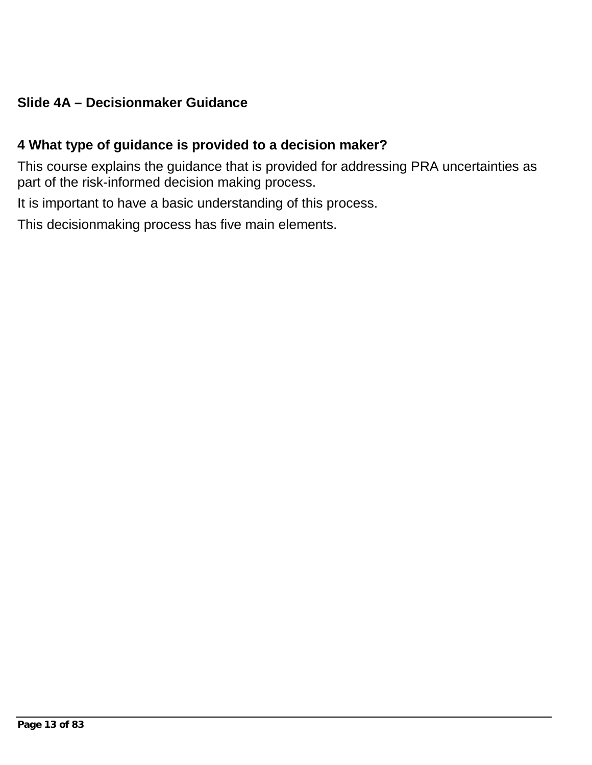## Slide 4A – Decisionmaker Guidance

### 4 What type of guidance is provided to a decision maker?

This course explains the guidance that is provided for addressing PRA uncertainties as part of the risk-informed decision making process.

It is important to have a basic understanding of this process.

This decisionmaking process has five main elements.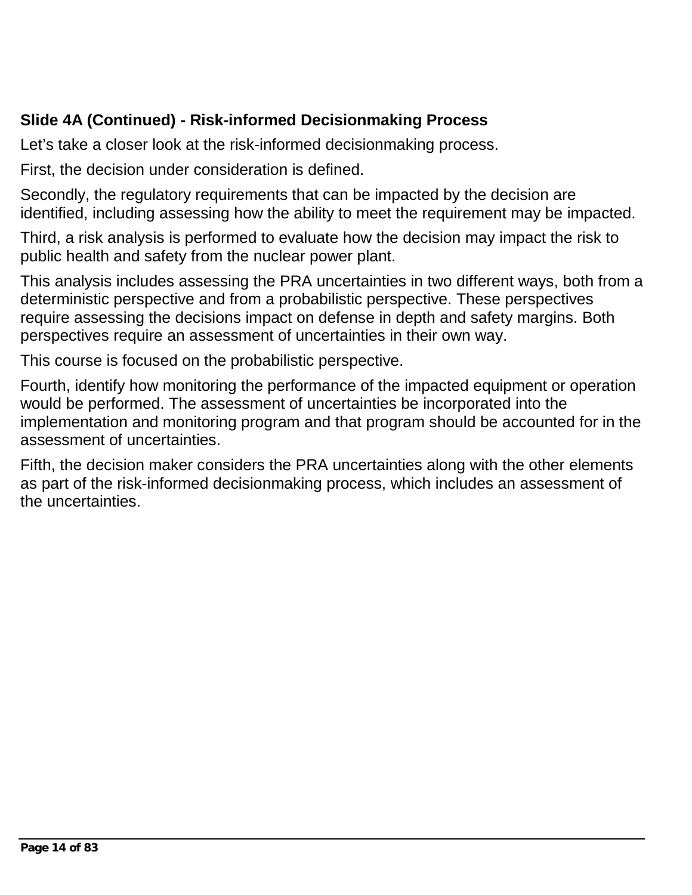**Slide 4A (Continued) - Risk-informed Decisionmaking Process**

Let's take a closer look at the risk-informed decisionmaking process.

First, the decision under consideration is defined.

Secondly, the regulatory requirements that can be impacted by the decision are identified, including assessing how the ability to meet the requirement may be impacted.

Third, a risk analysis is performed to evaluate how the decision may impact the risk to public health and safety from the nuclear power plant.

This analysis includes assessing the PRA uncertainties in two different ways, both from a deterministic perspective and from a probabilistic perspective. These perspectives require assessing the decisions impact on defense in depth and safety margins. Both perspectives require an assessment of uncertainties in their own way.

This course is focused on the probabilistic perspective.

Fourth, identify how monitoring the performance of the impacted equipment or operation would be performed. The assessment of uncertainties be incorporated into the implementation and monitoring program and that program should be accounted for in the assessment of uncertainties.

Fifth, the decision maker considers the PRA uncertainties along with the other elements as part of the risk-informed decisionmaking process, which includes an assessment of the uncertainties.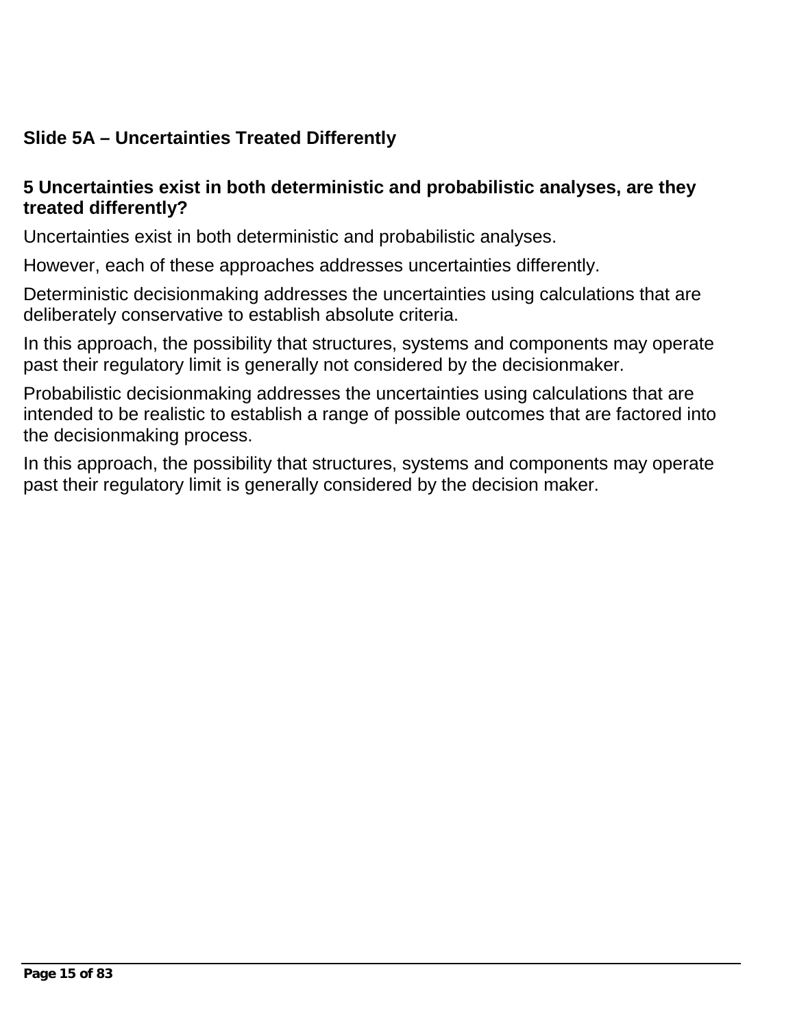## Slide 5A – Uncertainties Treated Differently

### 5 Uncertainties exist in both deterministic and probabilistic analyses, are they treated differently?

Uncertainties exist in both deterministic and probabilistic analyses.

However, each of these approaches addresses uncertainties differently.

Deterministic decisionmaking addresses the uncertainties using calculations that are deliberately conservative to establish absolute criteria.

In this approach, the possibility that structures, systems and components may operate past their regulatory limit is generally not considered by the decisionmaker.

Probabilistic decisionmaking addresses the uncertainties using calculations that are intended to be realistic to establish a range of possible outcomes that are factored into the decisionmaking process.

In this approach, the possibility that structures, systems and components may operate past their regulatory limit is generally considered by the decision maker.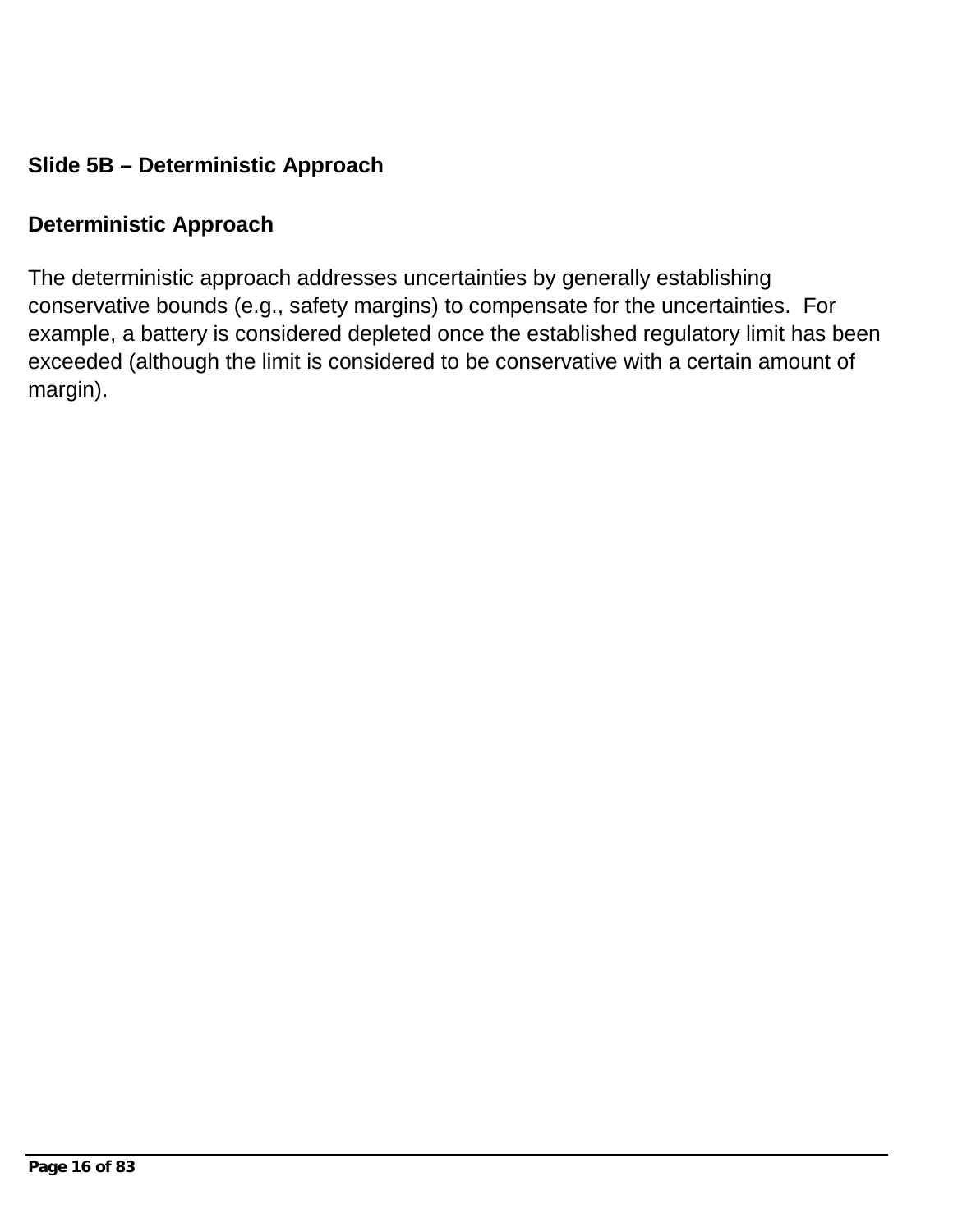## Slide 5B – Deterministic Approach

### Deterministic Approach

The deterministic approach addresses uncertainties by generally establishing conservative bounds (e.g., safety margins) to compensate for the uncertainties. For example, a battery is considered depleted once the established regulatory limit has been exceeded (although the limit is considered to be conservative with a certain amount of margin).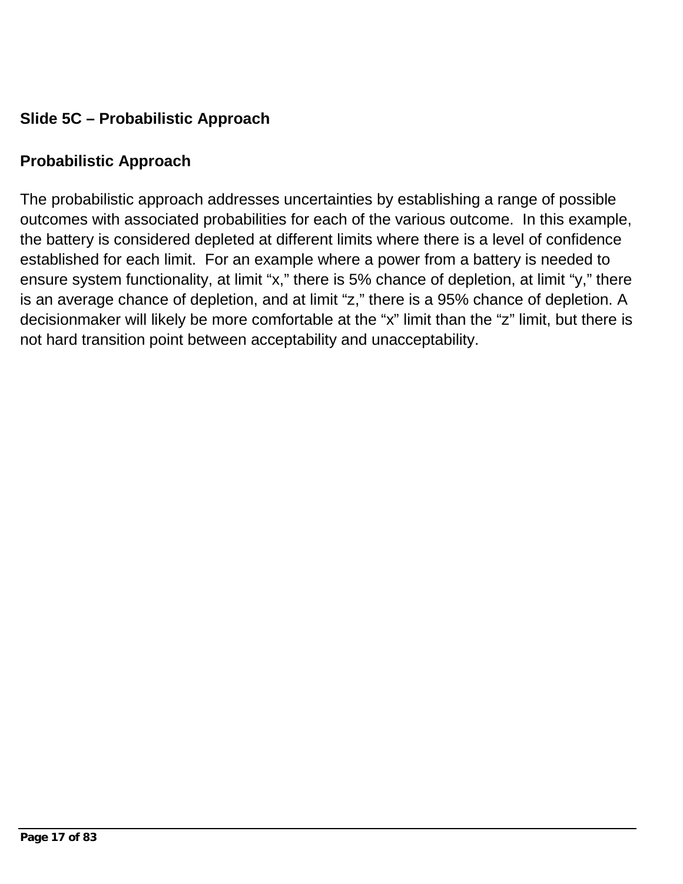## Slide 5C – Probabilistic Approach

### Probabilistic Approach

The probabilistic approach addresses uncertainties by establishing a range of possible outcomes with associated probabilities for each of the various outcome. In this example, the battery is considered depleted at different limits where there is a level of confidence established for each limit. For an example where a power from a battery is needed to ensure system functionality, at limit "x," there is 5% chance of depletion, at limit "y," there is an average chance of depletion, and at limit "z," there is a 95% chance of depletion. A decisionmaker will likely be more comfortable at the "x" limit than the "z" limit, but there is not hard transition point between acceptability and unacceptability.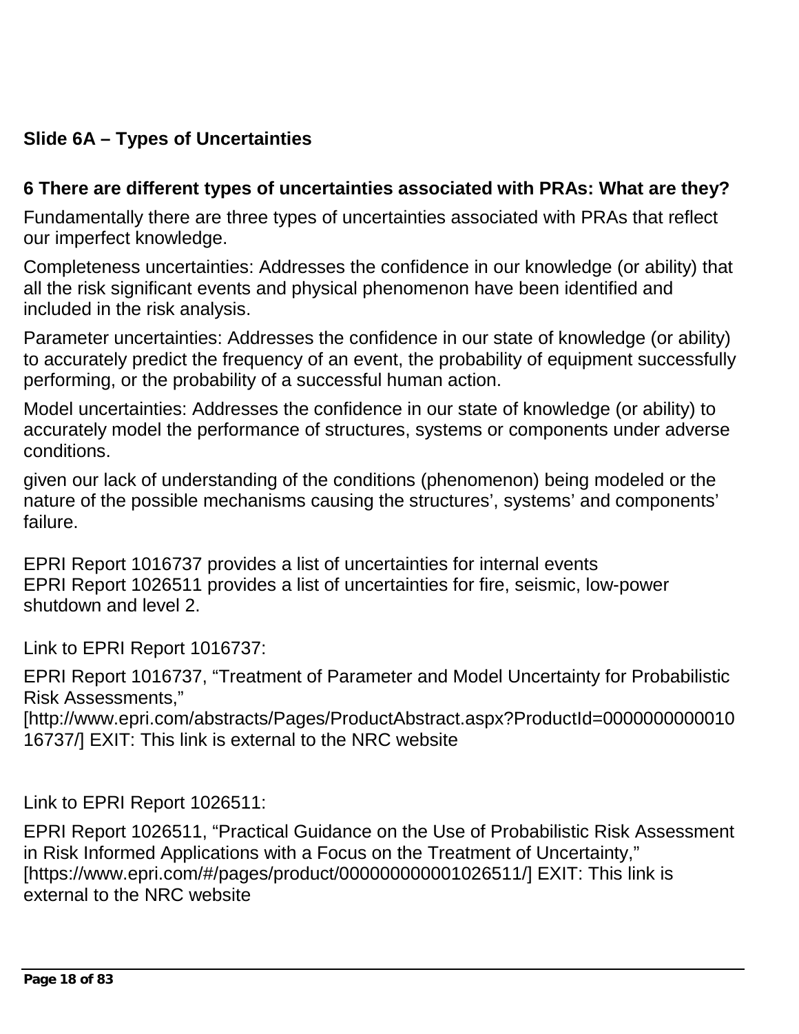## Slide 6A – Types of Uncertainties

### 6 There are different types of uncertainties associated with PRAs: What are they?

Fundamentally there are three types of uncertainties associated with PRAs that reflect our imperfect knowledge.

Completeness uncertainties: Addresses the confidence in our knowledge (or ability) that all the risk significant events and physical phenomenon have been identified and included in the risk analysis.

Parameter uncertainties: Addresses the confidence in our state of knowledge (or ability) to accurately predict the frequency of an event, the probability of equipment successfully performing, or the probability of a successful human action.

Model uncertainties: Addresses the confidence in our state of knowledge (or ability) to accurately model the performance of structures, systems or components under adverse conditions.

given our lack of understanding of the conditions (phenomenon) being modeled or the nature of the possible mechanisms causing the structures', systems' and components' failure.

EPRI Report 1016737 provides a list of uncertainties for internal events
EPRI Report 1026511 provides a list of uncertainties for fire, seismic, low-power shutdown and level 2.

Link to EPRI Report 1016737:

EPRI Report 1016737, "Treatment of Parameter and Model Uncertainty for Probabilistic Risk Assessments," [http://www.epri.com/abstracts/Pages/ProductAbstract.aspx?ProductId=000000000001016737/] EXIT: This link is external to the NRC website

Link to EPRI Report 1026511:

EPRI Report 1026511, "Practical Guidance on the Use of Probabilistic Risk Assessment in Risk Informed Applications with a Focus on the Treatment of Uncertainty," [https://www.epri.com/#/pages/product/000000000001026511/] EXIT: This link is external to the NRC website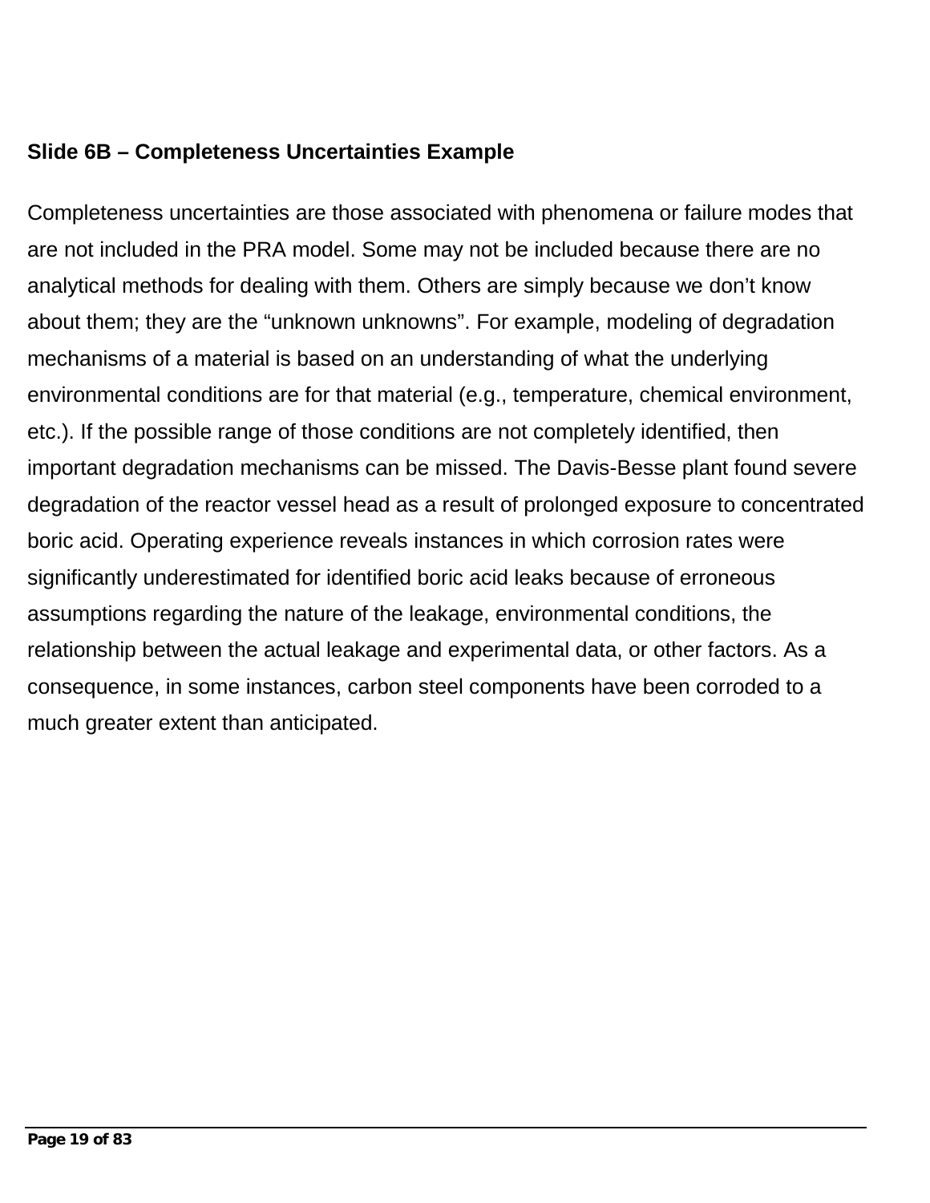**Slide 6B – Completeness Uncertainties Example**

Completeness uncertainties are those associated with phenomena or failure modes that are not included in the PRA model. Some may not be included because there are no analytical methods for dealing with them. Others are simply because we don't know about them; they are the "unknown unknowns". For example, modeling of degradation mechanisms of a material is based on an understanding of what the underlying environmental conditions are for that material (e.g., temperature, chemical environment, etc.). If the possible range of those conditions are not completely identified, then important degradation mechanisms can be missed. The Davis-Besse plant found severe degradation of the reactor vessel head as a result of prolonged exposure to concentrated boric acid. Operating experience reveals instances in which corrosion rates were significantly underestimated for identified boric acid leaks because of erroneous assumptions regarding the nature of the leakage, environmental conditions, the relationship between the actual leakage and experimental data, or other factors. As a consequence, in some instances, carbon steel components have been corroded to a much greater extent than anticipated.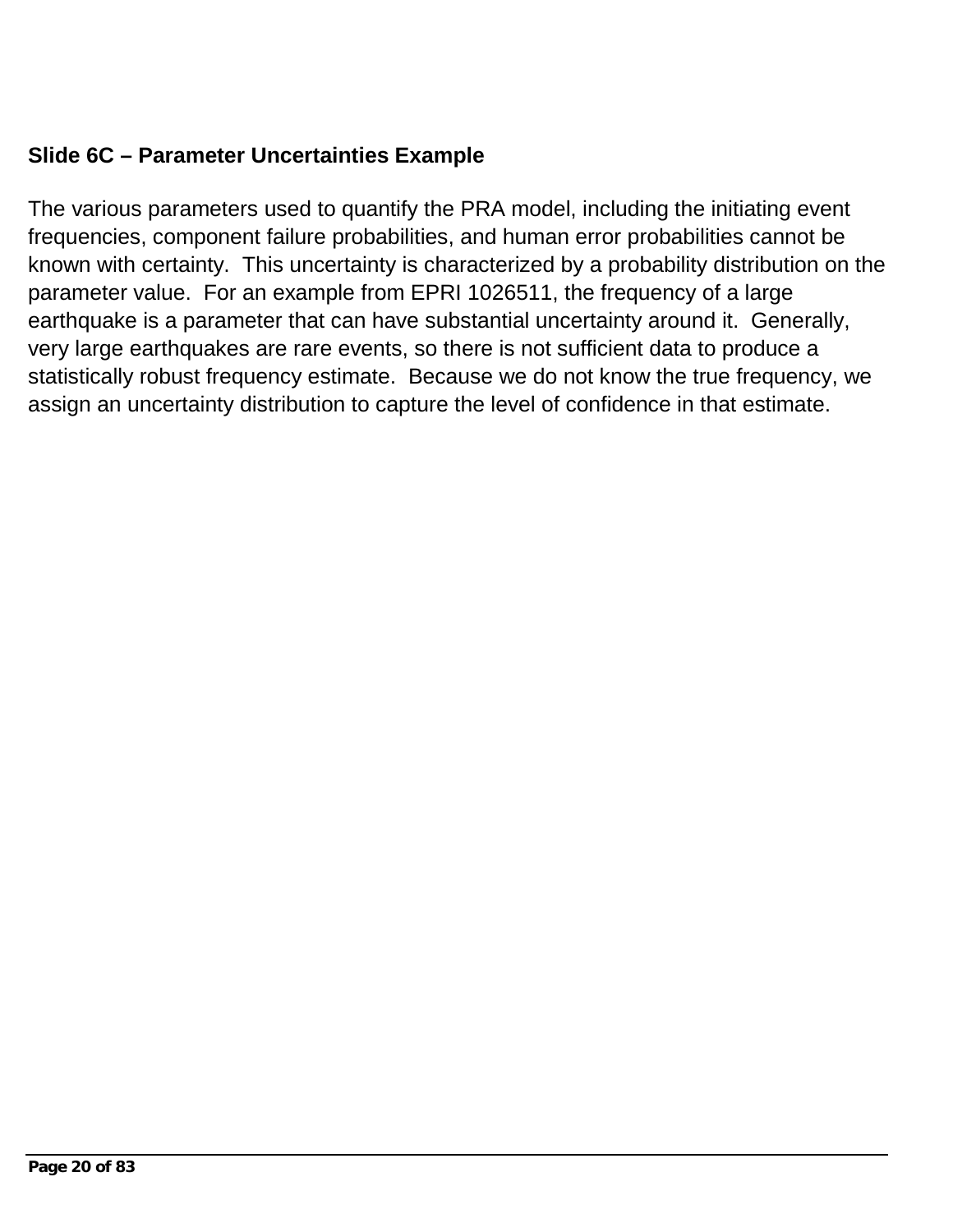### Slide 6C – Parameter Uncertainties Example

The various parameters used to quantify the PRA model, including the initiating event frequencies, component failure probabilities, and human error probabilities cannot be known with certainty. This uncertainty is characterized by a probability distribution on the parameter value. For an example from EPRI 1026511, the frequency of a large earthquake is a parameter that can have substantial uncertainty around it. Generally, very large earthquakes are rare events, so there is not sufficient data to produce a statistically robust frequency estimate. Because we do not know the true frequency, we assign an uncertainty distribution to capture the level of confidence in that estimate.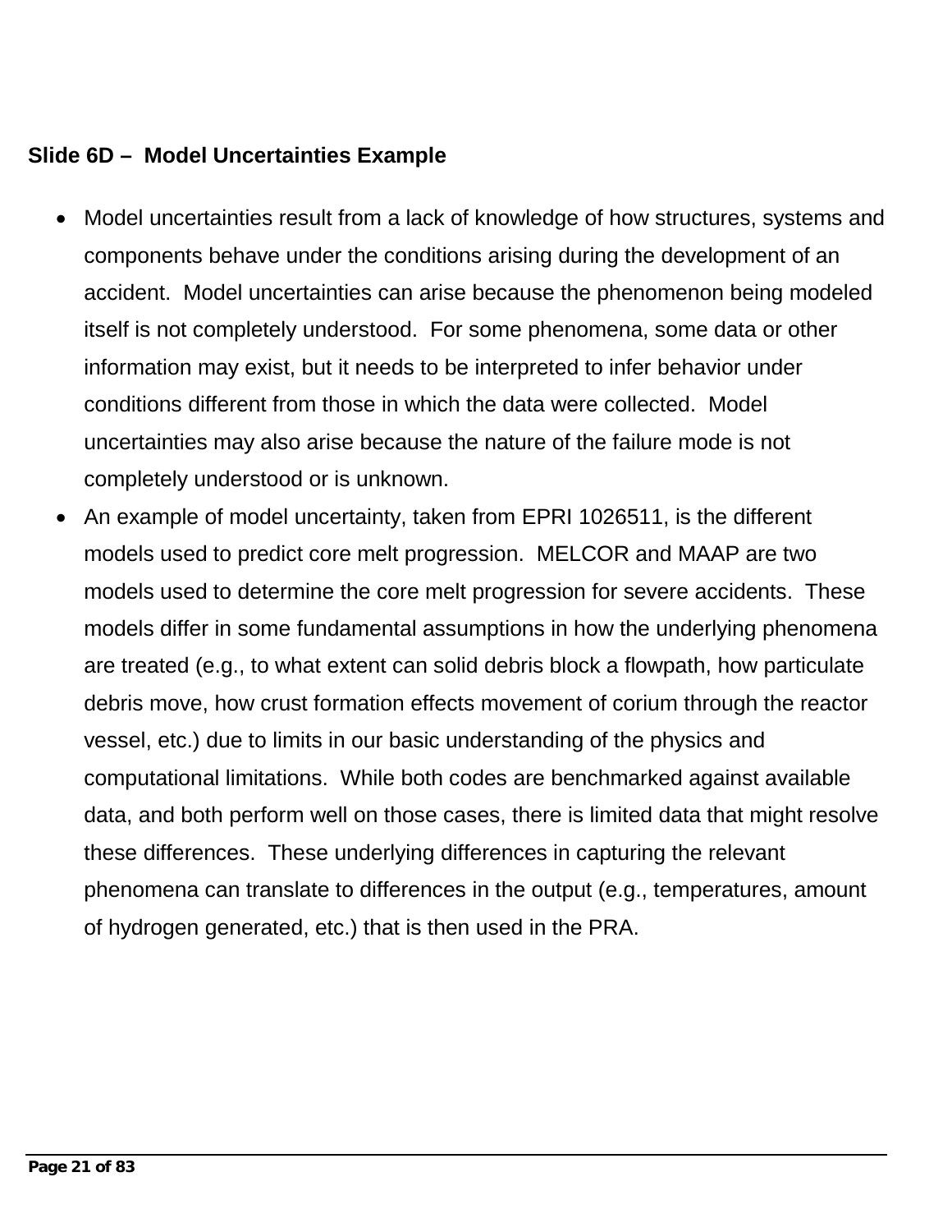**Slide 6D – Model Uncertainties Example**

- Model uncertainties result from a lack of knowledge of how structures, systems and components behave under the conditions arising during the development of an accident. Model uncertainties can arise because the phenomenon being modeled itself is not completely understood. For some phenomena, some data or other information may exist, but it needs to be interpreted to infer behavior under conditions different from those in which the data were collected. Model uncertainties may also arise because the nature of the failure mode is not completely understood or is unknown.
- An example of model uncertainty, taken from EPRI 1026511, is the different models used to predict core melt progression. MELCOR and MAAP are two models used to determine the core melt progression for severe accidents. These models differ in some fundamental assumptions in how the underlying phenomena are treated (e.g., to what extent can solid debris block a flowpath, how particulate debris move, how crust formation effects movement of corium through the reactor vessel, etc.) due to limits in our basic understanding of the physics and computational limitations. While both codes are benchmarked against available data, and both perform well on those cases, there is limited data that might resolve these differences. These underlying differences in capturing the relevant phenomena can translate to differences in the output (e.g., temperatures, amount of hydrogen generated, etc.) that is then used in the PRA.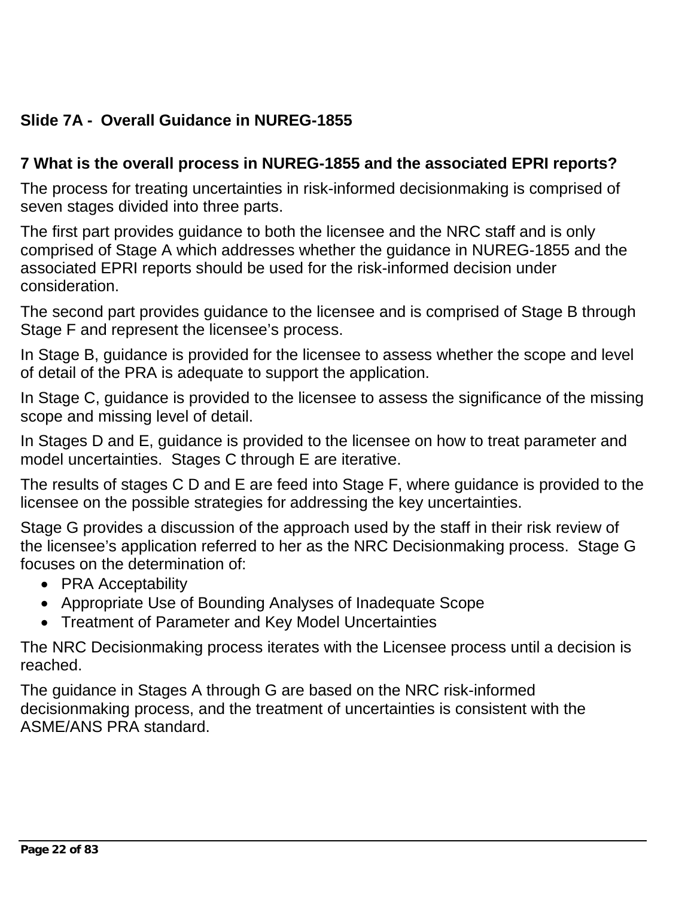### Slide 7A - Overall Guidance in NUREG-1855

### 7 What is the overall process in NUREG-1855 and the associated EPRI reports?

The process for treating uncertainties in risk-informed decisionmaking is comprised of seven stages divided into three parts.

The first part provides guidance to both the licensee and the NRC staff and is only comprised of Stage A which addresses whether the guidance in NUREG-1855 and the associated EPRI reports should be used for the risk-informed decision under consideration.

The second part provides guidance to the licensee and is comprised of Stage B through Stage F and represent the licensee's process.

In Stage B, guidance is provided for the licensee to assess whether the scope and level of detail of the PRA is adequate to support the application.

In Stage C, guidance is provided to the licensee to assess the significance of the missing scope and missing level of detail.

In Stages D and E, guidance is provided to the licensee on how to treat parameter and model uncertainties. Stages C through E are iterative.

The results of stages C D and E are feed into Stage F, where guidance is provided to the licensee on the possible strategies for addressing the key uncertainties.

Stage G provides a discussion of the approach used by the staff in their risk review of the licensee's application referred to her as the NRC Decisionmaking process. Stage G focuses on the determination of:

- PRA Acceptability
- Appropriate Use of Bounding Analyses of Inadequate Scope
- Treatment of Parameter and Key Model Uncertainties

The NRC Decisionmaking process iterates with the Licensee process until a decision is reached.

The guidance in Stages A through G are based on the NRC risk-informed decisionmaking process, and the treatment of uncertainties is consistent with the ASME/ANS PRA standard.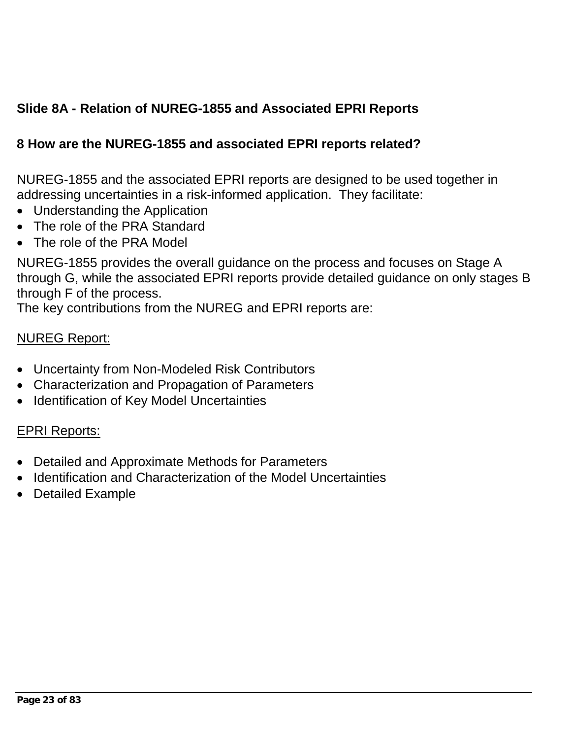## Slide 8A - Relation of NUREG-1855 and Associated EPRI Reports

### 8 How are the NUREG-1855 and associated EPRI reports related?

NUREG-1855 and the associated EPRI reports are designed to be used together in addressing uncertainties in a risk-informed application. They facilitate:

- Understanding the Application
- The role of the PRA Standard
- The role of the PRA Model

NUREG-1855 provides the overall guidance on the process and focuses on Stage A through G, while the associated EPRI reports provide detailed guidance on only stages B through F of the process.
The key contributions from the NUREG and EPRI reports are:

<u>NUREG Report:</u>

- Uncertainty from Non-Modeled Risk Contributors
- Characterization and Propagation of Parameters
- Identification of Key Model Uncertainties

<u>EPRI Reports:</u>

- Detailed and Approximate Methods for Parameters
- Identification and Characterization of the Model Uncertainties
- Detailed Example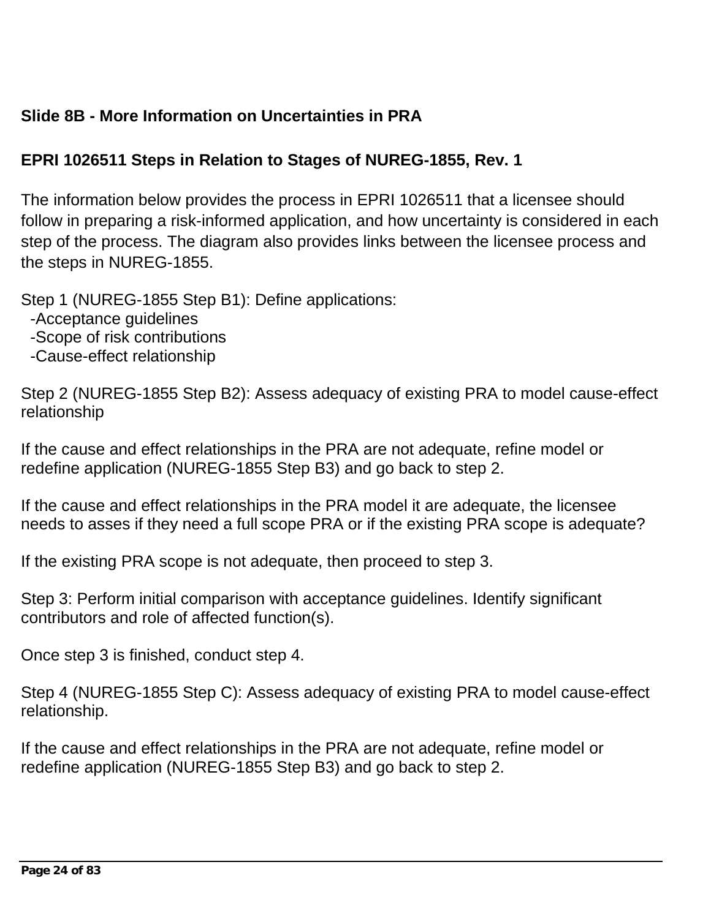## Slide 8B - More Information on Uncertainties in PRA

### EPRI 1026511 Steps in Relation to Stages of NUREG-1855, Rev. 1

The information below provides the process in EPRI 1026511 that a licensee should follow in preparing a risk-informed application, and how uncertainty is considered in each step of the process. The diagram also provides links between the licensee process and the steps in NUREG-1855.

Step 1 (NUREG-1855 Step B1): Define applications:
 -Acceptance guidelines
 -Scope of risk contributions
 -Cause-effect relationship

Step 2 (NUREG-1855 Step B2): Assess adequacy of existing PRA to model cause-effect relationship

If the cause and effect relationships in the PRA are not adequate, refine model or redefine application (NUREG-1855 Step B3) and go back to step 2.

If the cause and effect relationships in the PRA model it are adequate, the licensee needs to asses if they need a full scope PRA or if the existing PRA scope is adequate?

If the existing PRA scope is not adequate, then proceed to step 3.

Step 3: Perform initial comparison with acceptance guidelines. Identify significant contributors and role of affected function(s).

Once step 3 is finished, conduct step 4.

Step 4 (NUREG-1855 Step C): Assess adequacy of existing PRA to model cause-effect relationship.

If the cause and effect relationships in the PRA are not adequate, refine model or redefine application (NUREG-1855 Step B3) and go back to step 2.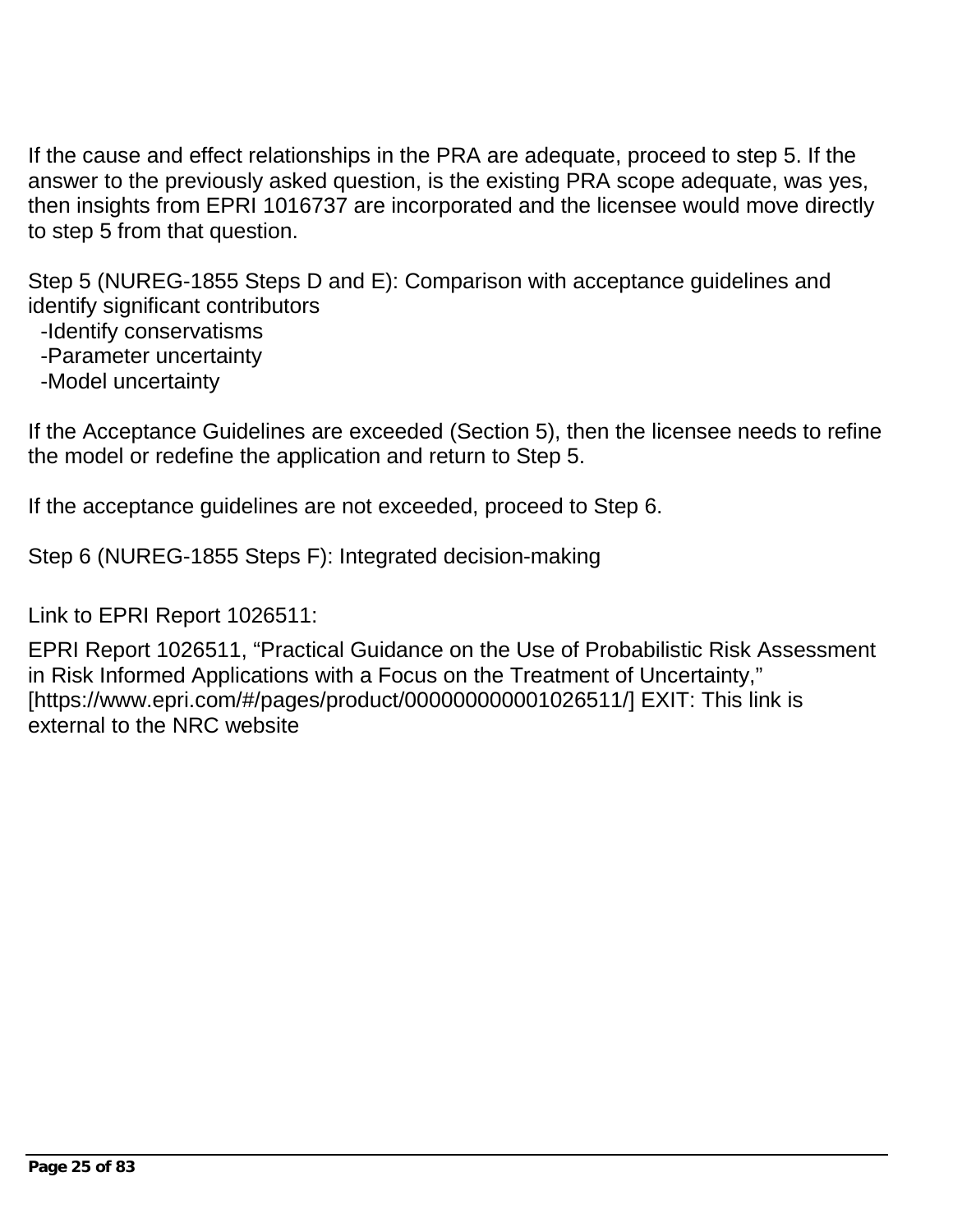If the cause and effect relationships in the PRA are adequate, proceed to step 5. If the answer to the previously asked question, is the existing PRA scope adequate, was yes, then insights from EPRI 1016737 are incorporated and the licensee would move directly to step 5 from that question.

Step 5 (NUREG-1855 Steps D and E): Comparison with acceptance guidelines and identify significant contributors

- -Identify conservatisms
- -Parameter uncertainty
- -Model uncertainty

If the Acceptance Guidelines are exceeded (Section 5), then the licensee needs to refine the model or redefine the application and return to Step 5.

If the acceptance guidelines are not exceeded, proceed to Step 6.

Step 6 (NUREG-1855 Steps F): Integrated decision-making

Link to EPRI Report 1026511:

EPRI Report 1026511, “Practical Guidance on the Use of Probabilistic Risk Assessment in Risk Informed Applications with a Focus on the Treatment of Uncertainty,” [https://www.epri.com/#/pages/product/000000000001026511/] EXIT: This link is external to the NRC website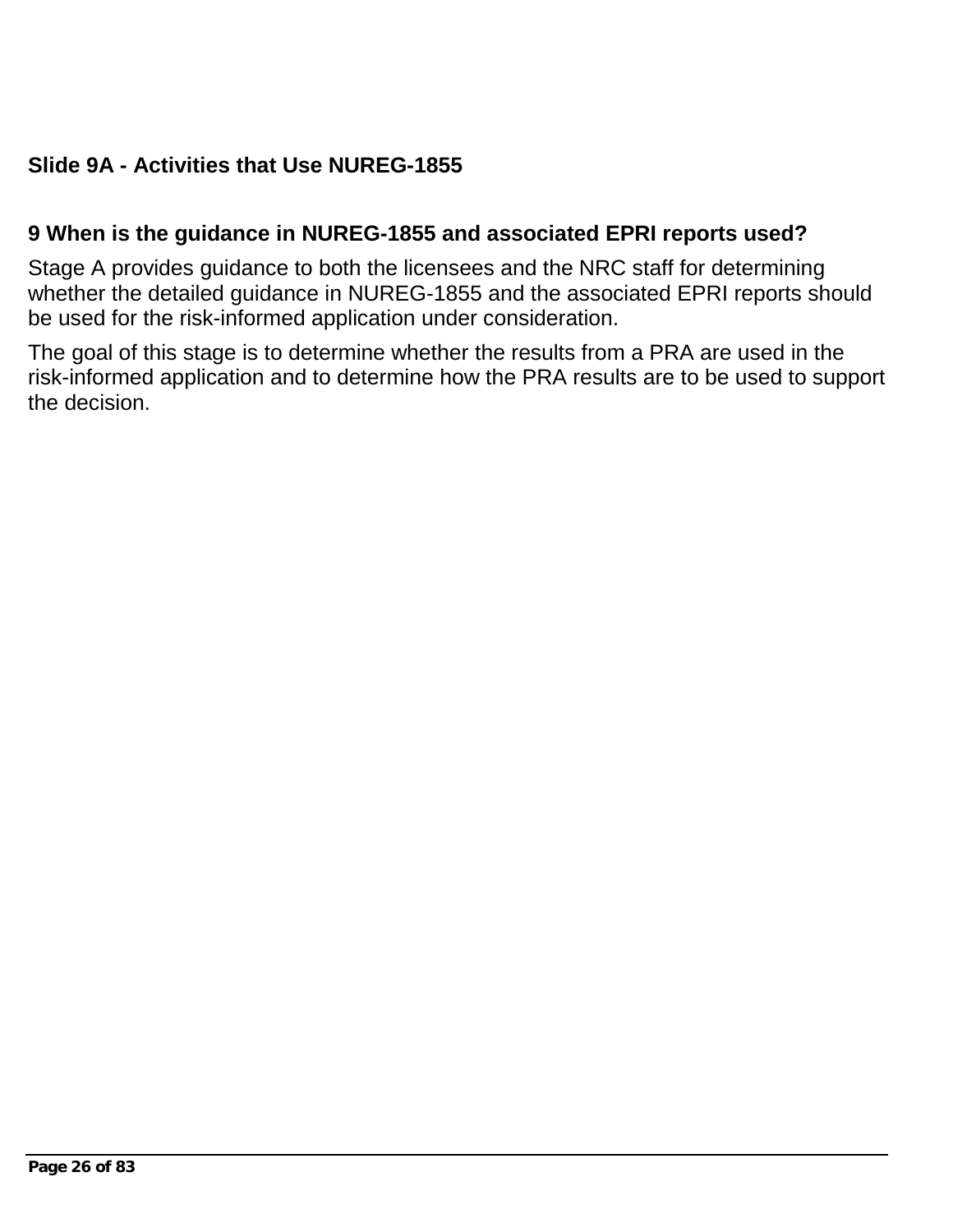## Slide 9A - Activities that Use NUREG-1855

### 9 When is the guidance in NUREG-1855 and associated EPRI reports used?

Stage A provides guidance to both the licensees and the NRC staff for determining whether the detailed guidance in NUREG-1855 and the associated EPRI reports should be used for the risk-informed application under consideration.

The goal of this stage is to determine whether the results from a PRA are used in the risk-informed application and to determine how the PRA results are to be used to support the decision.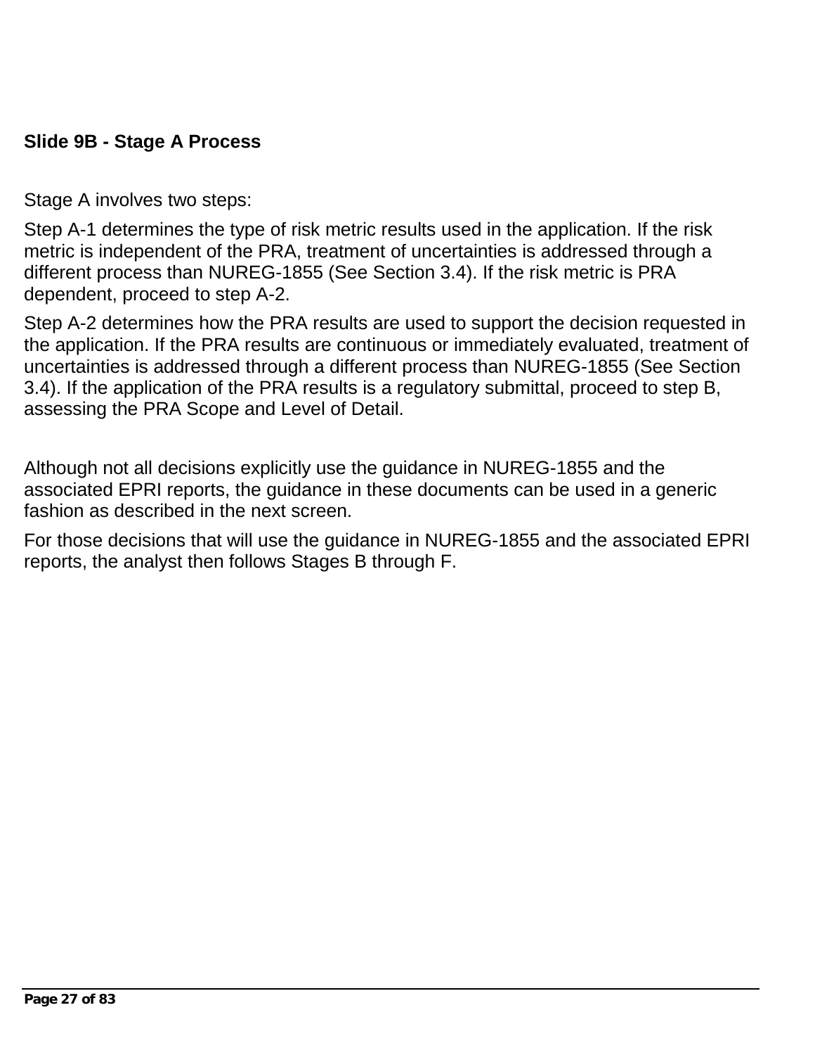## Slide 9B - Stage A Process

Stage A involves two steps:

Step A-1 determines the type of risk metric results used in the application. If the risk metric is independent of the PRA, treatment of uncertainties is addressed through a different process than NUREG-1855 (See Section 3.4). If the risk metric is PRA dependent, proceed to step A-2.

Step A-2 determines how the PRA results are used to support the decision requested in the application. If the PRA results are continuous or immediately evaluated, treatment of uncertainties is addressed through a different process than NUREG-1855 (See Section 3.4). If the application of the PRA results is a regulatory submittal, proceed to step B, assessing the PRA Scope and Level of Detail.

Although not all decisions explicitly use the guidance in NUREG-1855 and the associated EPRI reports, the guidance in these documents can be used in a generic fashion as described in the next screen.

For those decisions that will use the guidance in NUREG-1855 and the associated EPRI reports, the analyst then follows Stages B through F.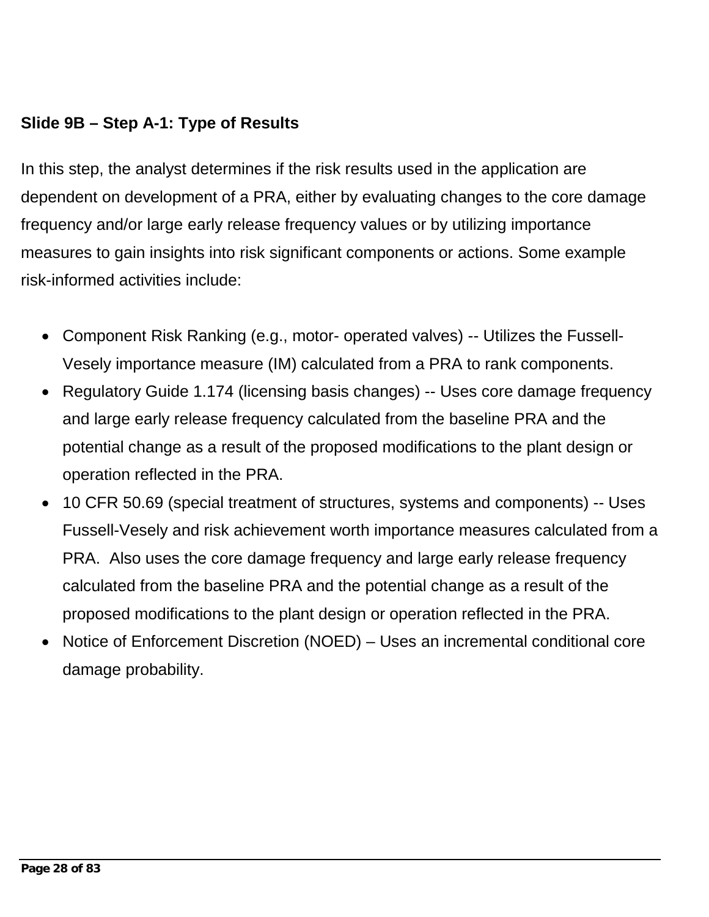**Slide 9B – Step A-1: Type of Results**

In this step, the analyst determines if the risk results used in the application are dependent on development of a PRA, either by evaluating changes to the core damage frequency and/or large early release frequency values or by utilizing importance measures to gain insights into risk significant components or actions. Some example risk-informed activities include:

- Component Risk Ranking (e.g., motor- operated valves) -- Utilizes the Fussell-Vesely importance measure (IM) calculated from a PRA to rank components.
- Regulatory Guide 1.174 (licensing basis changes) -- Uses core damage frequency and large early release frequency calculated from the baseline PRA and the potential change as a result of the proposed modifications to the plant design or operation reflected in the PRA.
- 10 CFR 50.69 (special treatment of structures, systems and components) -- Uses Fussell-Vesely and risk achievement worth importance measures calculated from a PRA. Also uses the core damage frequency and large early release frequency calculated from the baseline PRA and the potential change as a result of the proposed modifications to the plant design or operation reflected in the PRA.
- Notice of Enforcement Discretion (NOED) – Uses an incremental conditional core damage probability.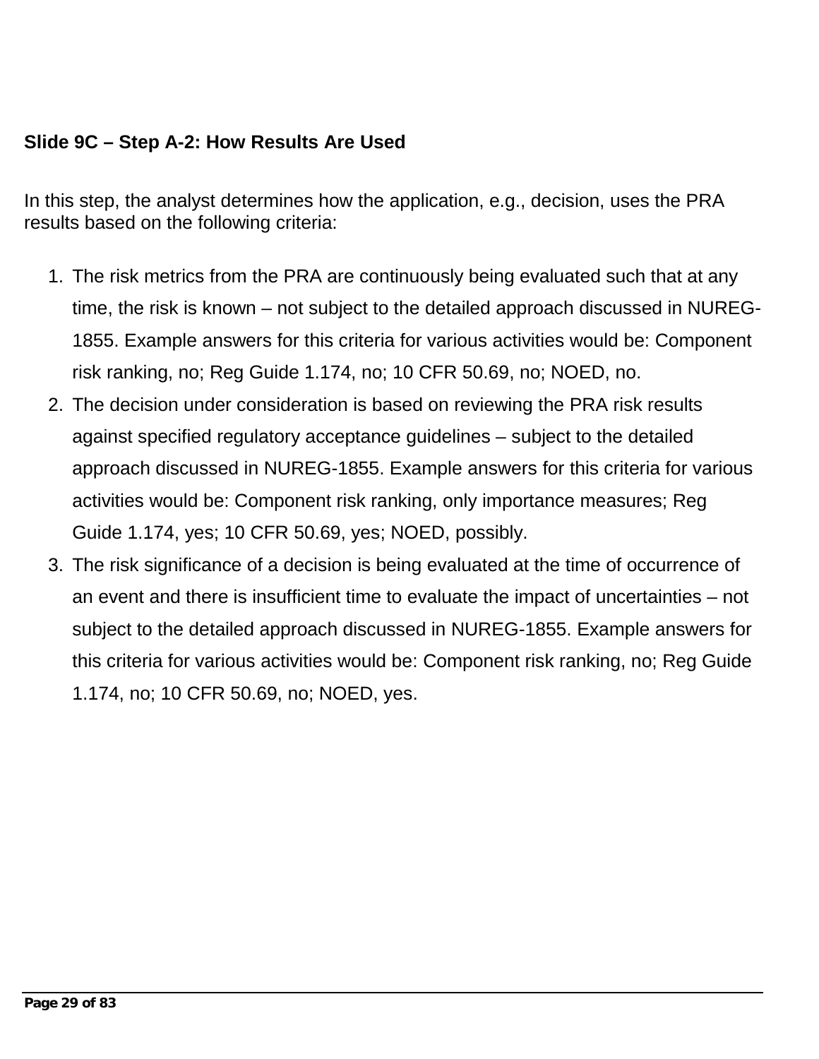**Slide 9C – Step A-2: How Results Are Used**

In this step, the analyst determines how the application, e.g., decision, uses the PRA results based on the following criteria:

1. The risk metrics from the PRA are continuously being evaluated such that at any time, the risk is known – not subject to the detailed approach discussed in NUREG-1855. Example answers for this criteria for various activities would be: Component risk ranking, no; Reg Guide 1.174, no; 10 CFR 50.69, no; NOED, no.
2. The decision under consideration is based on reviewing the PRA risk results against specified regulatory acceptance guidelines – subject to the detailed approach discussed in NUREG-1855. Example answers for this criteria for various activities would be: Component risk ranking, only importance measures; Reg Guide 1.174, yes; 10 CFR 50.69, yes; NOED, possibly.
3. The risk significance of a decision is being evaluated at the time of occurrence of an event and there is insufficient time to evaluate the impact of uncertainties – not subject to the detailed approach discussed in NUREG-1855. Example answers for this criteria for various activities would be: Component risk ranking, no; Reg Guide 1.174, no; 10 CFR 50.69, no; NOED, yes.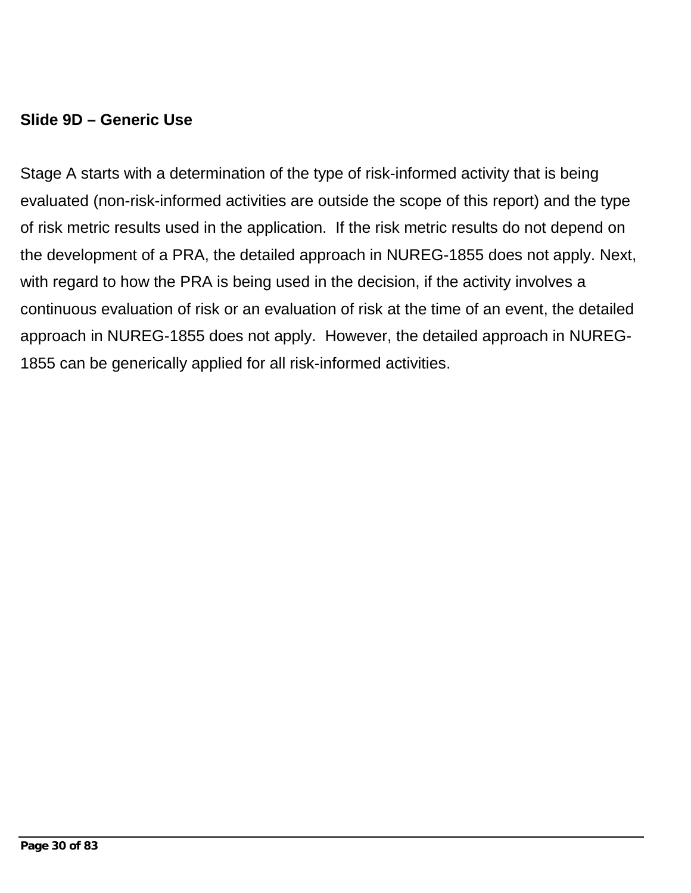**Slide 9D – Generic Use**

Stage A starts with a determination of the type of risk-informed activity that is being evaluated (non-risk-informed activities are outside the scope of this report) and the type of risk metric results used in the application. If the risk metric results do not depend on the development of a PRA, the detailed approach in NUREG-1855 does not apply. Next, with regard to how the PRA is being used in the decision, if the activity involves a continuous evaluation of risk or an evaluation of risk at the time of an event, the detailed approach in NUREG-1855 does not apply. However, the detailed approach in NUREG-1855 can be generically applied for all risk-informed activities.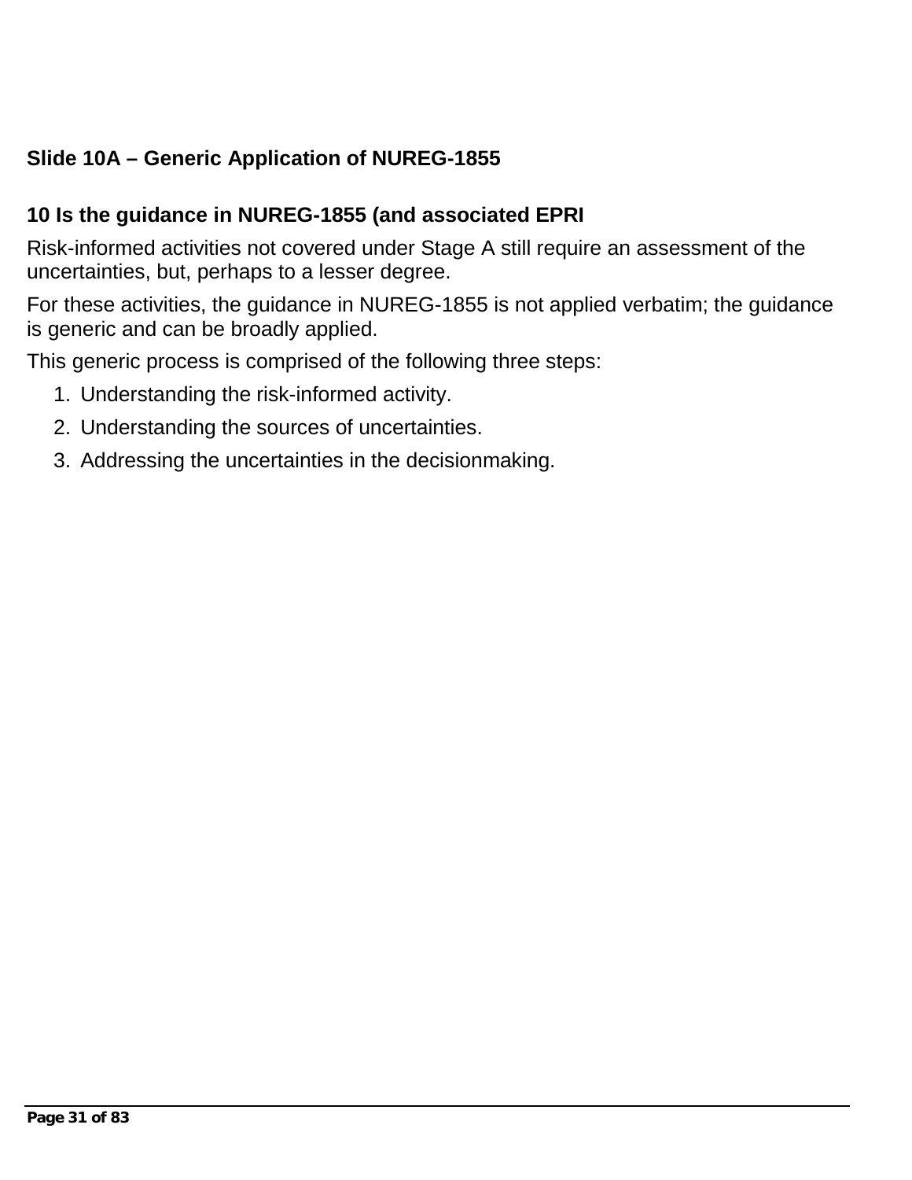### Slide 10A – Generic Application of NUREG-1855

**10 Is the guidance in NUREG-1855 (and associated EPRI**

Risk-informed activities not covered under Stage A still require an assessment of the uncertainties, but, perhaps to a lesser degree.

For these activities, the guidance in NUREG-1855 is not applied verbatim; the guidance is generic and can be broadly applied.

This generic process is comprised of the following three steps:

1. Understanding the risk-informed activity.
2. Understanding the sources of uncertainties.
3. Addressing the uncertainties in the decisionmaking.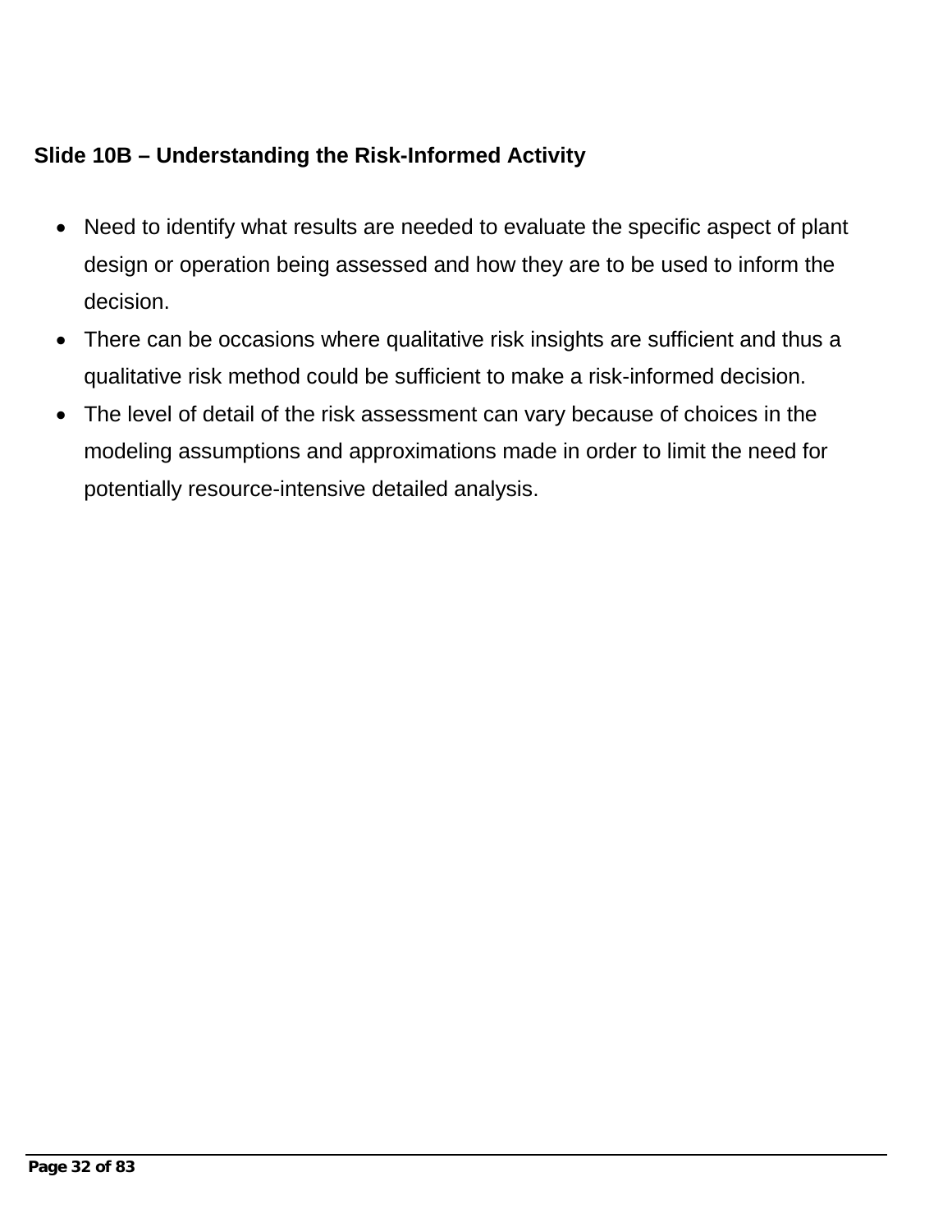**Slide 10B – Understanding the Risk-Informed Activity**

- Need to identify what results are needed to evaluate the specific aspect of plant design or operation being assessed and how they are to be used to inform the decision.
- There can be occasions where qualitative risk insights are sufficient and thus a qualitative risk method could be sufficient to make a risk-informed decision.
- The level of detail of the risk assessment can vary because of choices in the modeling assumptions and approximations made in order to limit the need for potentially resource-intensive detailed analysis.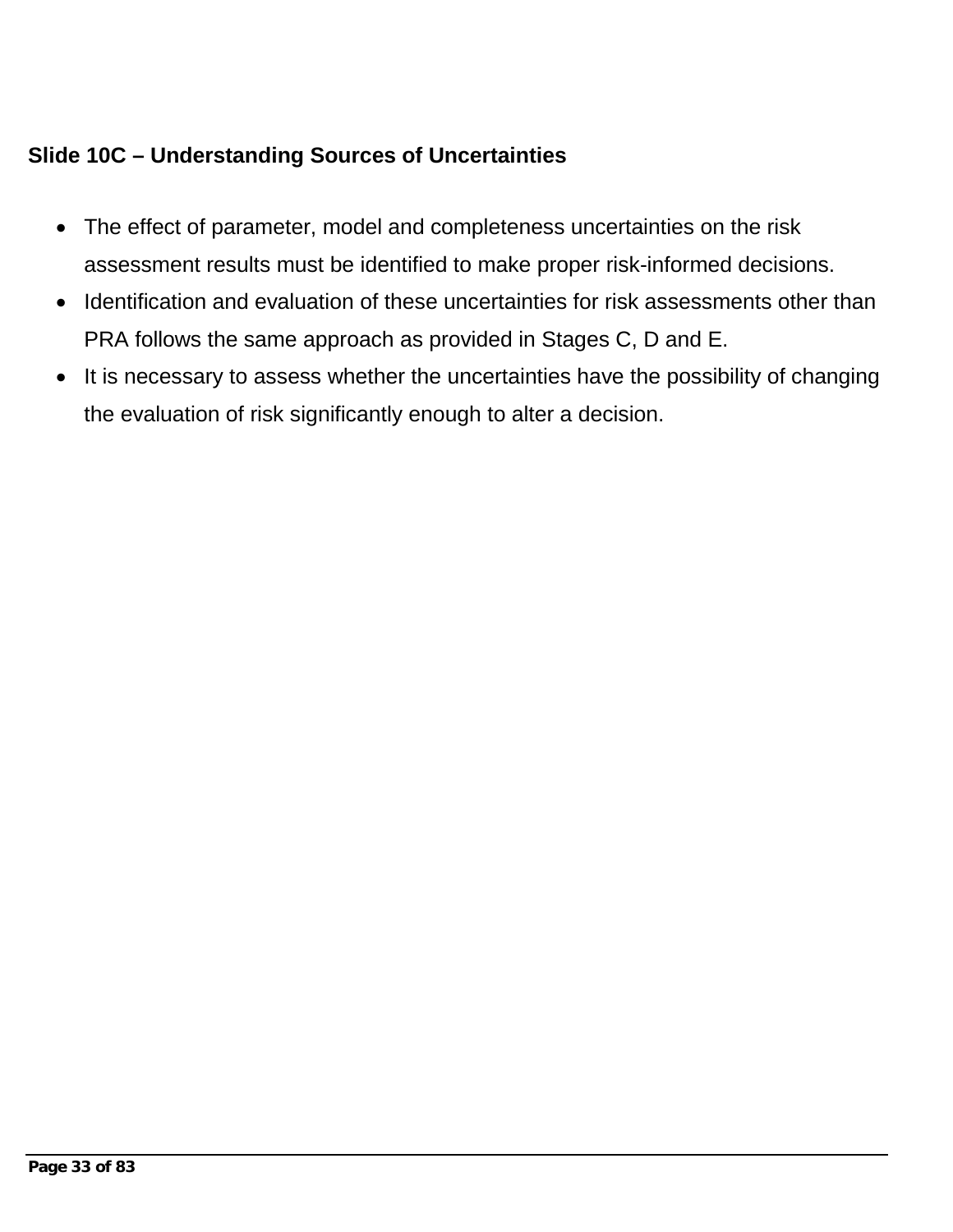## Slide 10C – Understanding Sources of Uncertainties

- The effect of parameter, model and completeness uncertainties on the risk assessment results must be identified to make proper risk-informed decisions.
- Identification and evaluation of these uncertainties for risk assessments other than PRA follows the same approach as provided in Stages C, D and E.
- It is necessary to assess whether the uncertainties have the possibility of changing the evaluation of risk significantly enough to alter a decision.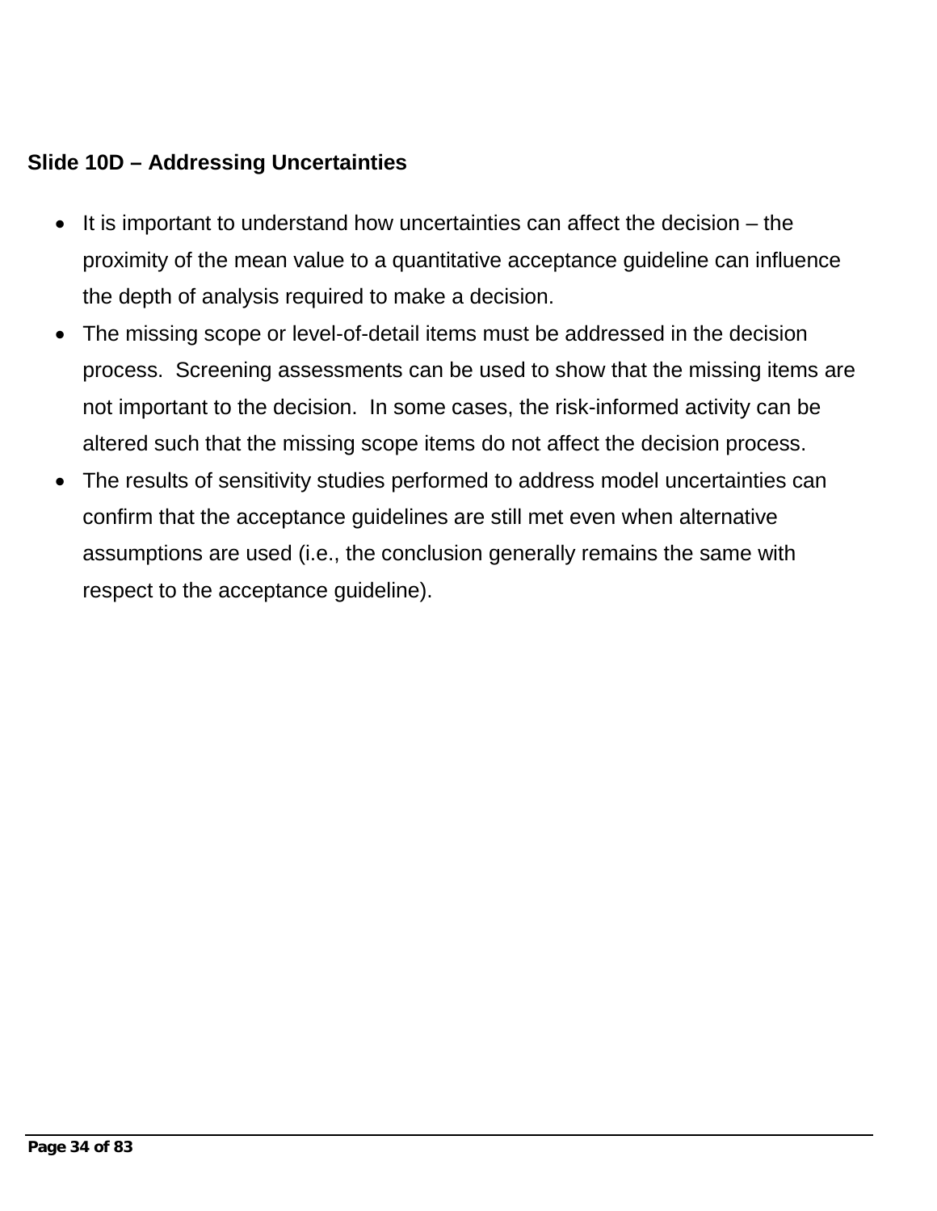**Slide 10D – Addressing Uncertainties**

- It is important to understand how uncertainties can affect the decision – the proximity of the mean value to a quantitative acceptance guideline can influence the depth of analysis required to make a decision.
- The missing scope or level-of-detail items must be addressed in the decision process. Screening assessments can be used to show that the missing items are not important to the decision. In some cases, the risk-informed activity can be altered such that the missing scope items do not affect the decision process.
- The results of sensitivity studies performed to address model uncertainties can confirm that the acceptance guidelines are still met even when alternative assumptions are used (i.e., the conclusion generally remains the same with respect to the acceptance guideline).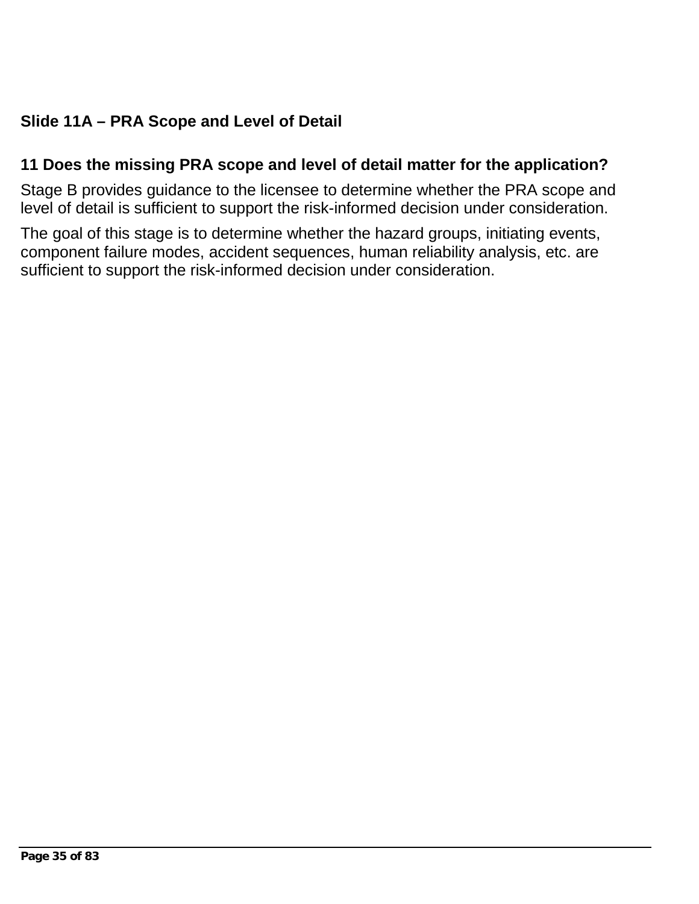## Slide 11A – PRA Scope and Level of Detail

### 11 Does the missing PRA scope and level of detail matter for the application?

Stage B provides guidance to the licensee to determine whether the PRA scope and level of detail is sufficient to support the risk-informed decision under consideration.

The goal of this stage is to determine whether the hazard groups, initiating events, component failure modes, accident sequences, human reliability analysis, etc. are sufficient to support the risk-informed decision under consideration.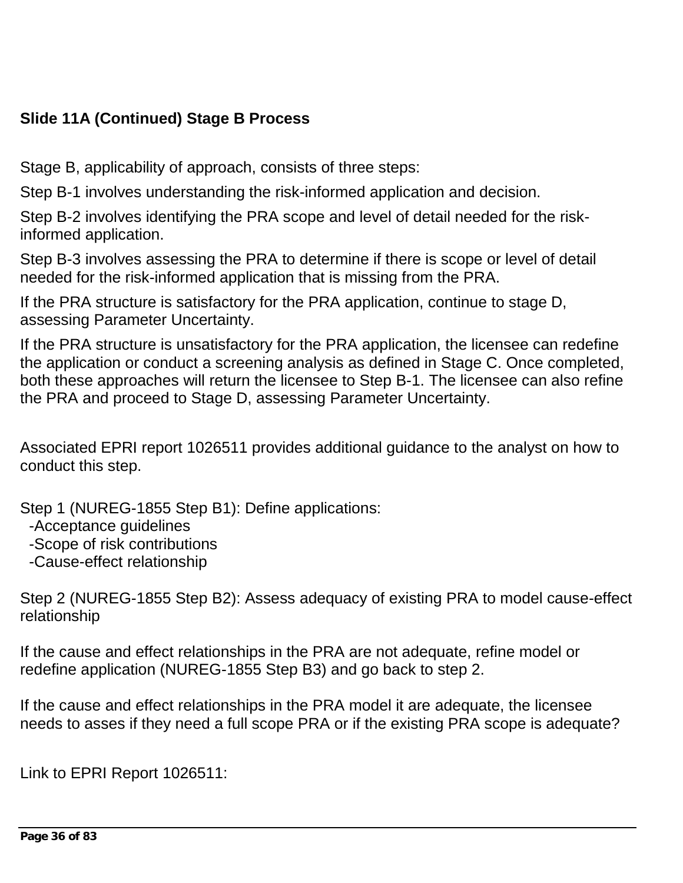**Slide 11A (Continued) Stage B Process**

Stage B, applicability of approach, consists of three steps:

Step B-1 involves understanding the risk-informed application and decision.

Step B-2 involves identifying the PRA scope and level of detail needed for the risk-informed application.

Step B-3 involves assessing the PRA to determine if there is scope or level of detail needed for the risk-informed application that is missing from the PRA.

If the PRA structure is satisfactory for the PRA application, continue to stage D, assessing Parameter Uncertainty.

If the PRA structure is unsatisfactory for the PRA application, the licensee can redefine the application or conduct a screening analysis as defined in Stage C. Once completed, both these approaches will return the licensee to Step B-1. The licensee can also refine the PRA and proceed to Stage D, assessing Parameter Uncertainty.

Associated EPRI report 1026511 provides additional guidance to the analyst on how to conduct this step.

Step 1 (NUREG-1855 Step B1): Define applications:
- -Acceptance guidelines
- -Scope of risk contributions
- -Cause-effect relationship

Step 2 (NUREG-1855 Step B2): Assess adequacy of existing PRA to model cause-effect relationship

If the cause and effect relationships in the PRA are not adequate, refine model or redefine application (NUREG-1855 Step B3) and go back to step 2.

If the cause and effect relationships in the PRA model it are adequate, the licensee needs to asses if they need a full scope PRA or if the existing PRA scope is adequate?

Link to EPRI Report 1026511: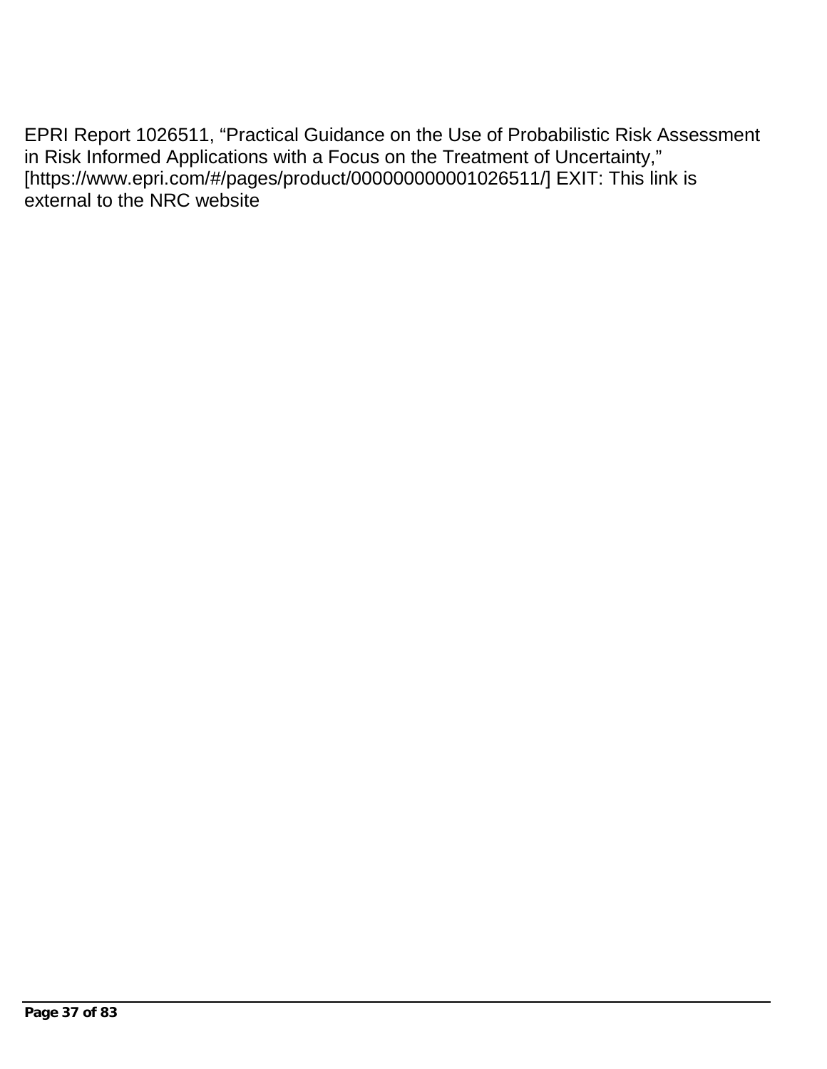EPRI Report 1026511, “Practical Guidance on the Use of Probabilistic Risk Assessment in Risk Informed Applications with a Focus on the Treatment of Uncertainty,” [https://www.epri.com/#/pages/product/000000000001026511/] EXIT: This link is external to the NRC website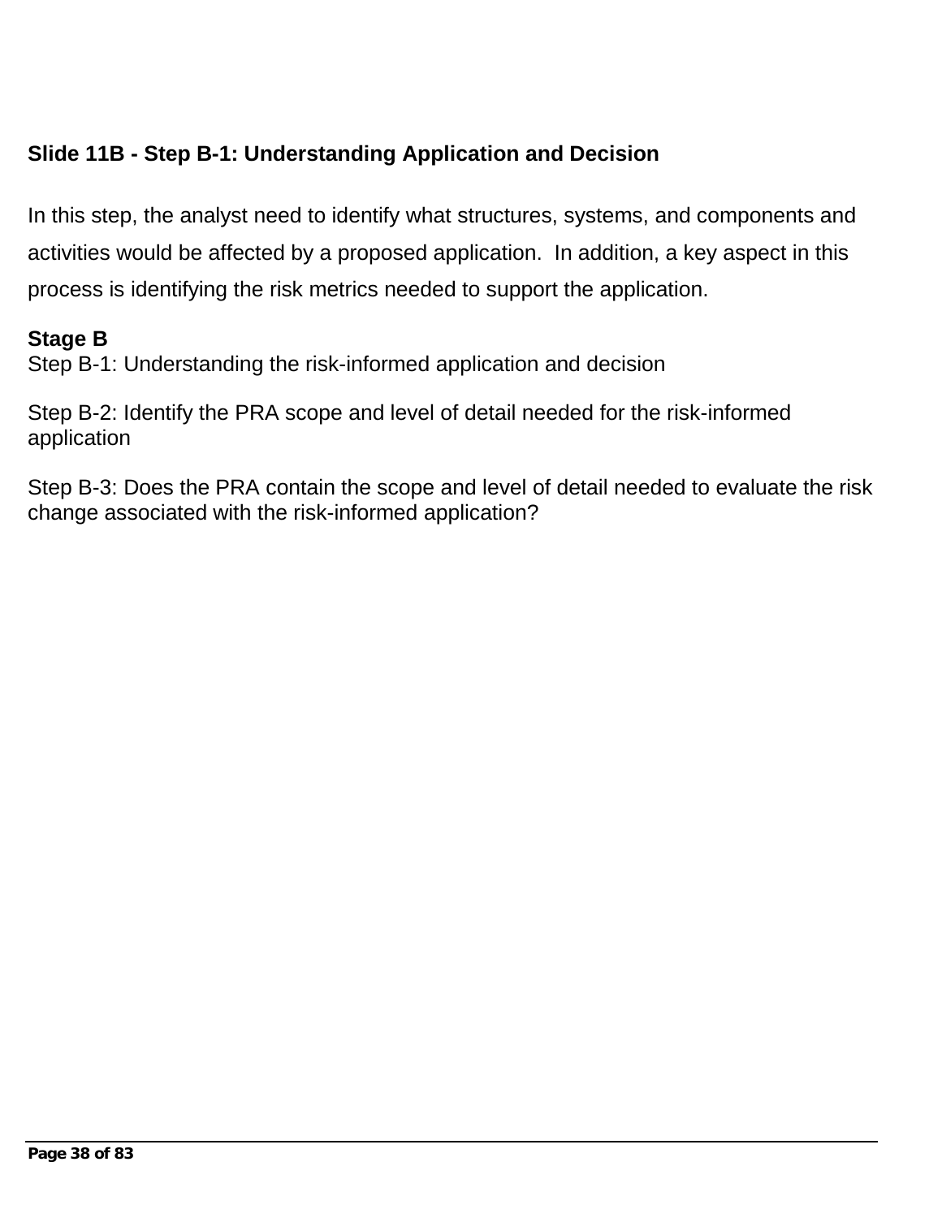### Slide 11B - Step B-1: Understanding Application and Decision

In this step, the analyst need to identify what structures, systems, and components and activities would be affected by a proposed application. In addition, a key aspect in this process is identifying the risk metrics needed to support the application.

**Stage B**

Step B-1: Understanding the risk-informed application and decision

Step B-2: Identify the PRA scope and level of detail needed for the risk-informed application

Step B-3: Does the PRA contain the scope and level of detail needed to evaluate the risk change associated with the risk-informed application?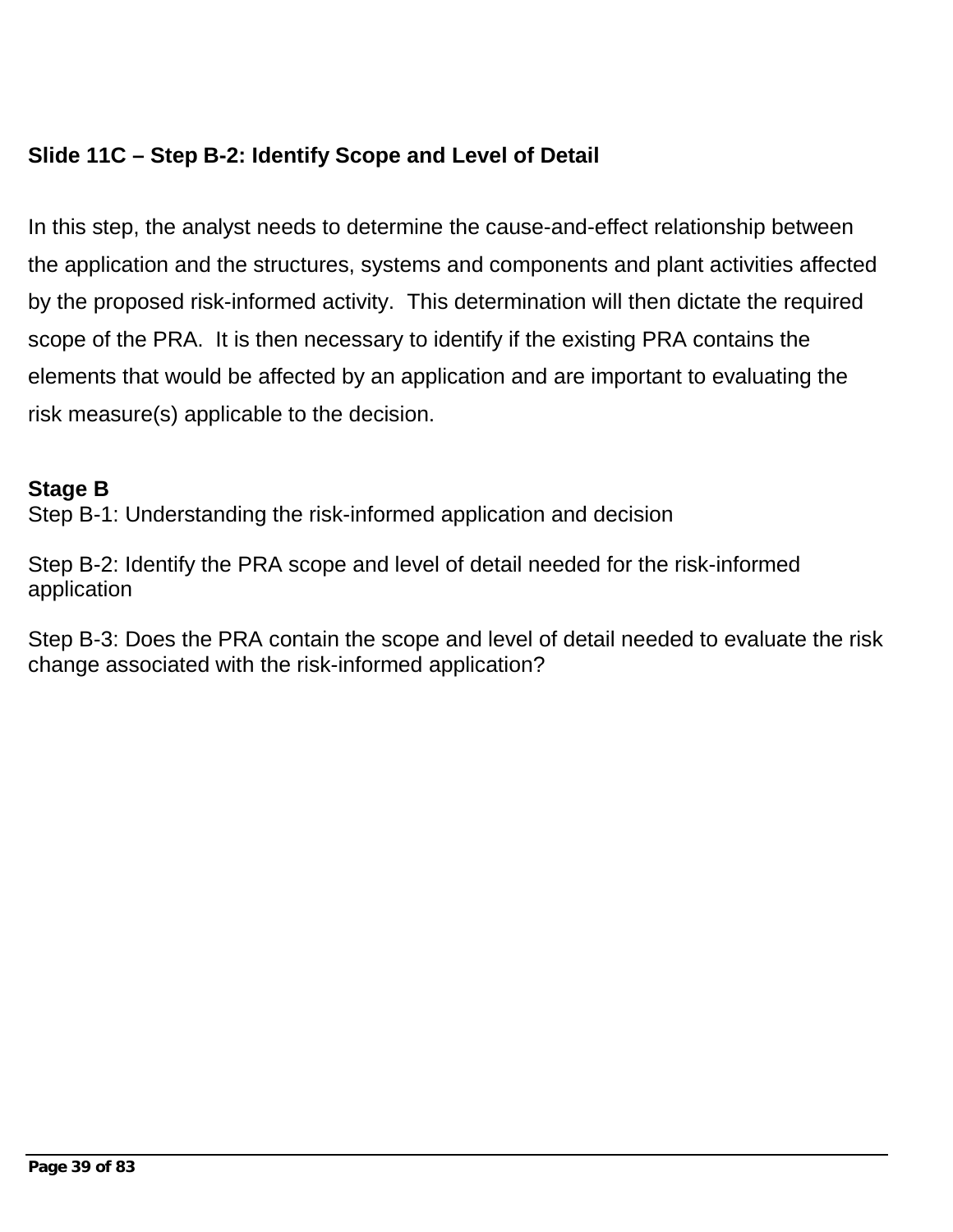## Slide 11C – Step B-2: Identify Scope and Level of Detail

In this step, the analyst needs to determine the cause-and-effect relationship between the application and the structures, systems and components and plant activities affected by the proposed risk-informed activity. This determination will then dictate the required scope of the PRA. It is then necessary to identify if the existing PRA contains the elements that would be affected by an application and are important to evaluating the risk measure(s) applicable to the decision.

**Stage B**
Step B-1: Understanding the risk-informed application and decision

Step B-2: Identify the PRA scope and level of detail needed for the risk-informed application

Step B-3: Does the PRA contain the scope and level of detail needed to evaluate the risk change associated with the risk-informed application?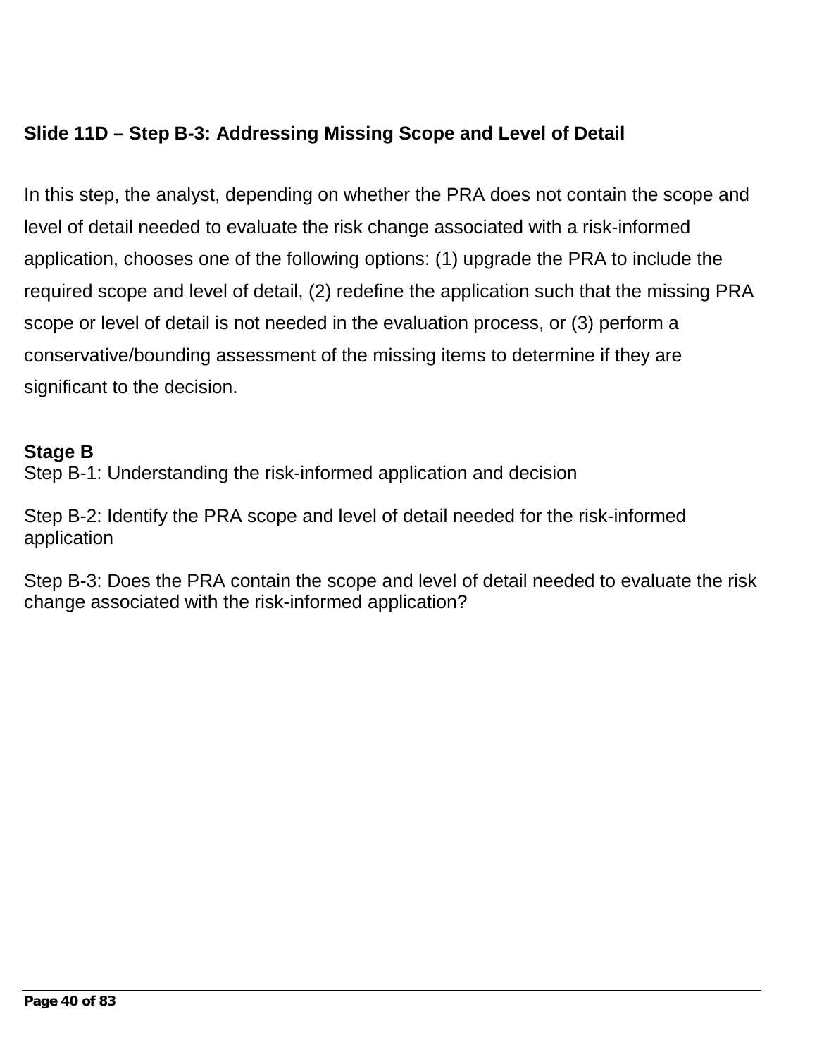### Slide 11D – Step B-3: Addressing Missing Scope and Level of Detail

In this step, the analyst, depending on whether the PRA does not contain the scope and level of detail needed to evaluate the risk change associated with a risk-informed application, chooses one of the following options: (1) upgrade the PRA to include the required scope and level of detail, (2) redefine the application such that the missing PRA scope or level of detail is not needed in the evaluation process, or (3) perform a conservative/bounding assessment of the missing items to determine if they are significant to the decision.

**Stage B**
Step B-1: Understanding the risk-informed application and decision

Step B-2: Identify the PRA scope and level of detail needed for the risk-informed application

Step B-3: Does the PRA contain the scope and level of detail needed to evaluate the risk change associated with the risk-informed application?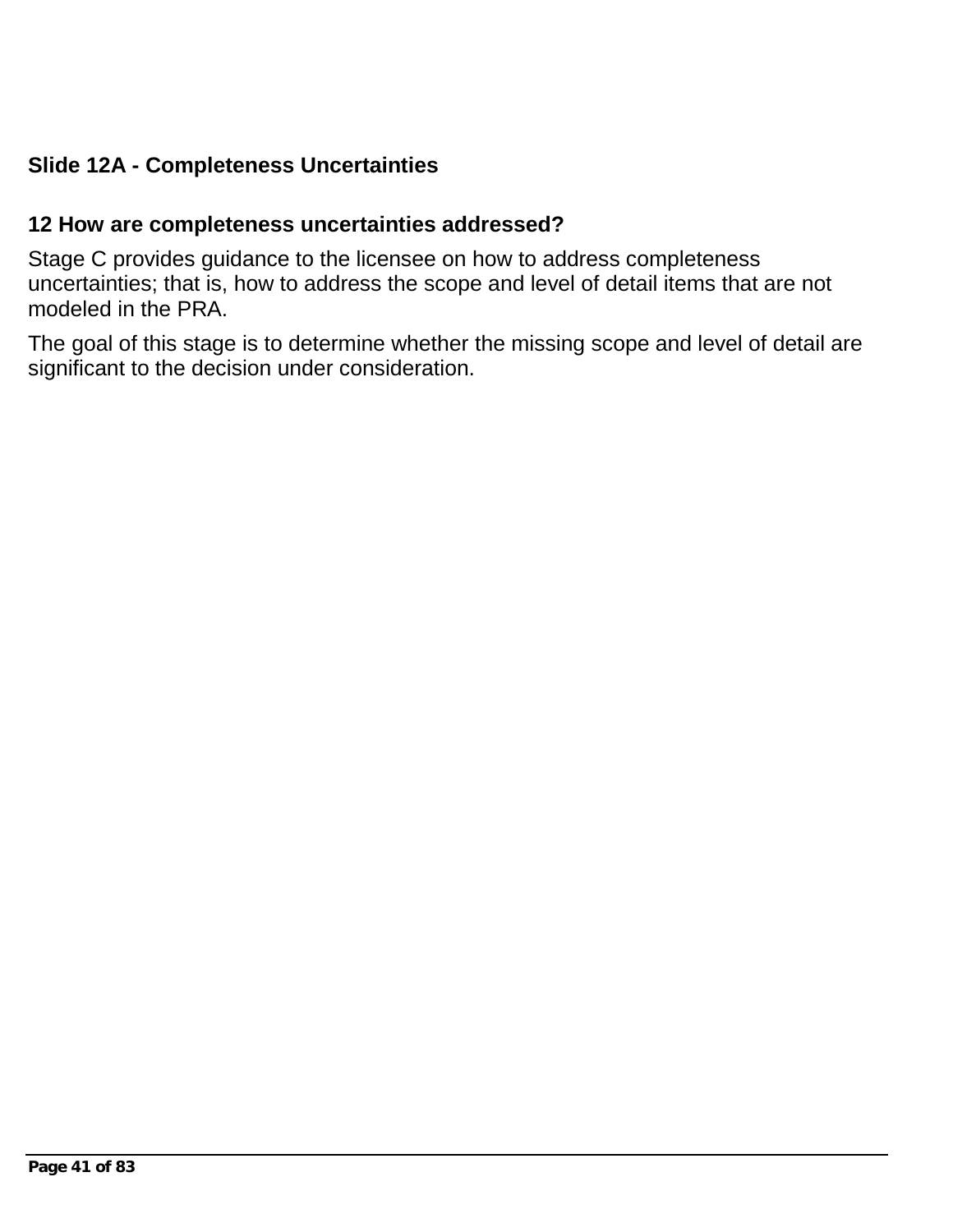### Slide 12A - Completeness Uncertainties

#### 12 How are completeness uncertainties addressed?

Stage C provides guidance to the licensee on how to address completeness uncertainties; that is, how to address the scope and level of detail items that are not modeled in the PRA.

The goal of this stage is to determine whether the missing scope and level of detail are significant to the decision under consideration.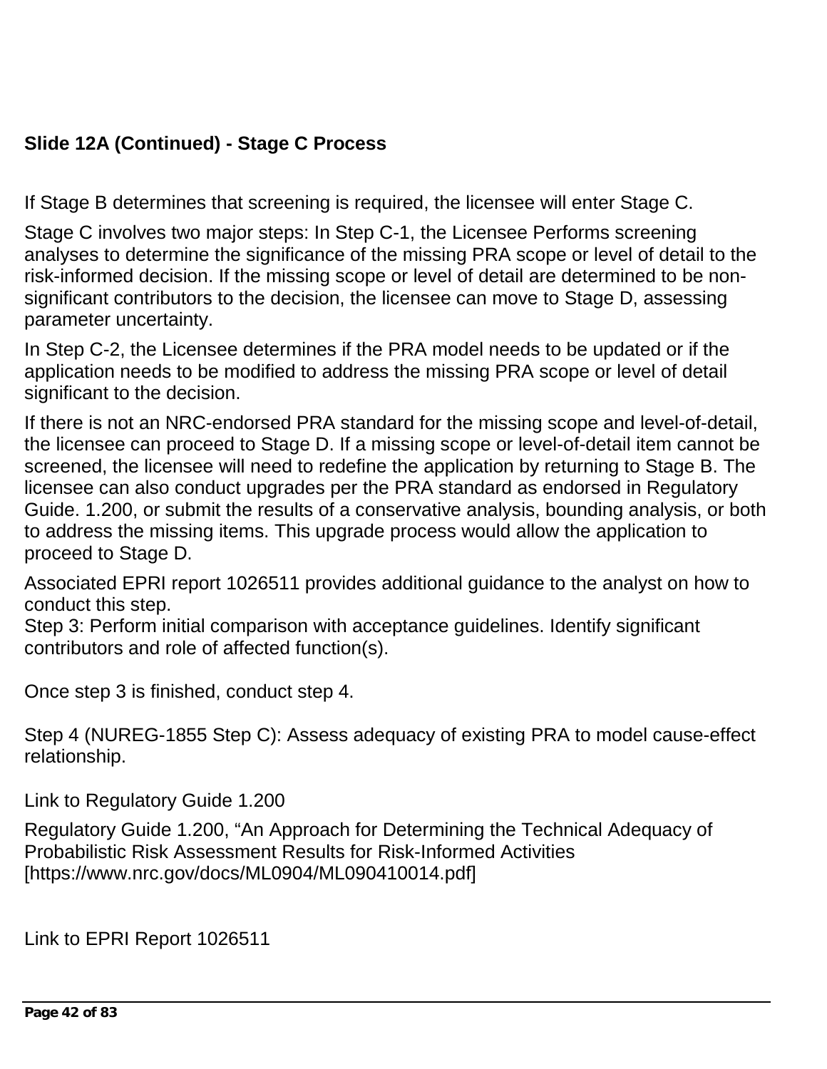**Slide 12A (Continued) - Stage C Process**

If Stage B determines that screening is required, the licensee will enter Stage C.

Stage C involves two major steps: In Step C-1, the Licensee Performs screening analyses to determine the significance of the missing PRA scope or level of detail to the risk-informed decision. If the missing scope or level of detail are determined to be non-significant contributors to the decision, the licensee can move to Stage D, assessing parameter uncertainty.

In Step C-2, the Licensee determines if the PRA model needs to be updated or if the application needs to be modified to address the missing PRA scope or level of detail significant to the decision.

If there is not an NRC-endorsed PRA standard for the missing scope and level-of-detail, the licensee can proceed to Stage D. If a missing scope or level-of-detail item cannot be screened, the licensee will need to redefine the application by returning to Stage B. The licensee can also conduct upgrades per the PRA standard as endorsed in Regulatory Guide. 1.200, or submit the results of a conservative analysis, bounding analysis, or both to address the missing items. This upgrade process would allow the application to proceed to Stage D.

Associated EPRI report 1026511 provides additional guidance to the analyst on how to conduct this step.
Step 3: Perform initial comparison with acceptance guidelines. Identify significant contributors and role of affected function(s).

Once step 3 is finished, conduct step 4.

Step 4 (NUREG-1855 Step C): Assess adequacy of existing PRA to model cause-effect relationship.

Link to Regulatory Guide 1.200

Regulatory Guide 1.200, "An Approach for Determining the Technical Adequacy of Probabilistic Risk Assessment Results for Risk-Informed Activities [https://www.nrc.gov/docs/ML0904/ML090410014.pdf]

Link to EPRI Report 1026511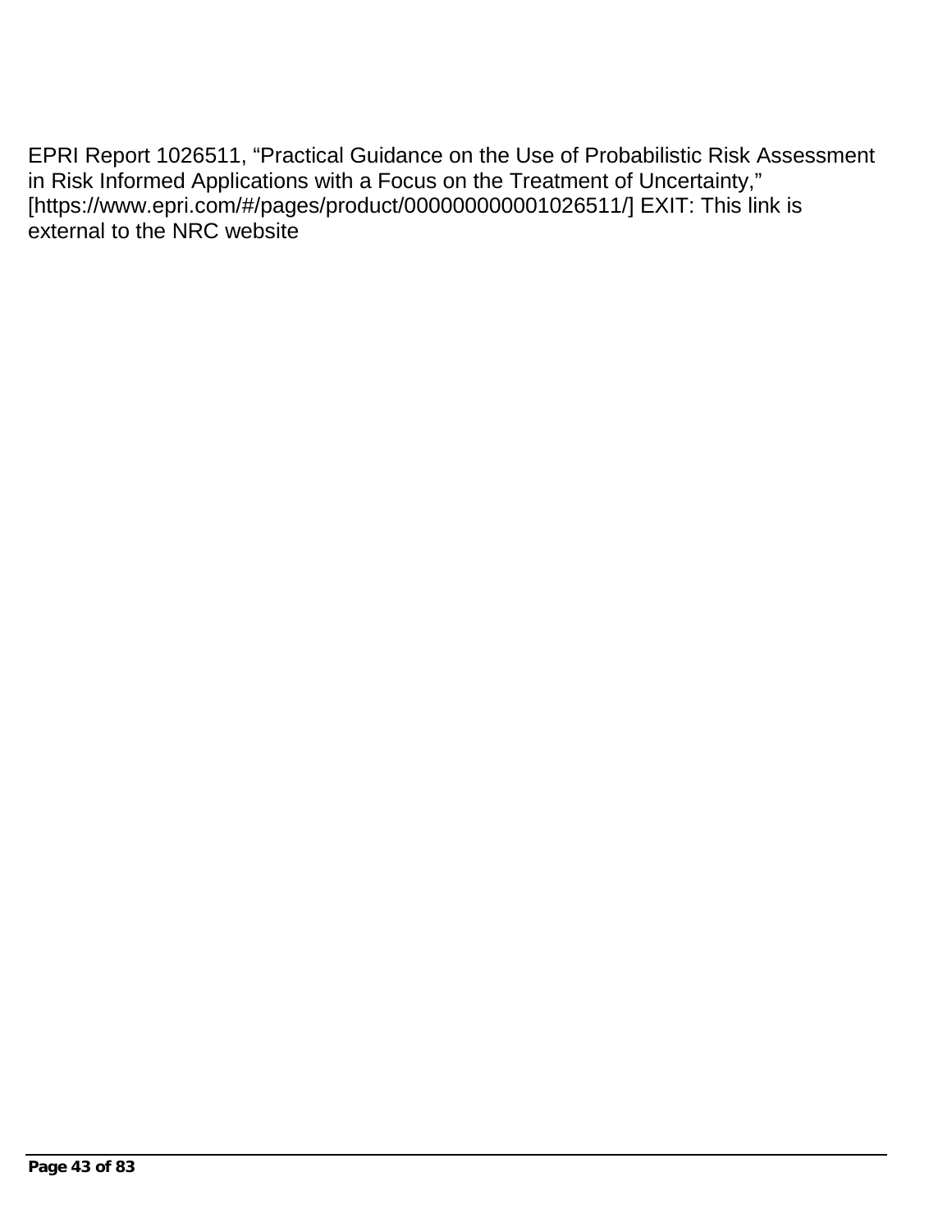EPRI Report 1026511, “Practical Guidance on the Use of Probabilistic Risk Assessment in Risk Informed Applications with a Focus on the Treatment of Uncertainty,” [https://www.epri.com/#/pages/product/000000000001026511/] EXIT: This link is external to the NRC website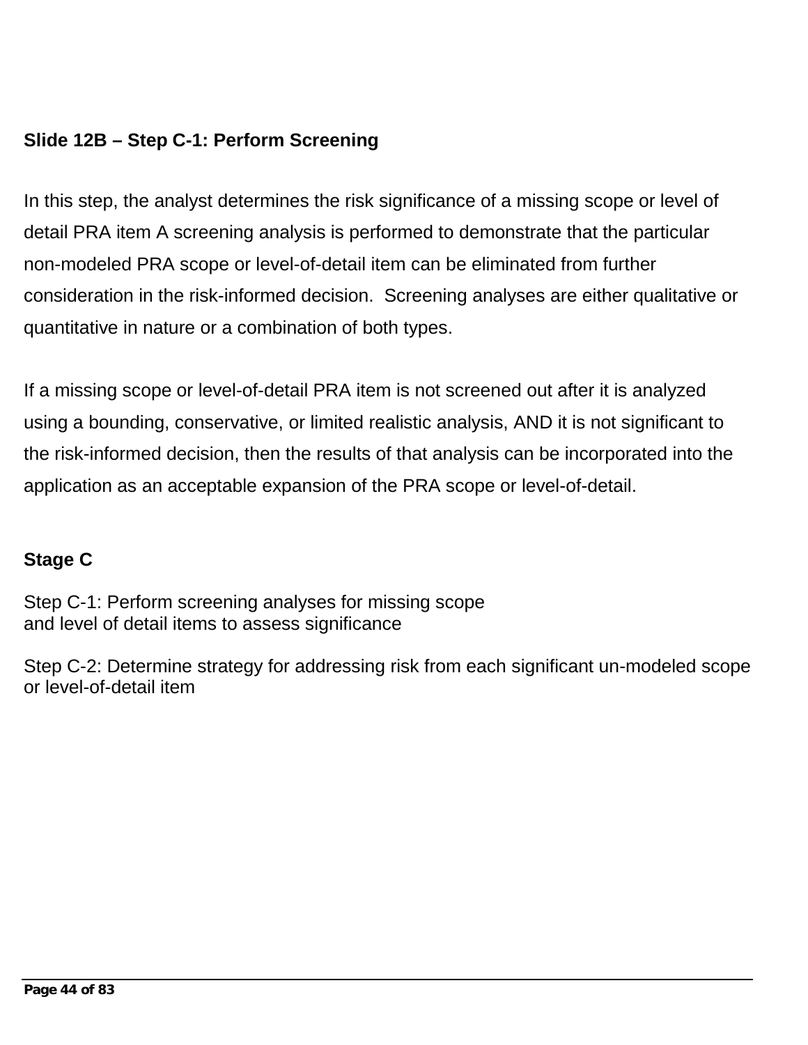**Slide 12B – Step C-1: Perform Screening**

In this step, the analyst determines the risk significance of a missing scope or level of detail PRA item A screening analysis is performed to demonstrate that the particular non-modeled PRA scope or level-of-detail item can be eliminated from further consideration in the risk-informed decision. Screening analyses are either qualitative or quantitative in nature or a combination of both types.

If a missing scope or level-of-detail PRA item is not screened out after it is analyzed using a bounding, conservative, or limited realistic analysis, AND it is not significant to the risk-informed decision, then the results of that analysis can be incorporated into the application as an acceptable expansion of the PRA scope or level-of-detail.

**Stage C**

Step C-1: Perform screening analyses for missing scope and level of detail items to assess significance

Step C-2: Determine strategy for addressing risk from each significant un-modeled scope or level-of-detail item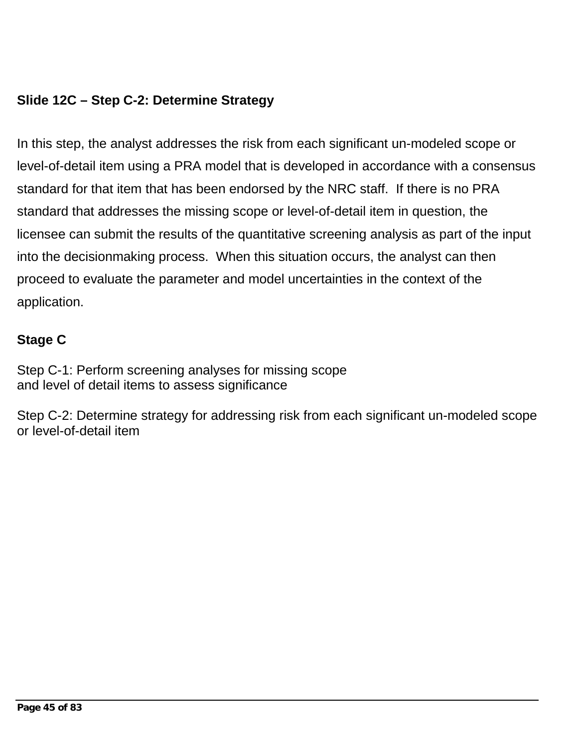### Slide 12C – Step C-2: Determine Strategy

In this step, the analyst addresses the risk from each significant un-modeled scope or level-of-detail item using a PRA model that is developed in accordance with a consensus standard for that item that has been endorsed by the NRC staff. If there is no PRA standard that addresses the missing scope or level-of-detail item in question, the licensee can submit the results of the quantitative screening analysis as part of the input into the decisionmaking process. When this situation occurs, the analyst can then proceed to evaluate the parameter and model uncertainties in the context of the application.

**Stage C**

Step C-1: Perform screening analyses for missing scope and level of detail items to assess significance

Step C-2: Determine strategy for addressing risk from each significant un-modeled scope or level-of-detail item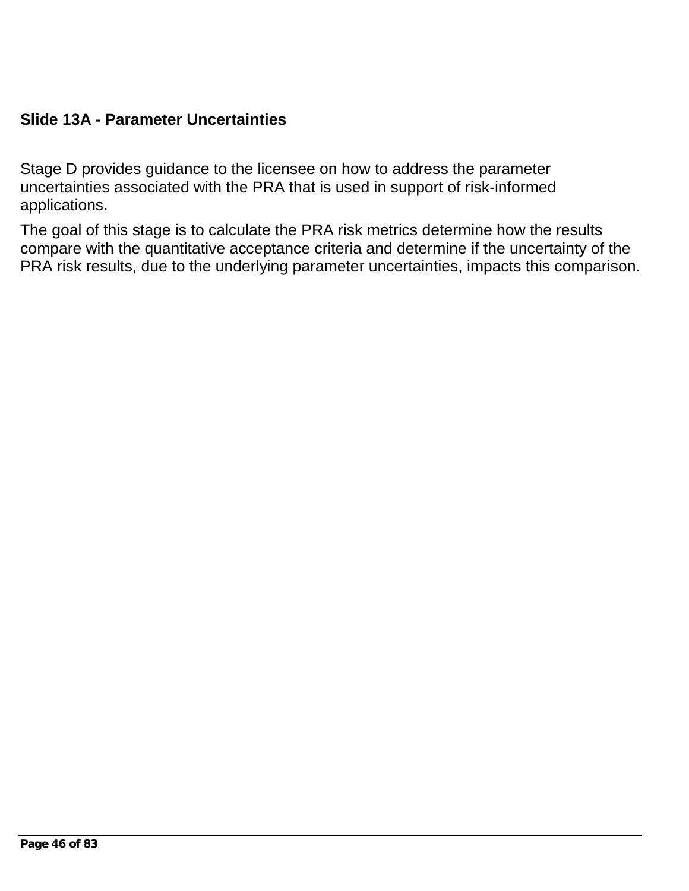**Slide 13A - Parameter Uncertainties**

Stage D provides guidance to the licensee on how to address the parameter uncertainties associated with the PRA that is used in support of risk-informed applications.

The goal of this stage is to calculate the PRA risk metrics determine how the results compare with the quantitative acceptance criteria and determine if the uncertainty of the PRA risk results, due to the underlying parameter uncertainties, impacts this comparison.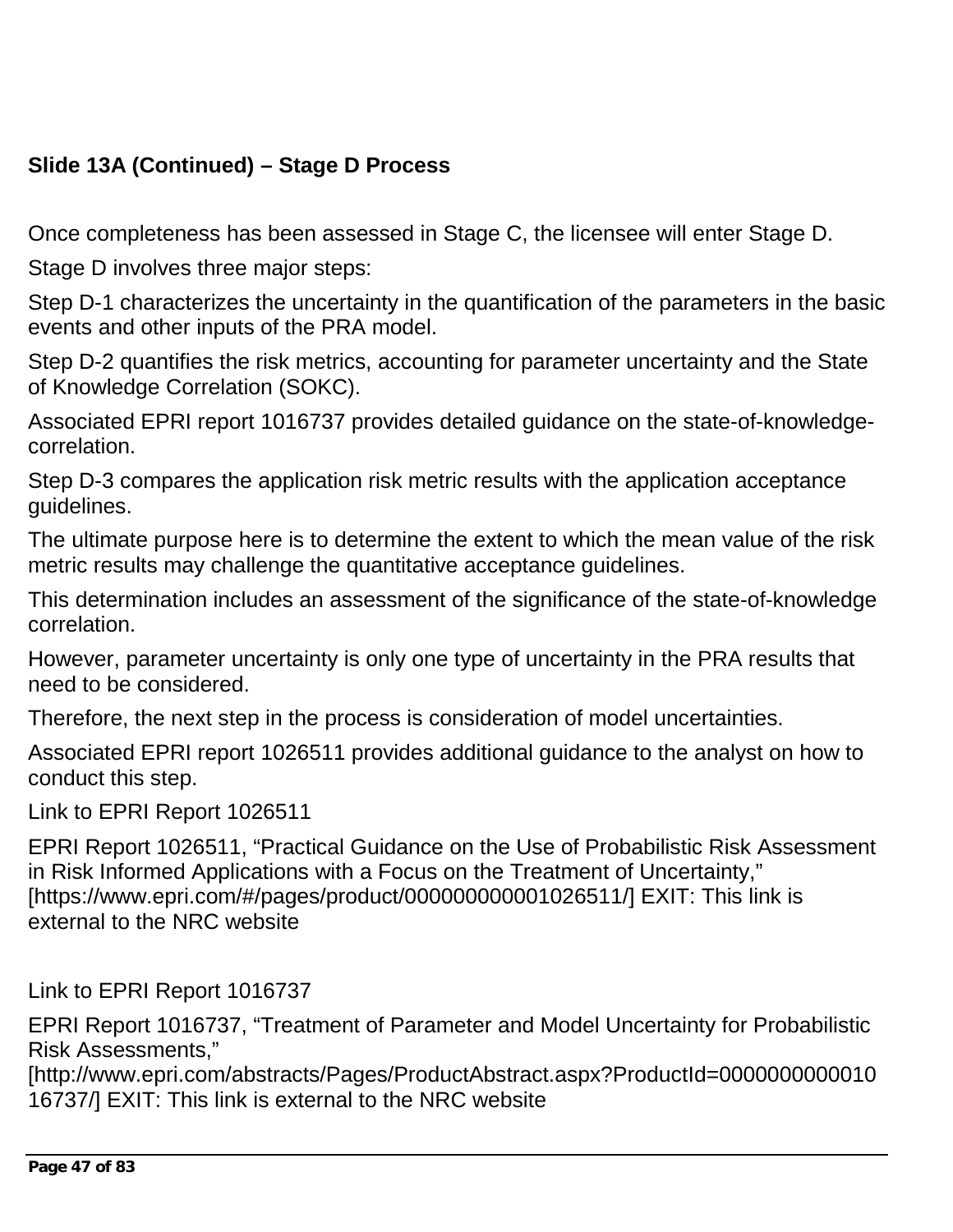**Slide 13A (Continued) – Stage D Process**

Once completeness has been assessed in Stage C, the licensee will enter Stage D.

Stage D involves three major steps:

Step D-1 characterizes the uncertainty in the quantification of the parameters in the basic events and other inputs of the PRA model.

Step D-2 quantifies the risk metrics, accounting for parameter uncertainty and the State of Knowledge Correlation (SOKC).

Associated EPRI report 1016737 provides detailed guidance on the state-of-knowledge-correlation.

Step D-3 compares the application risk metric results with the application acceptance guidelines.

The ultimate purpose here is to determine the extent to which the mean value of the risk metric results may challenge the quantitative acceptance guidelines.

This determination includes an assessment of the significance of the state-of-knowledge correlation.

However, parameter uncertainty is only one type of uncertainty in the PRA results that need to be considered.

Therefore, the next step in the process is consideration of model uncertainties.

Associated EPRI report 1026511 provides additional guidance to the analyst on how to conduct this step.

Link to EPRI Report 1026511

EPRI Report 1026511, “Practical Guidance on the Use of Probabilistic Risk Assessment in Risk Informed Applications with a Focus on the Treatment of Uncertainty,” [https://www.epri.com/#/pages/product/000000000001026511/] EXIT: This link is external to the NRC website

Link to EPRI Report 1016737

EPRI Report 1016737, “Treatment of Parameter and Model Uncertainty for Probabilistic Risk Assessments,” [http://www.epri.com/abstracts/Pages/ProductAbstract.aspx?ProductId=000000000001016737/] EXIT: This link is external to the NRC website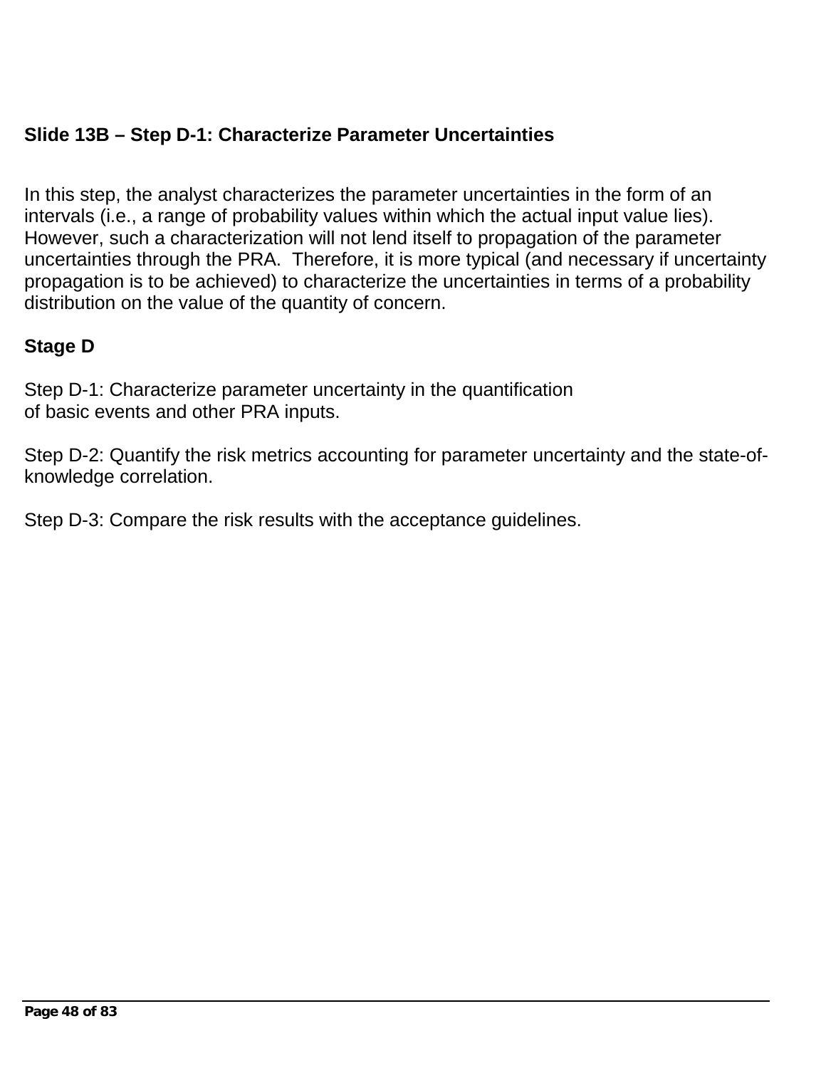**Slide 13B – Step D-1: Characterize Parameter Uncertainties**

In this step, the analyst characterizes the parameter uncertainties in the form of an intervals (i.e., a range of probability values within which the actual input value lies). However, such a characterization will not lend itself to propagation of the parameter uncertainties through the PRA. Therefore, it is more typical (and necessary if uncertainty propagation is to be achieved) to characterize the uncertainties in terms of a probability distribution on the value of the quantity of concern.

**Stage D**

Step D-1: Characterize parameter uncertainty in the quantification of basic events and other PRA inputs.

Step D-2: Quantify the risk metrics accounting for parameter uncertainty and the state-of-knowledge correlation.

Step D-3: Compare the risk results with the acceptance guidelines.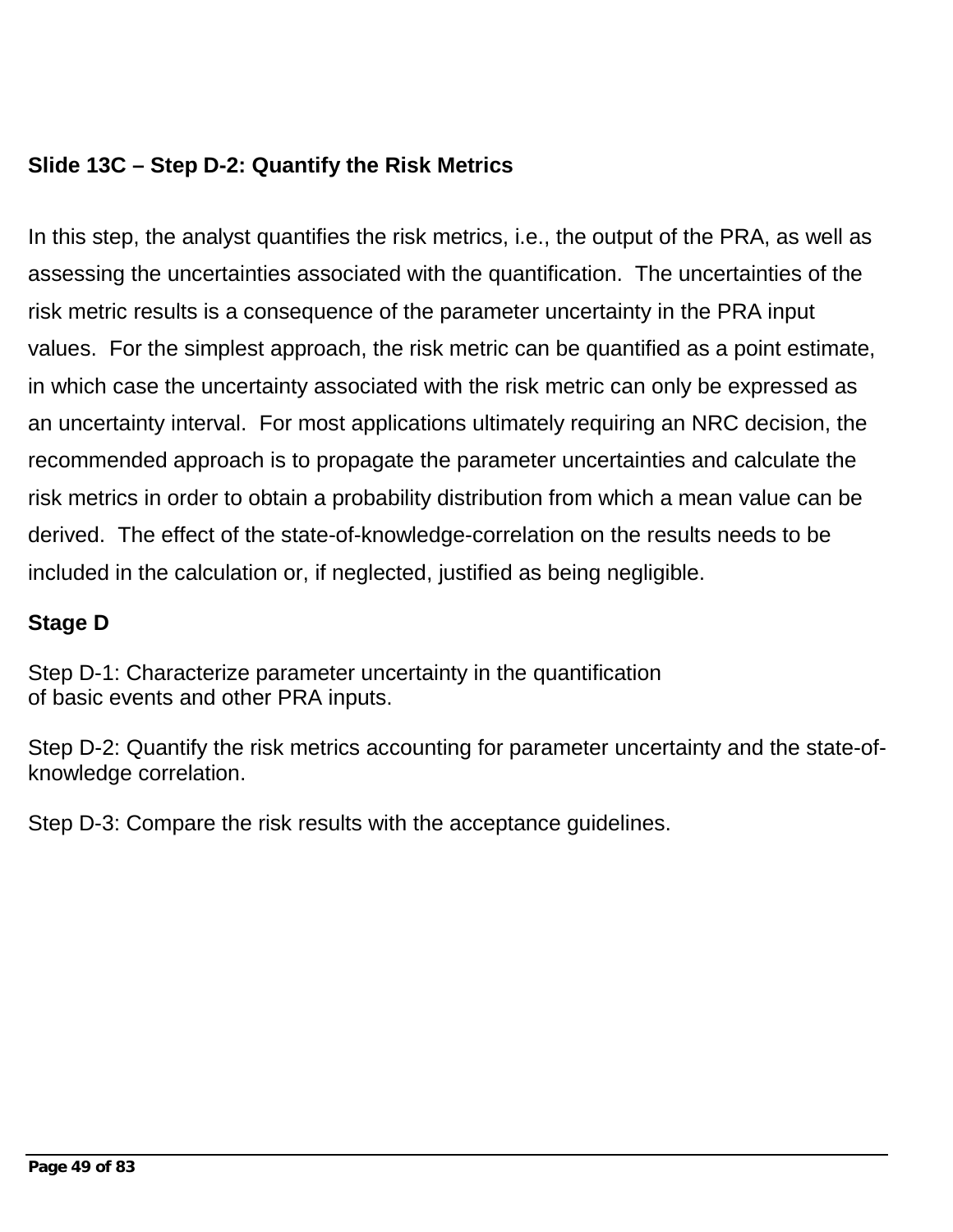**Slide 13C – Step D-2: Quantify the Risk Metrics**

In this step, the analyst quantifies the risk metrics, i.e., the output of the PRA, as well as assessing the uncertainties associated with the quantification. The uncertainties of the risk metric results is a consequence of the parameter uncertainty in the PRA input values. For the simplest approach, the risk metric can be quantified as a point estimate, in which case the uncertainty associated with the risk metric can only be expressed as an uncertainty interval. For most applications ultimately requiring an NRC decision, the recommended approach is to propagate the parameter uncertainties and calculate the risk metrics in order to obtain a probability distribution from which a mean value can be derived. The effect of the state-of-knowledge-correlation on the results needs to be included in the calculation or, if neglected, justified as being negligible.

**Stage D**

Step D-1: Characterize parameter uncertainty in the quantification of basic events and other PRA inputs.

Step D-2: Quantify the risk metrics accounting for parameter uncertainty and the state-of-knowledge correlation.

Step D-3: Compare the risk results with the acceptance guidelines.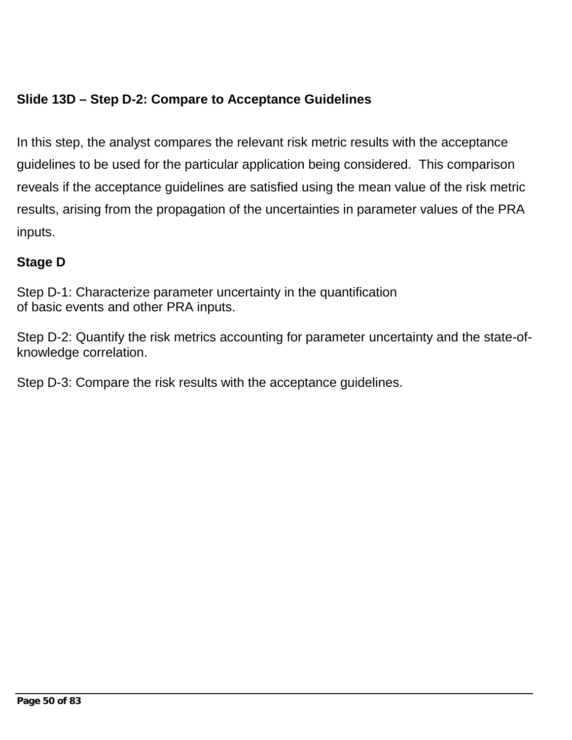**Slide 13D – Step D-2: Compare to Acceptance Guidelines**

In this step, the analyst compares the relevant risk metric results with the acceptance guidelines to be used for the particular application being considered. This comparison reveals if the acceptance guidelines are satisfied using the mean value of the risk metric results, arising from the propagation of the uncertainties in parameter values of the PRA inputs.

**Stage D**

Step D-1: Characterize parameter uncertainty in the quantification of basic events and other PRA inputs.

Step D-2: Quantify the risk metrics accounting for parameter uncertainty and the state-of-knowledge correlation.

Step D-3: Compare the risk results with the acceptance guidelines.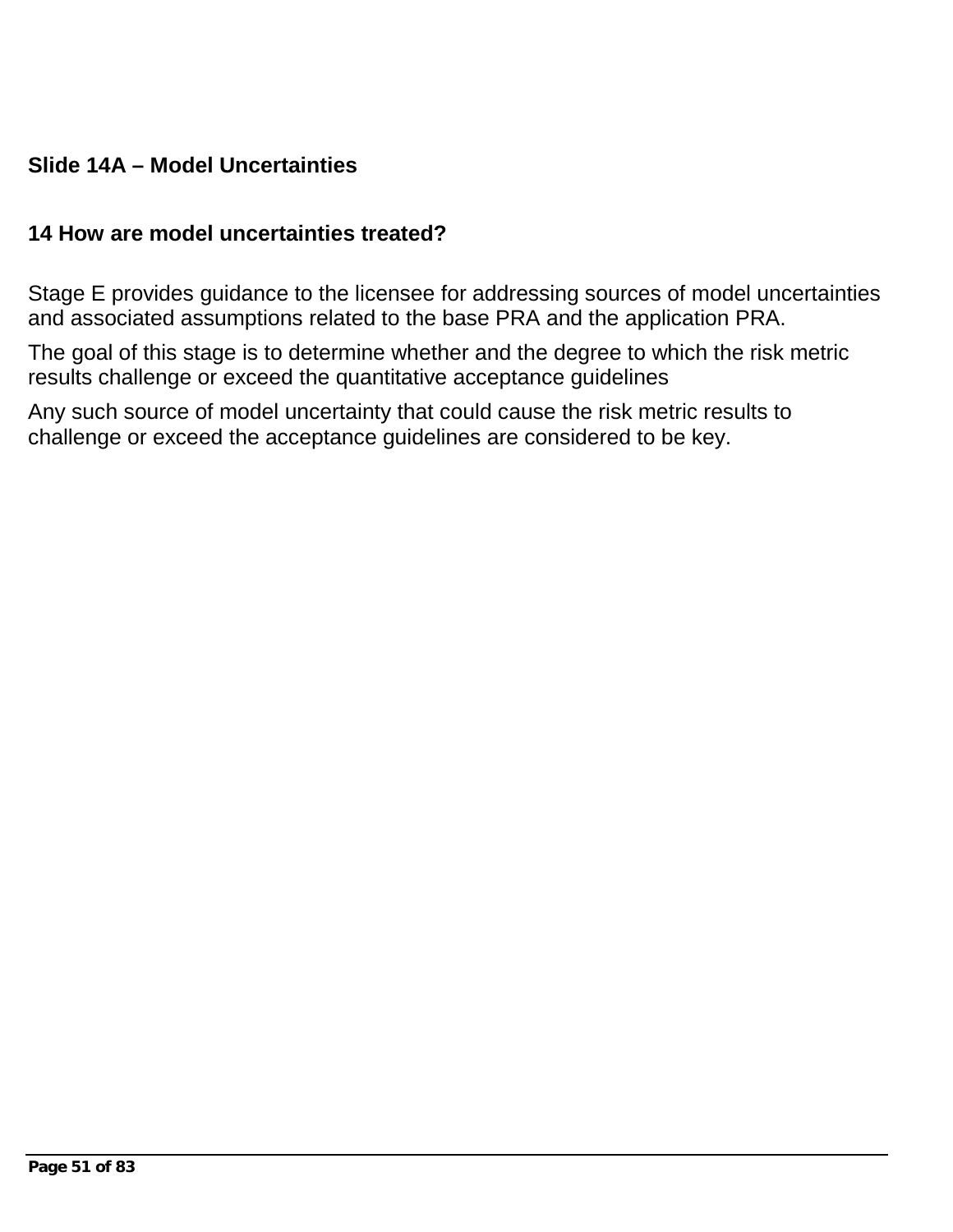## Slide 14A – Model Uncertainties

### 14 How are model uncertainties treated?

Stage E provides guidance to the licensee for addressing sources of model uncertainties and associated assumptions related to the base PRA and the application PRA.

The goal of this stage is to determine whether and the degree to which the risk metric results challenge or exceed the quantitative acceptance guidelines

Any such source of model uncertainty that could cause the risk metric results to challenge or exceed the acceptance guidelines are considered to be key.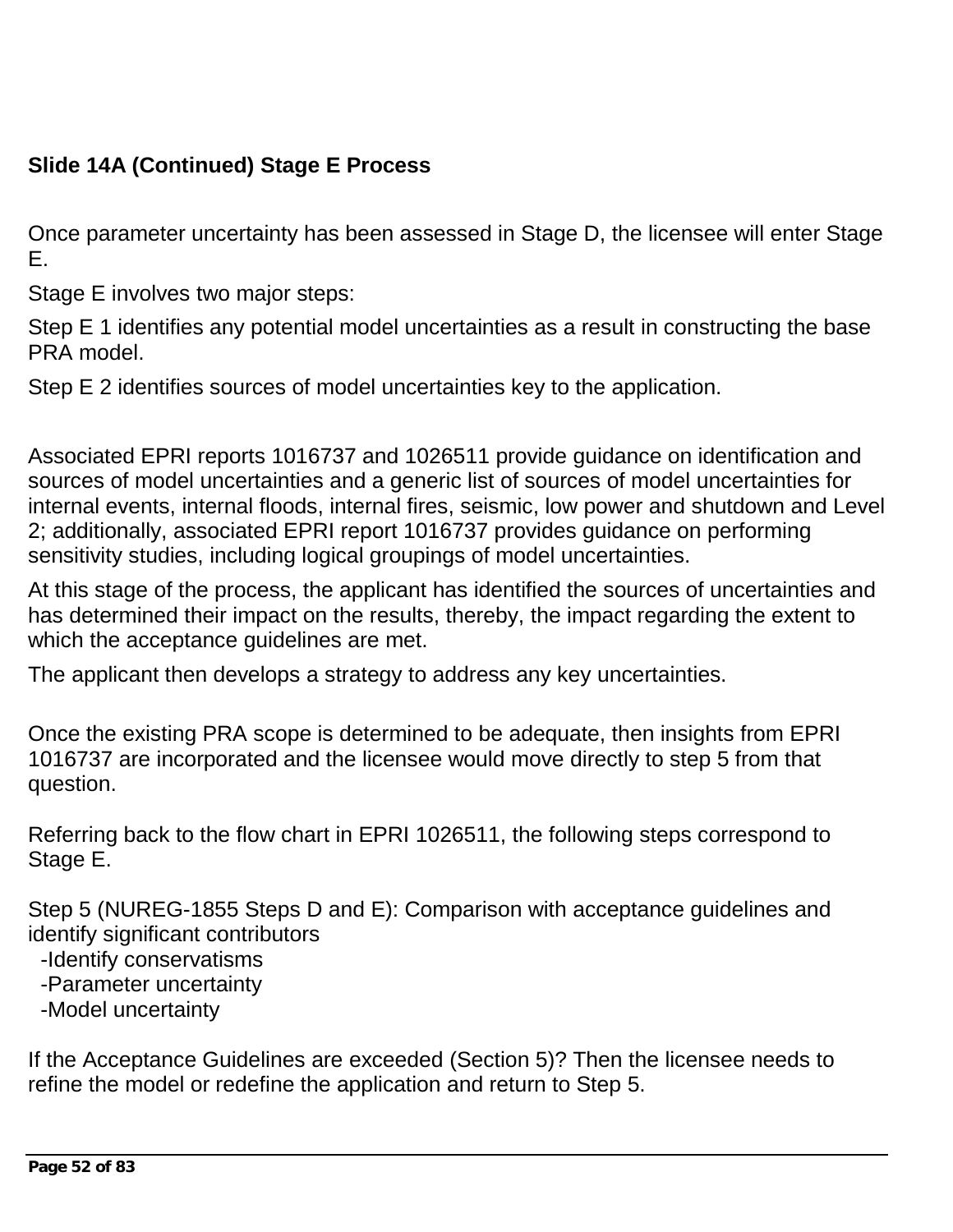**Slide 14A (Continued) Stage E Process**

Once parameter uncertainty has been assessed in Stage D, the licensee will enter Stage E.

Stage E involves two major steps:

Step E 1 identifies any potential model uncertainties as a result in constructing the base PRA model.

Step E 2 identifies sources of model uncertainties key to the application.

Associated EPRI reports 1016737 and 1026511 provide guidance on identification and sources of model uncertainties and a generic list of sources of model uncertainties for internal events, internal floods, internal fires, seismic, low power and shutdown and Level 2; additionally, associated EPRI report 1016737 provides guidance on performing sensitivity studies, including logical groupings of model uncertainties.

At this stage of the process, the applicant has identified the sources of uncertainties and has determined their impact on the results, thereby, the impact regarding the extent to which the acceptance guidelines are met.

The applicant then develops a strategy to address any key uncertainties.

Once the existing PRA scope is determined to be adequate, then insights from EPRI 1016737 are incorporated and the licensee would move directly to step 5 from that question.

Referring back to the flow chart in EPRI 1026511, the following steps correspond to Stage E.

Step 5 (NUREG-1855 Steps D and E): Comparison with acceptance guidelines and identify significant contributors
- Identify conservatisms
- Parameter uncertainty
- Model uncertainty

If the Acceptance Guidelines are exceeded (Section 5)? Then the licensee needs to refine the model or redefine the application and return to Step 5.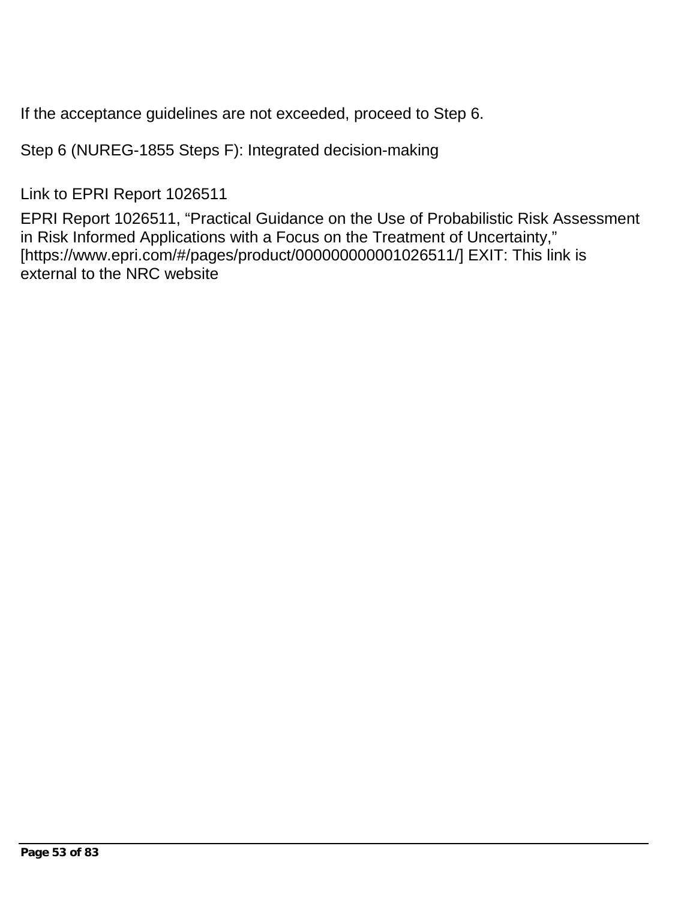If the acceptance guidelines are not exceeded, proceed to Step 6.

Step 6 (NUREG-1855 Steps F): Integrated decision-making

Link to EPRI Report 1026511

EPRI Report 1026511, "Practical Guidance on the Use of Probabilistic Risk Assessment in Risk Informed Applications with a Focus on the Treatment of Uncertainty," [https://www.epri.com/#/pages/product/000000000001026511/] EXIT: This link is external to the NRC website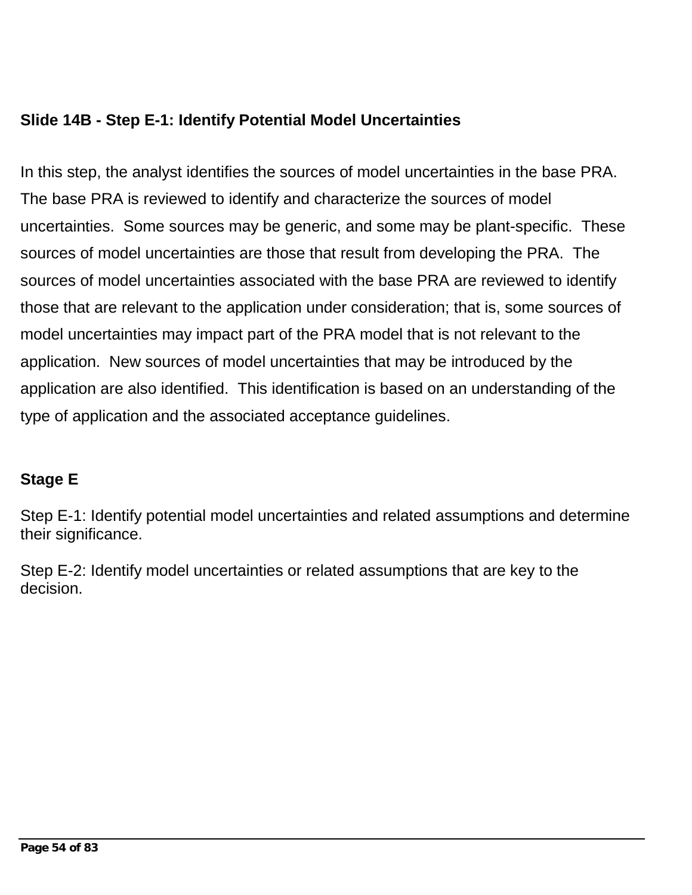### Slide 14B - Step E-1: Identify Potential Model Uncertainties

In this step, the analyst identifies the sources of model uncertainties in the base PRA. The base PRA is reviewed to identify and characterize the sources of model uncertainties. Some sources may be generic, and some may be plant-specific. These sources of model uncertainties are those that result from developing the PRA. The sources of model uncertainties associated with the base PRA are reviewed to identify those that are relevant to the application under consideration; that is, some sources of model uncertainties may impact part of the PRA model that is not relevant to the application. New sources of model uncertainties that may be introduced by the application are also identified. This identification is based on an understanding of the type of application and the associated acceptance guidelines.

### Stage E

Step E-1: Identify potential model uncertainties and related assumptions and determine their significance.

Step E-2: Identify model uncertainties or related assumptions that are key to the decision.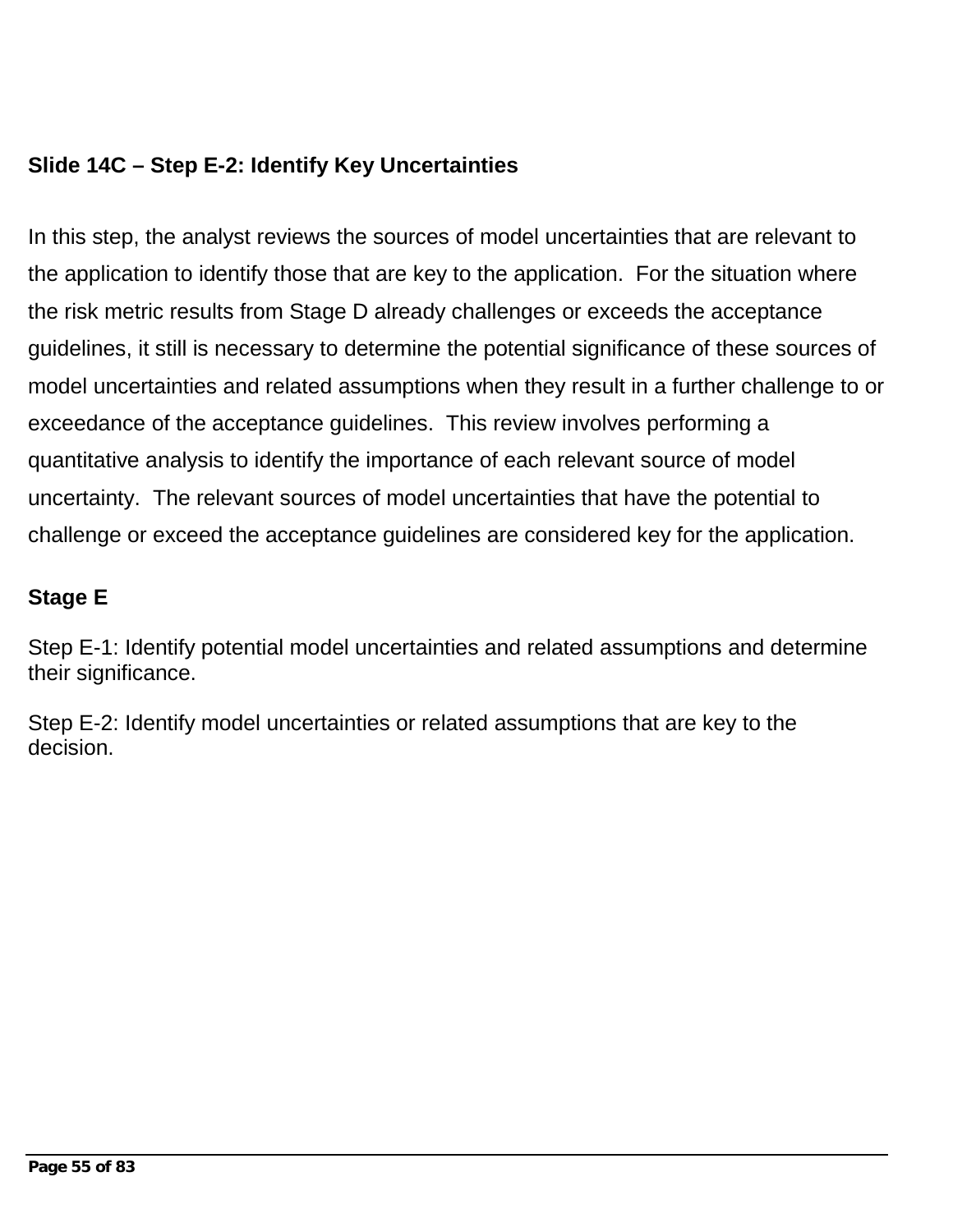### Slide 14C – Step E-2: Identify Key Uncertainties

In this step, the analyst reviews the sources of model uncertainties that are relevant to the application to identify those that are key to the application. For the situation where the risk metric results from Stage D already challenges or exceeds the acceptance guidelines, it still is necessary to determine the potential significance of these sources of model uncertainties and related assumptions when they result in a further challenge to or exceedance of the acceptance guidelines. This review involves performing a quantitative analysis to identify the importance of each relevant source of model uncertainty. The relevant sources of model uncertainties that have the potential to challenge or exceed the acceptance guidelines are considered key for the application.

**Stage E**

Step E-1: Identify potential model uncertainties and related assumptions and determine their significance.

Step E-2: Identify model uncertainties or related assumptions that are key to the decision.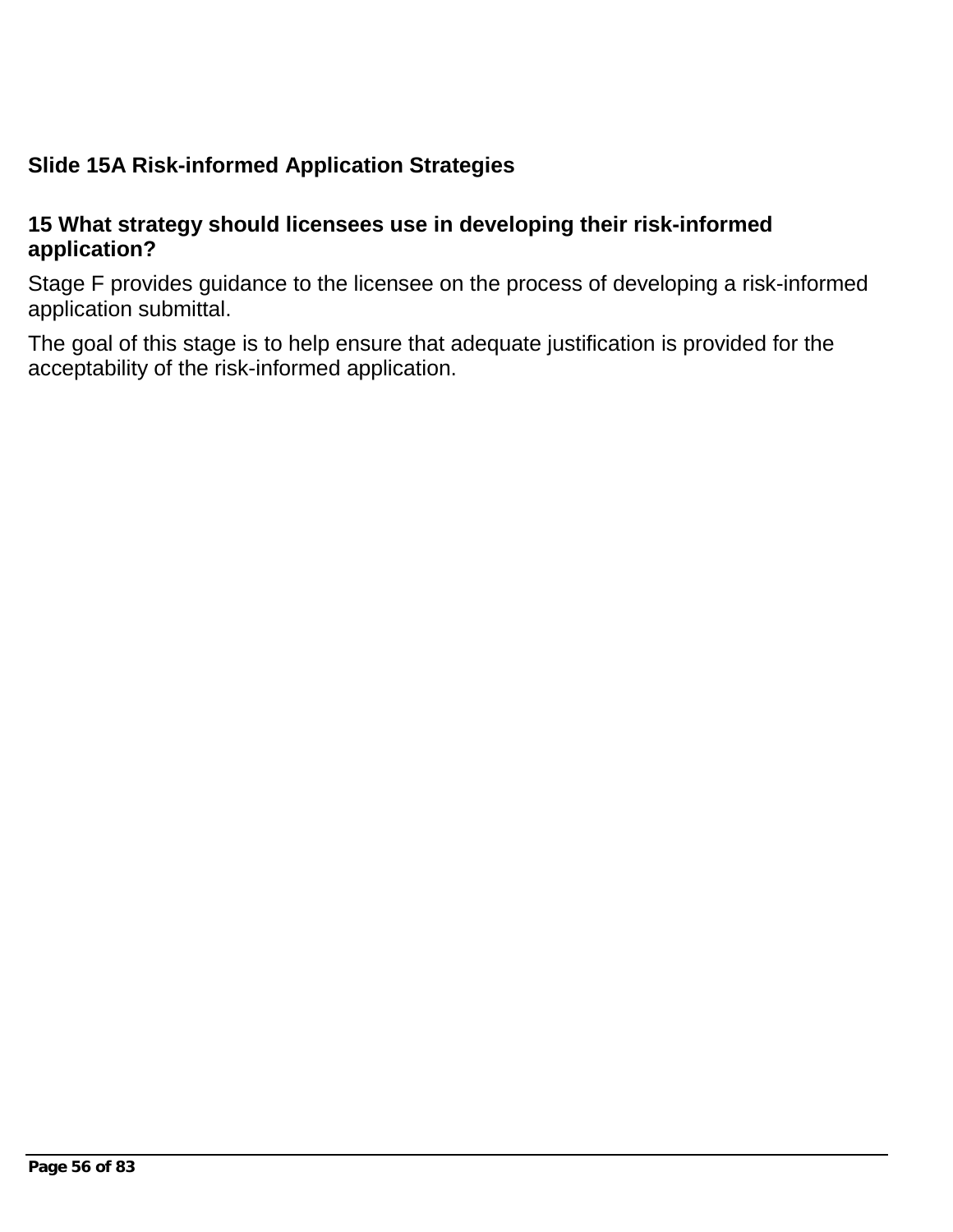## Slide 15A Risk-informed Application Strategies

### 15 What strategy should licensees use in developing their risk-informed application?

Stage F provides guidance to the licensee on the process of developing a risk-informed application submittal.

The goal of this stage is to help ensure that adequate justification is provided for the acceptability of the risk-informed application.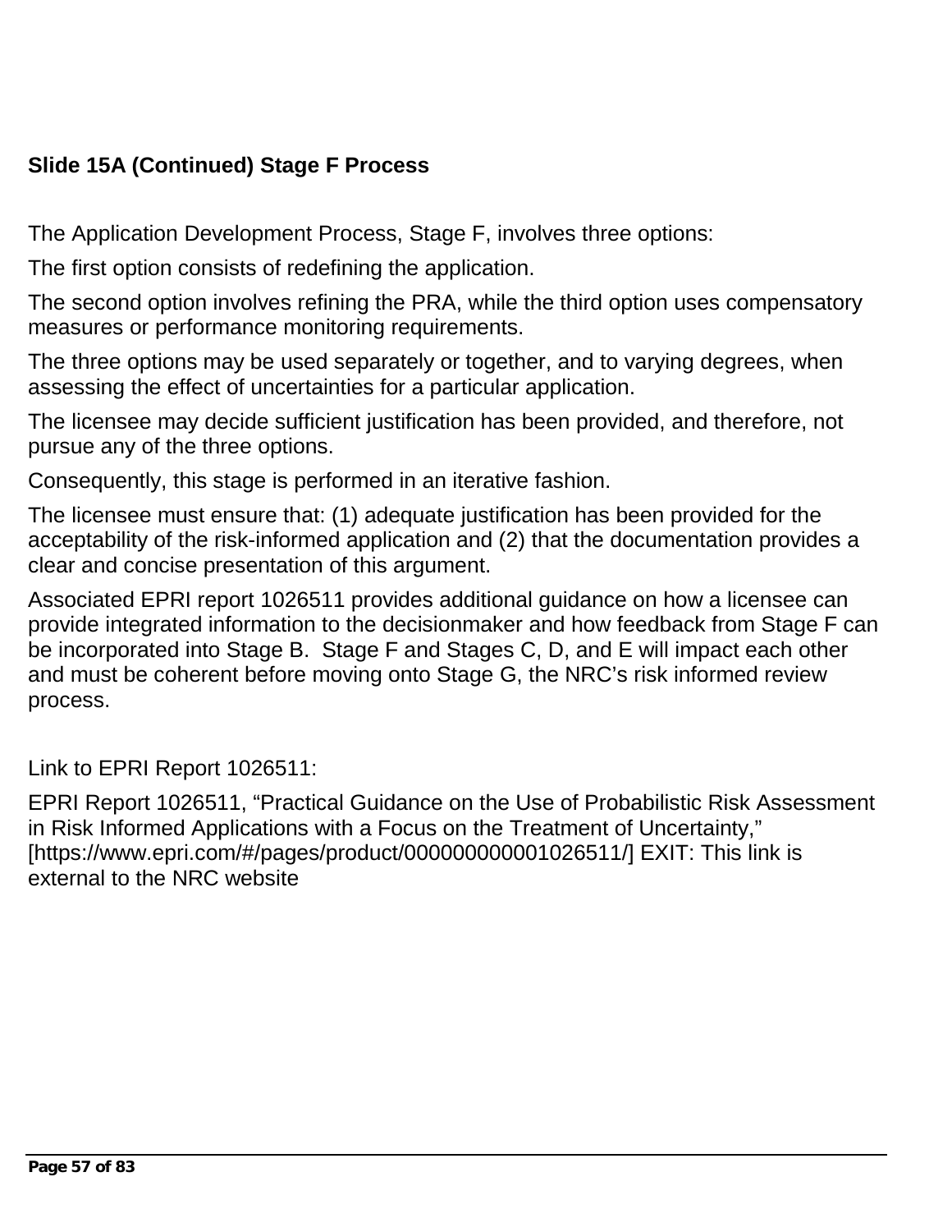**Slide 15A (Continued) Stage F Process**

The Application Development Process, Stage F, involves three options:

The first option consists of redefining the application.

The second option involves refining the PRA, while the third option uses compensatory measures or performance monitoring requirements.

The three options may be used separately or together, and to varying degrees, when assessing the effect of uncertainties for a particular application.

The licensee may decide sufficient justification has been provided, and therefore, not pursue any of the three options.

Consequently, this stage is performed in an iterative fashion.

The licensee must ensure that: (1) adequate justification has been provided for the acceptability of the risk-informed application and (2) that the documentation provides a clear and concise presentation of this argument.

Associated EPRI report 1026511 provides additional guidance on how a licensee can provide integrated information to the decisionmaker and how feedback from Stage F can be incorporated into Stage B. Stage F and Stages C, D, and E will impact each other and must be coherent before moving onto Stage G, the NRC's risk informed review process.

Link to EPRI Report 1026511:

EPRI Report 1026511, "Practical Guidance on the Use of Probabilistic Risk Assessment in Risk Informed Applications with a Focus on the Treatment of Uncertainty," [https://www.epri.com/#/pages/product/000000000001026511/] EXIT: This link is external to the NRC website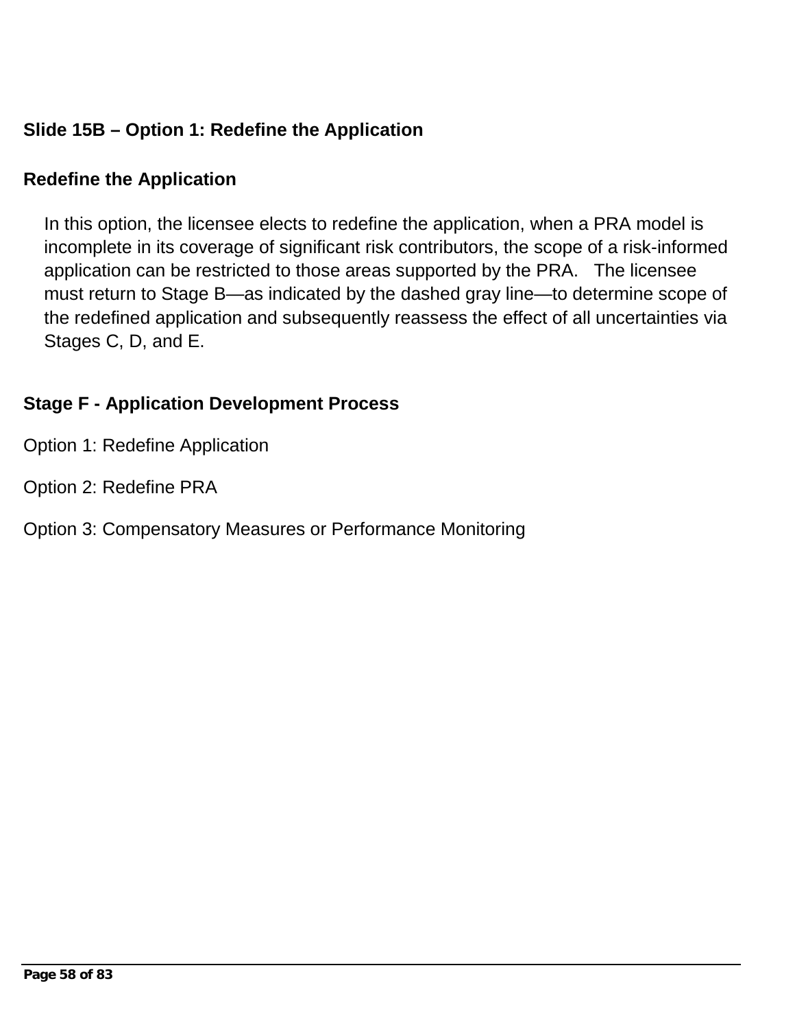## Slide 15B – Option 1: Redefine the Application

### Redefine the Application

In this option, the licensee elects to redefine the application, when a PRA model is incomplete in its coverage of significant risk contributors, the scope of a risk-informed application can be restricted to those areas supported by the PRA. The licensee must return to Stage B—as indicated by the dashed gray line—to determine scope of the redefined application and subsequently reassess the effect of all uncertainties via Stages C, D, and E.

### Stage F - Application Development Process

Option 1: Redefine Application

Option 2: Redefine PRA

Option 3: Compensatory Measures or Performance Monitoring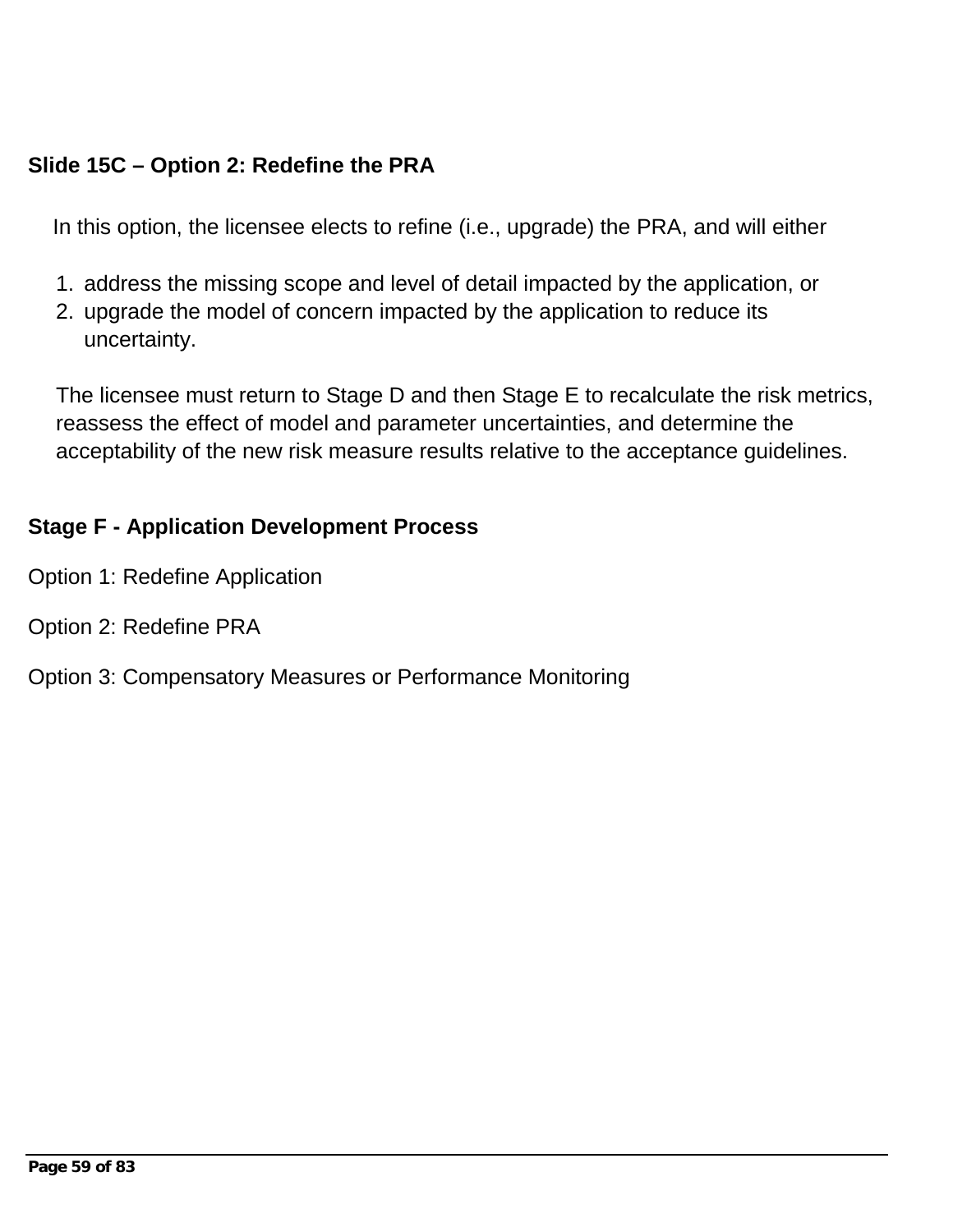### Slide 15C – Option 2: Redefine the PRA

In this option, the licensee elects to refine (i.e., upgrade) the PRA, and will either

1. address the missing scope and level of detail impacted by the application, or
2. upgrade the model of concern impacted by the application to reduce its uncertainty.

The licensee must return to Stage D and then Stage E to recalculate the risk metrics, reassess the effect of model and parameter uncertainties, and determine the acceptability of the new risk measure results relative to the acceptance guidelines.

### Stage F - Application Development Process

Option 1: Redefine Application

Option 2: Redefine PRA

Option 3: Compensatory Measures or Performance Monitoring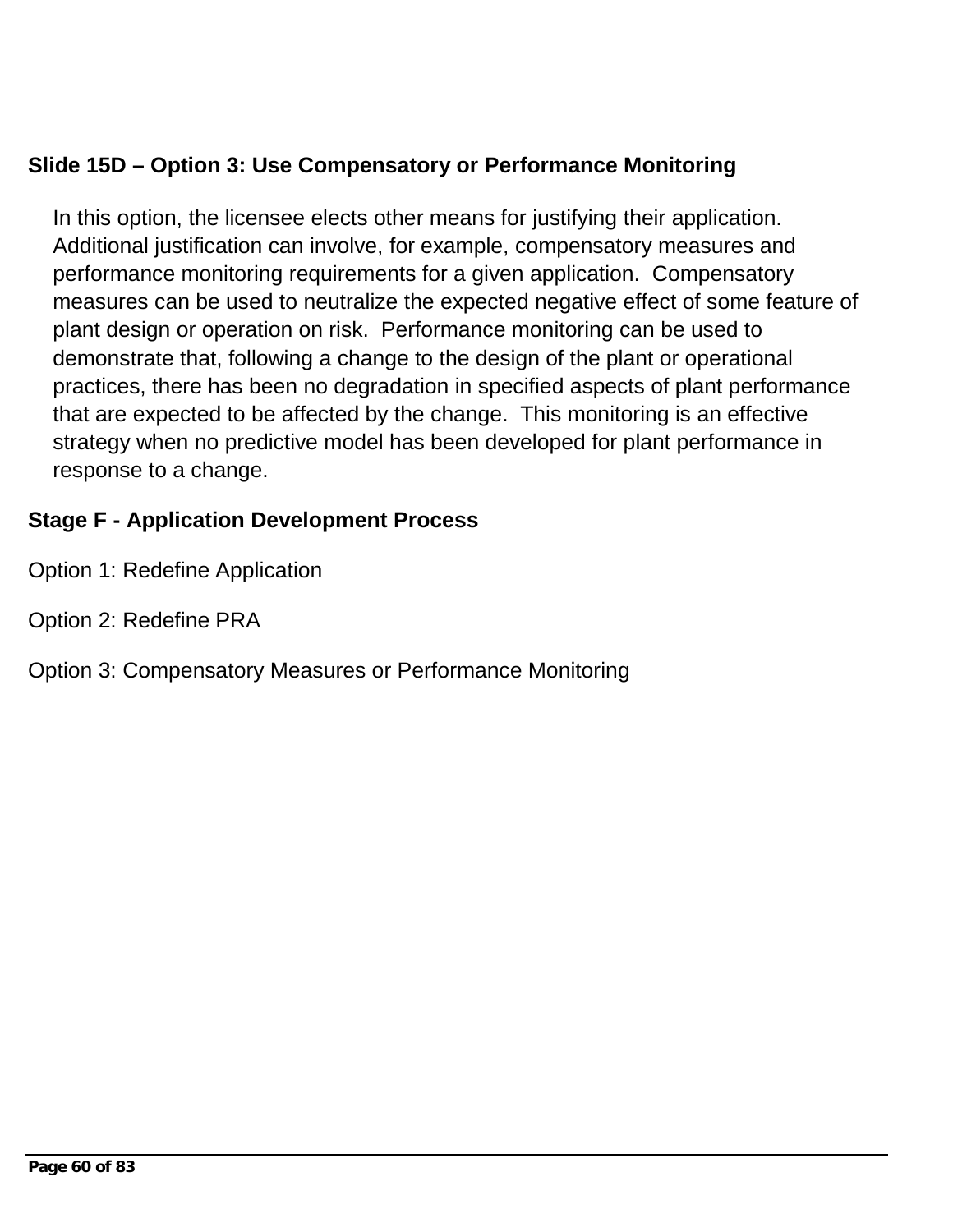**Slide 15D – Option 3: Use Compensatory or Performance Monitoring**

In this option, the licensee elects other means for justifying their application. Additional justification can involve, for example, compensatory measures and performance monitoring requirements for a given application. Compensatory measures can be used to neutralize the expected negative effect of some feature of plant design or operation on risk. Performance monitoring can be used to demonstrate that, following a change to the design of the plant or operational practices, there has been no degradation in specified aspects of plant performance that are expected to be affected by the change. This monitoring is an effective strategy when no predictive model has been developed for plant performance in response to a change.

**Stage F - Application Development Process**

Option 1: Redefine Application

Option 2: Redefine PRA

Option 3: Compensatory Measures or Performance Monitoring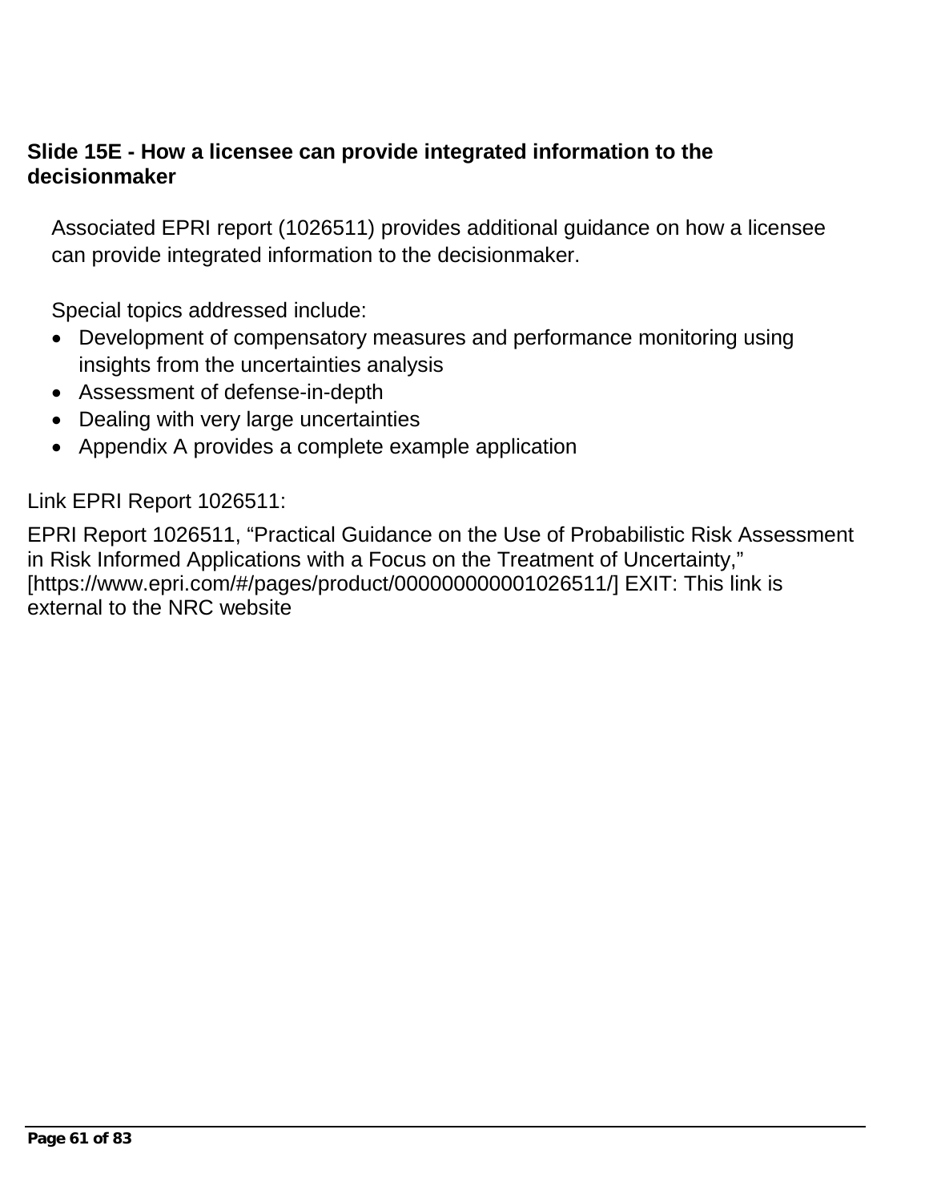### Slide 15E - How a licensee can provide integrated information to the decisionmaker

Associated EPRI report (1026511) provides additional guidance on how a licensee can provide integrated information to the decisionmaker.

Special topics addressed include:

- Development of compensatory measures and performance monitoring using insights from the uncertainties analysis
- Assessment of defense-in-depth
- Dealing with very large uncertainties
- Appendix A provides a complete example application

Link EPRI Report 1026511:

EPRI Report 1026511, "Practical Guidance on the Use of Probabilistic Risk Assessment in Risk Informed Applications with a Focus on the Treatment of Uncertainty," [https://www.epri.com/#/pages/product/000000000001026511/] EXIT: This link is external to the NRC website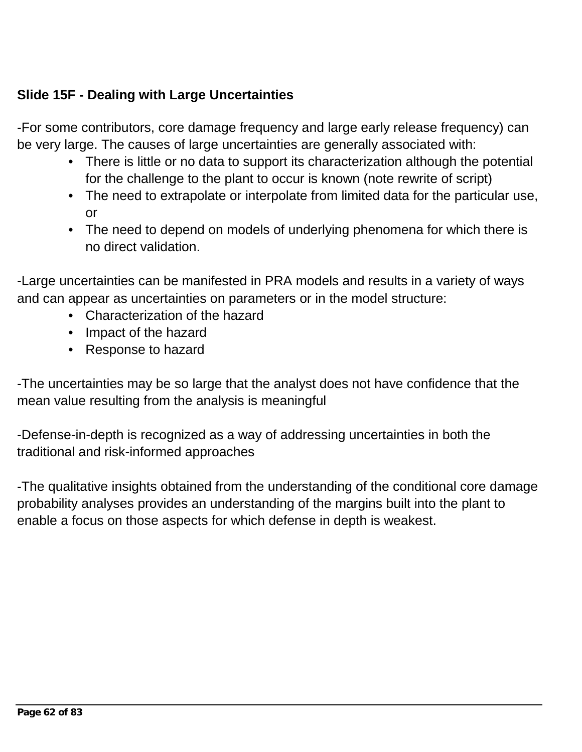**Slide 15F - Dealing with Large Uncertainties**

-For some contributors, core damage frequency and large early release frequency) can be very large. The causes of large uncertainties are generally associated with:

- There is little or no data to support its characterization although the potential for the challenge to the plant to occur is known (note rewrite of script)
- The need to extrapolate or interpolate from limited data for the particular use, or
- The need to depend on models of underlying phenomena for which there is no direct validation.

-Large uncertainties can be manifested in PRA models and results in a variety of ways and can appear as uncertainties on parameters or in the model structure:

- Characterization of the hazard
- Impact of the hazard
- Response to hazard

-The uncertainties may be so large that the analyst does not have confidence that the mean value resulting from the analysis is meaningful

-Defense-in-depth is recognized as a way of addressing uncertainties in both the traditional and risk-informed approaches

-The qualitative insights obtained from the understanding of the conditional core damage probability analyses provides an understanding of the margins built into the plant to enable a focus on those aspects for which defense in depth is weakest.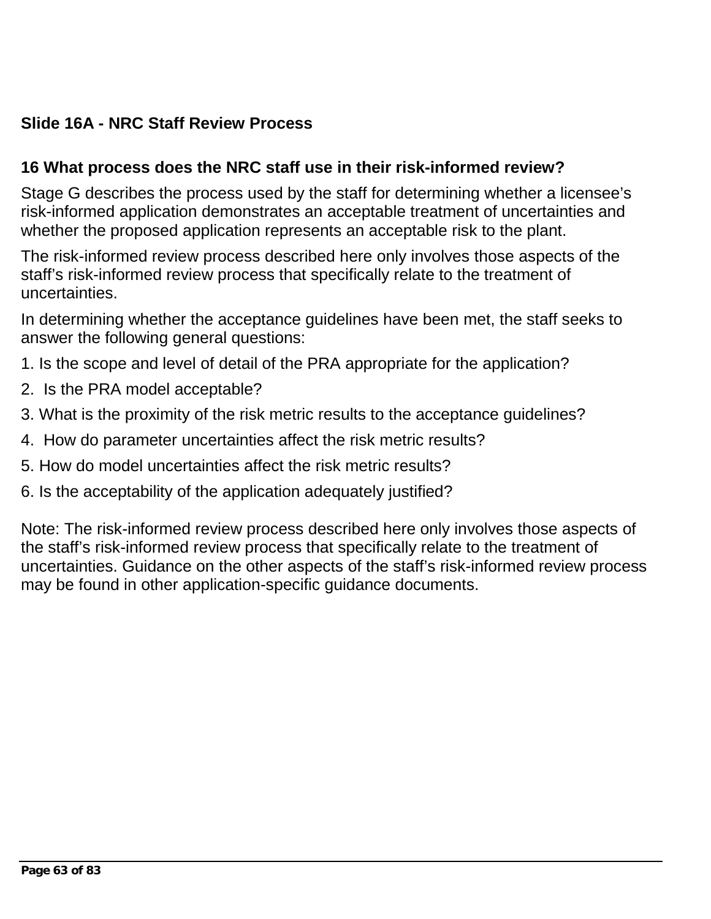**Slide 16A - NRC Staff Review Process**

**16 What process does the NRC staff use in their risk-informed review?**

Stage G describes the process used by the staff for determining whether a licensee's risk-informed application demonstrates an acceptable treatment of uncertainties and whether the proposed application represents an acceptable risk to the plant.

The risk-informed review process described here only involves those aspects of the staff's risk-informed review process that specifically relate to the treatment of uncertainties.

In determining whether the acceptance guidelines have been met, the staff seeks to answer the following general questions:

1. Is the scope and level of detail of the PRA appropriate for the application?
2. Is the PRA model acceptable?
3. What is the proximity of the risk metric results to the acceptance guidelines?
4. How do parameter uncertainties affect the risk metric results?
5. How do model uncertainties affect the risk metric results?
6. Is the acceptability of the application adequately justified?

Note: The risk-informed review process described here only involves those aspects of the staff's risk-informed review process that specifically relate to the treatment of uncertainties. Guidance on the other aspects of the staff's risk-informed review process may be found in other application-specific guidance documents.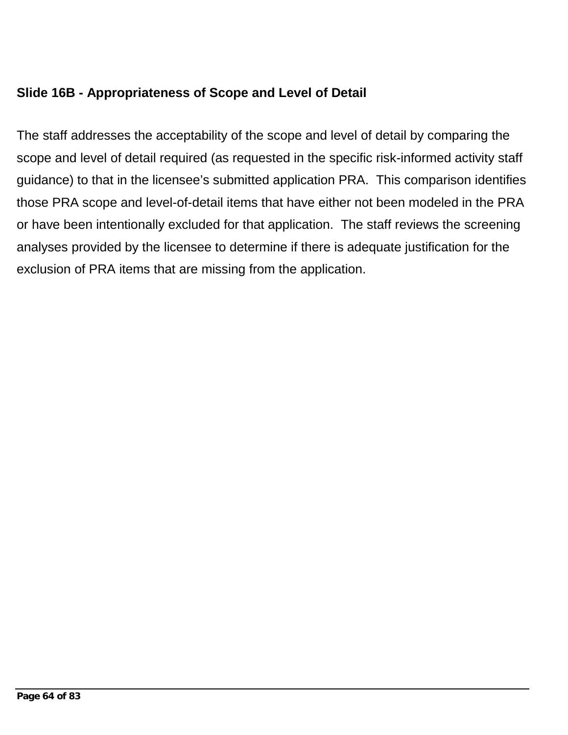**Slide 16B - Appropriateness of Scope and Level of Detail**

The staff addresses the acceptability of the scope and level of detail by comparing the scope and level of detail required (as requested in the specific risk-informed activity staff guidance) to that in the licensee's submitted application PRA. This comparison identifies those PRA scope and level-of-detail items that have either not been modeled in the PRA or have been intentionally excluded for that application. The staff reviews the screening analyses provided by the licensee to determine if there is adequate justification for the exclusion of PRA items that are missing from the application.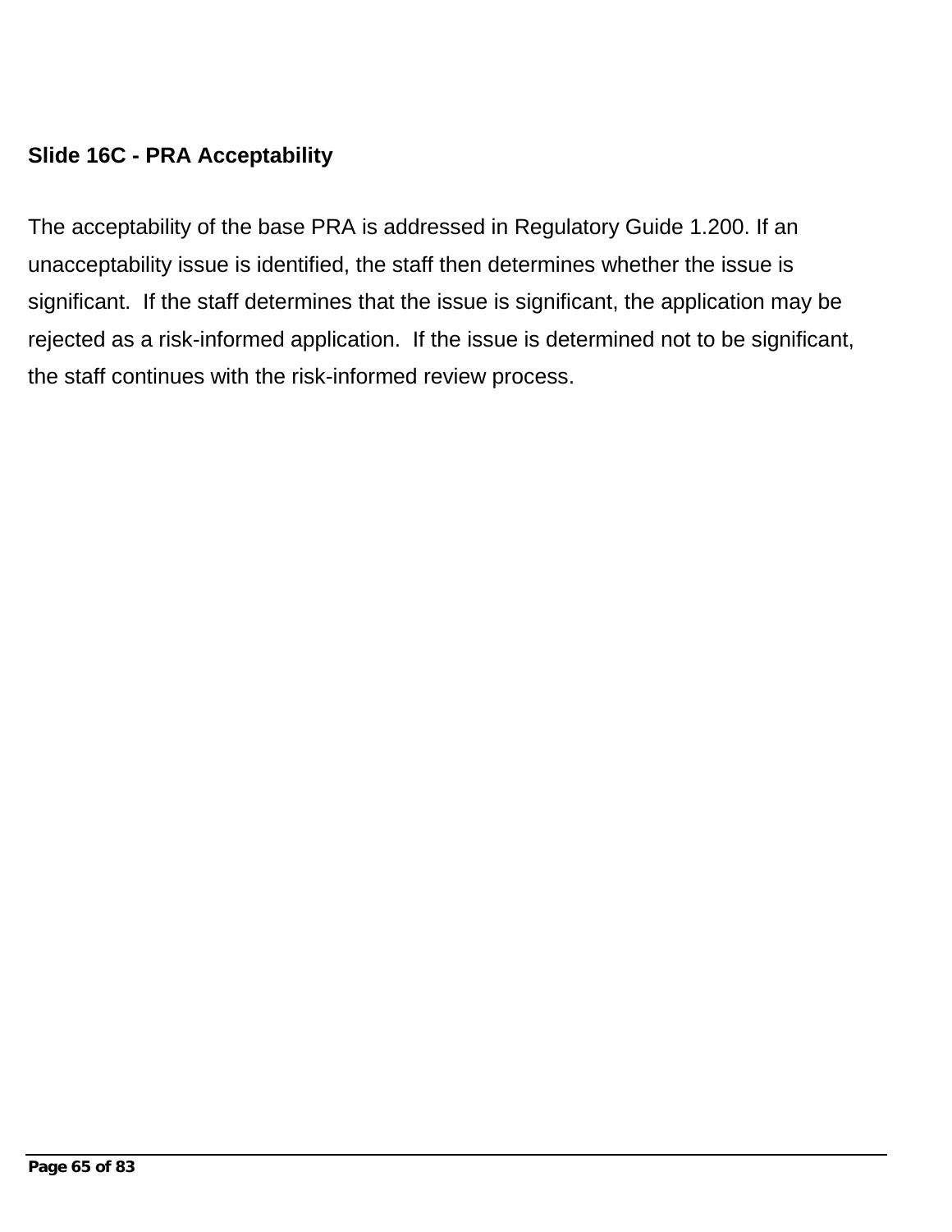**Slide 16C - PRA Acceptability**

The acceptability of the base PRA is addressed in Regulatory Guide 1.200. If an unacceptability issue is identified, the staff then determines whether the issue is significant.  If the staff determines that the issue is significant, the application may be rejected as a risk-informed application.  If the issue is determined not to be significant, the staff continues with the risk-informed review process.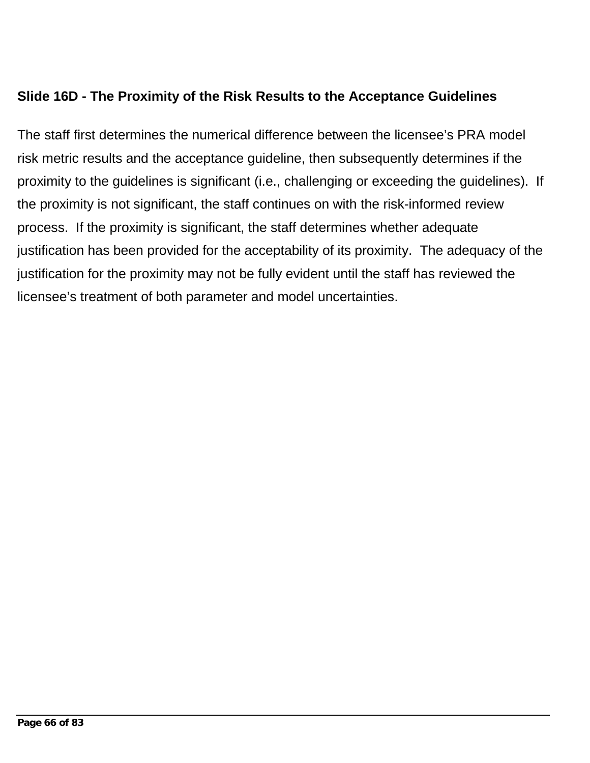**Slide 16D - The Proximity of the Risk Results to the Acceptance Guidelines**

The staff first determines the numerical difference between the licensee's PRA model risk metric results and the acceptance guideline, then subsequently determines if the proximity to the guidelines is significant (i.e., challenging or exceeding the guidelines). If the proximity is not significant, the staff continues on with the risk-informed review process. If the proximity is significant, the staff determines whether adequate justification has been provided for the acceptability of its proximity. The adequacy of the justification for the proximity may not be fully evident until the staff has reviewed the licensee's treatment of both parameter and model uncertainties.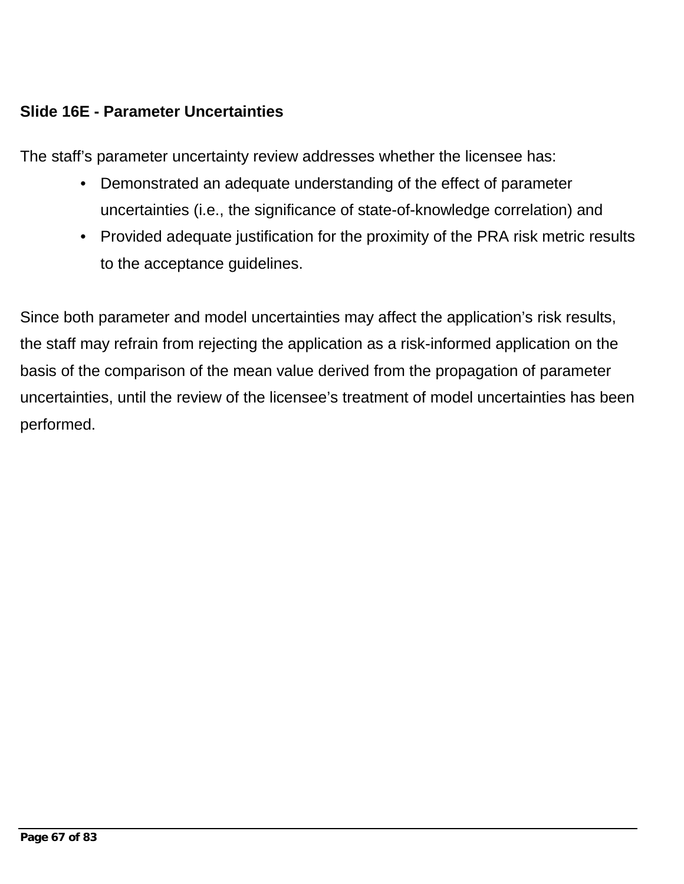**Slide 16E - Parameter Uncertainties**

The staff's parameter uncertainty review addresses whether the licensee has:

- Demonstrated an adequate understanding of the effect of parameter uncertainties (i.e., the significance of state-of-knowledge correlation) and
- Provided adequate justification for the proximity of the PRA risk metric results to the acceptance guidelines.

Since both parameter and model uncertainties may affect the application's risk results, the staff may refrain from rejecting the application as a risk-informed application on the basis of the comparison of the mean value derived from the propagation of parameter uncertainties, until the review of the licensee's treatment of model uncertainties has been performed.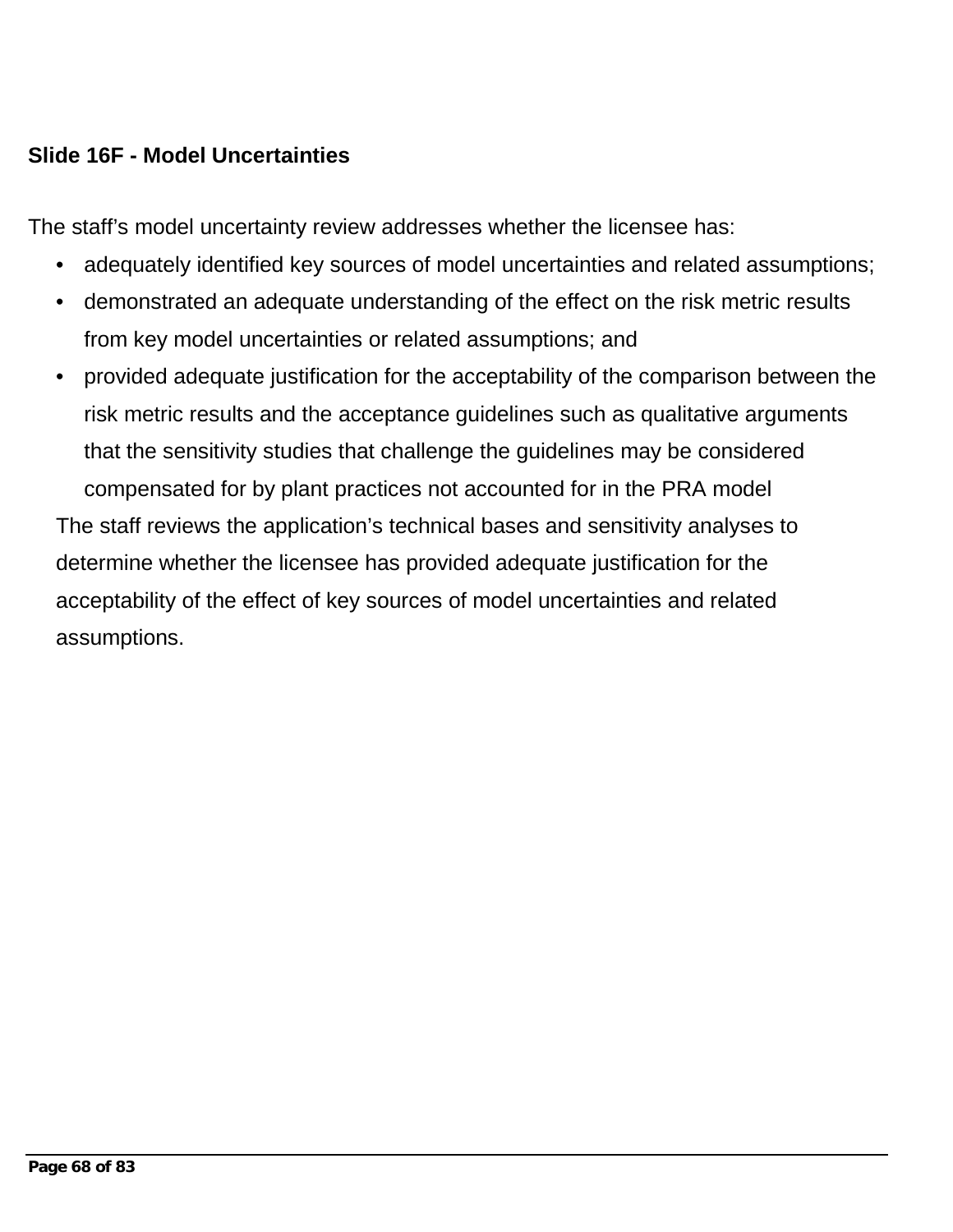**Slide 16F - Model Uncertainties**

The staff's model uncertainty review addresses whether the licensee has:

- adequately identified key sources of model uncertainties and related assumptions;
- demonstrated an adequate understanding of the effect on the risk metric results from key model uncertainties or related assumptions; and
- provided adequate justification for the acceptability of the comparison between the risk metric results and the acceptance guidelines such as qualitative arguments that the sensitivity studies that challenge the guidelines may be considered compensated for by plant practices not accounted for in the PRA model

The staff reviews the application's technical bases and sensitivity analyses to determine whether the licensee has provided adequate justification for the acceptability of the effect of key sources of model uncertainties and related assumptions.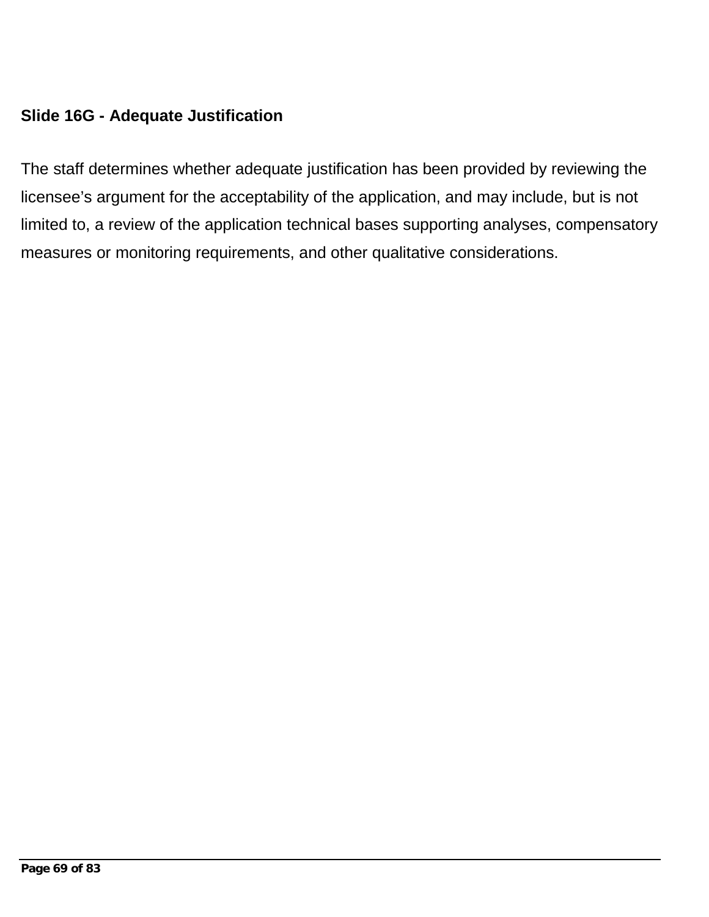**Slide 16G - Adequate Justification**

The staff determines whether adequate justification has been provided by reviewing the licensee’s argument for the acceptability of the application, and may include, but is not limited to, a review of the application technical bases supporting analyses, compensatory measures or monitoring requirements, and other qualitative considerations.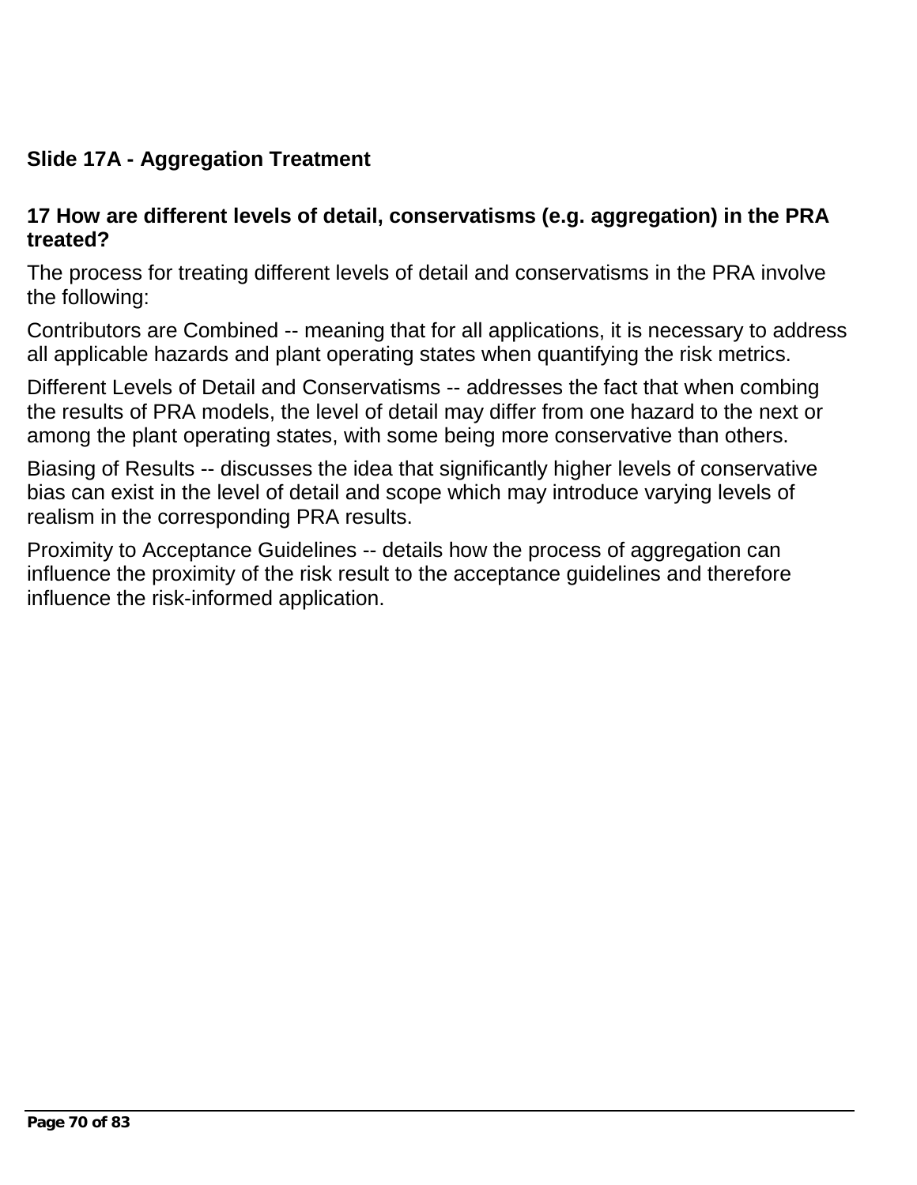## Slide 17A - Aggregation Treatment

### 17 How are different levels of detail, conservatisms (e.g. aggregation) in the PRA treated?

The process for treating different levels of detail and conservatisms in the PRA involve the following:

Contributors are Combined -- meaning that for all applications, it is necessary to address all applicable hazards and plant operating states when quantifying the risk metrics.

Different Levels of Detail and Conservatisms -- addresses the fact that when combing the results of PRA models, the level of detail may differ from one hazard to the next or among the plant operating states, with some being more conservative than others.

Biasing of Results -- discusses the idea that significantly higher levels of conservative bias can exist in the level of detail and scope which may introduce varying levels of realism in the corresponding PRA results.

Proximity to Acceptance Guidelines -- details how the process of aggregation can influence the proximity of the risk result to the acceptance guidelines and therefore influence the risk-informed application.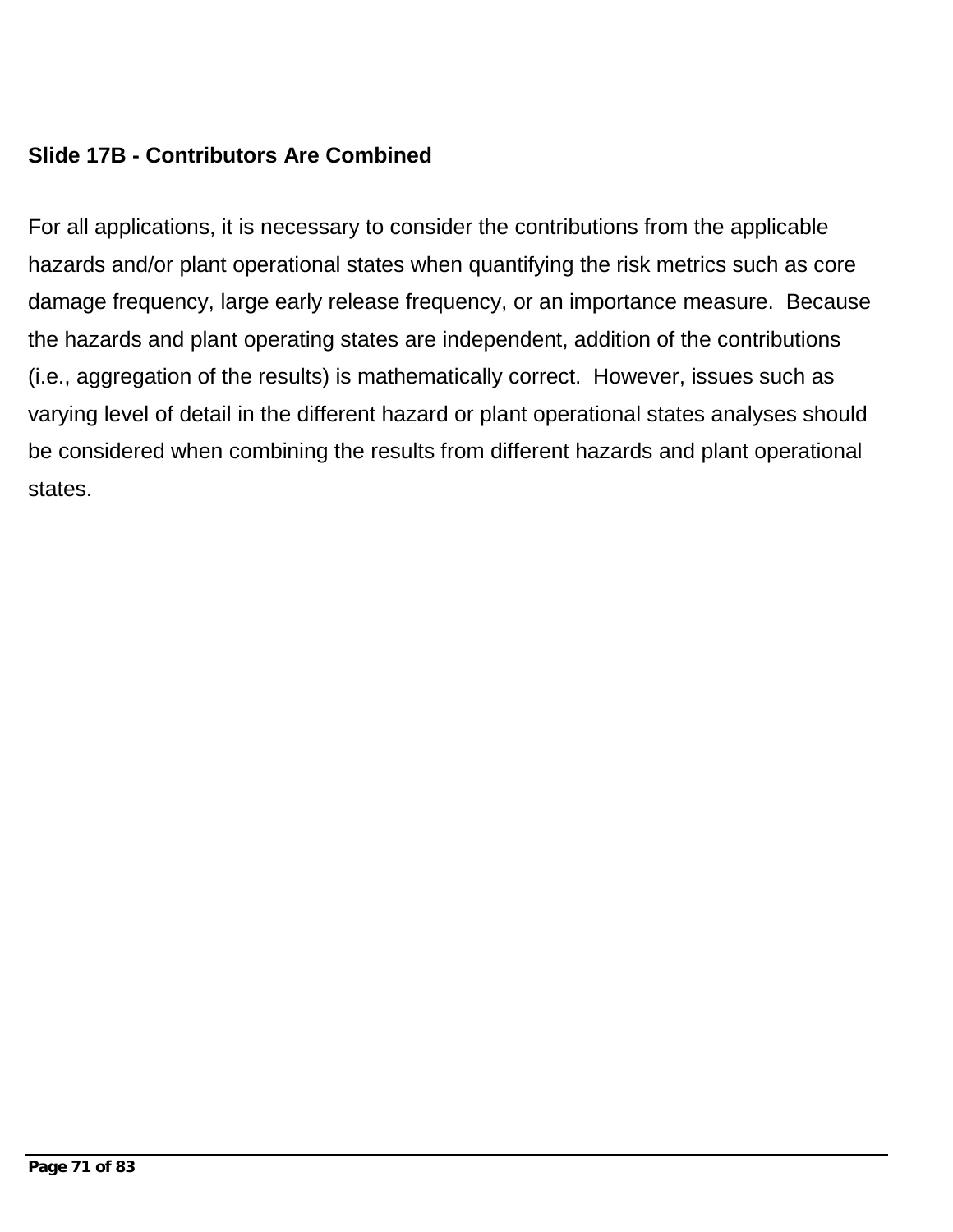**Slide 17B - Contributors Are Combined**

For all applications, it is necessary to consider the contributions from the applicable hazards and/or plant operational states when quantifying the risk metrics such as core damage frequency, large early release frequency, or an importance measure. Because the hazards and plant operating states are independent, addition of the contributions (i.e., aggregation of the results) is mathematically correct. However, issues such as varying level of detail in the different hazard or plant operational states analyses should be considered when combining the results from different hazards and plant operational states.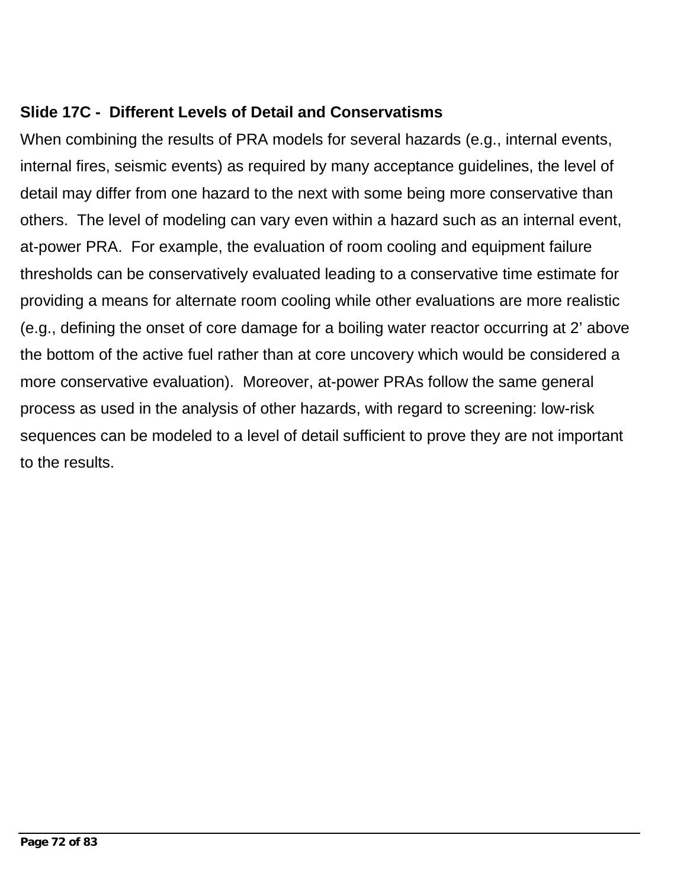**Slide 17C - Different Levels of Detail and Conservatisms**

When combining the results of PRA models for several hazards (e.g., internal events, internal fires, seismic events) as required by many acceptance guidelines, the level of detail may differ from one hazard to the next with some being more conservative than others. The level of modeling can vary even within a hazard such as an internal event, at-power PRA. For example, the evaluation of room cooling and equipment failure thresholds can be conservatively evaluated leading to a conservative time estimate for providing a means for alternate room cooling while other evaluations are more realistic (e.g., defining the onset of core damage for a boiling water reactor occurring at 2' above the bottom of the active fuel rather than at core uncovery which would be considered a more conservative evaluation). Moreover, at-power PRAs follow the same general process as used in the analysis of other hazards, with regard to screening: low-risk sequences can be modeled to a level of detail sufficient to prove they are not important to the results.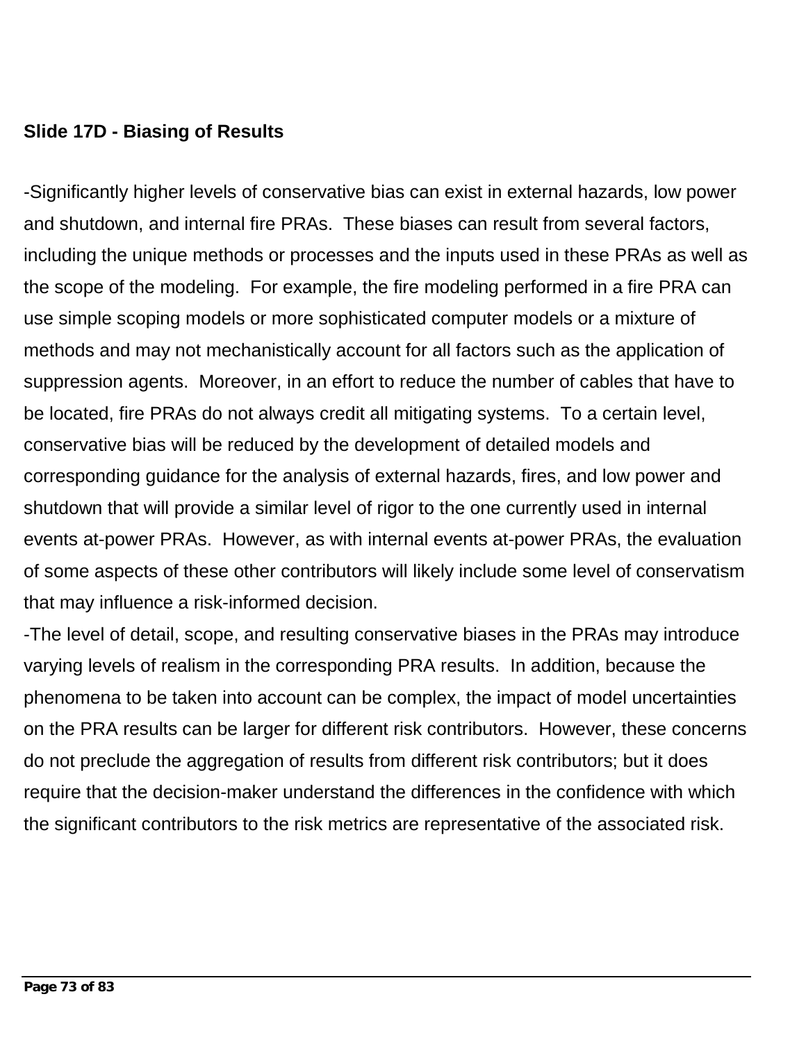**Slide 17D - Biasing of Results**

-Significantly higher levels of conservative bias can exist in external hazards, low power and shutdown, and internal fire PRAs. These biases can result from several factors, including the unique methods or processes and the inputs used in these PRAs as well as the scope of the modeling. For example, the fire modeling performed in a fire PRA can use simple scoping models or more sophisticated computer models or a mixture of methods and may not mechanistically account for all factors such as the application of suppression agents. Moreover, in an effort to reduce the number of cables that have to be located, fire PRAs do not always credit all mitigating systems. To a certain level, conservative bias will be reduced by the development of detailed models and corresponding guidance for the analysis of external hazards, fires, and low power and shutdown that will provide a similar level of rigor to the one currently used in internal events at-power PRAs. However, as with internal events at-power PRAs, the evaluation of some aspects of these other contributors will likely include some level of conservatism that may influence a risk-informed decision.

-The level of detail, scope, and resulting conservative biases in the PRAs may introduce varying levels of realism in the corresponding PRA results. In addition, because the phenomena to be taken into account can be complex, the impact of model uncertainties on the PRA results can be larger for different risk contributors. However, these concerns do not preclude the aggregation of results from different risk contributors; but it does require that the decision-maker understand the differences in the confidence with which the significant contributors to the risk metrics are representative of the associated risk.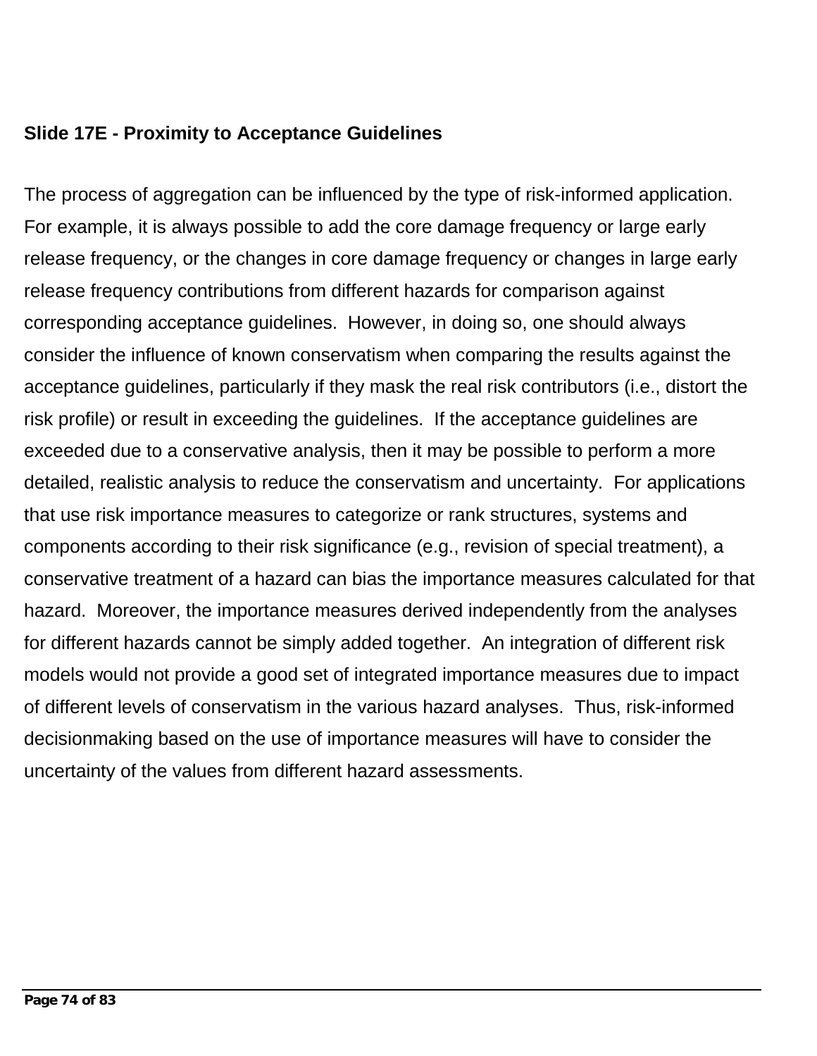**Slide 17E - Proximity to Acceptance Guidelines**

The process of aggregation can be influenced by the type of risk-informed application. For example, it is always possible to add the core damage frequency or large early release frequency, or the changes in core damage frequency or changes in large early release frequency contributions from different hazards for comparison against corresponding acceptance guidelines. However, in doing so, one should always consider the influence of known conservatism when comparing the results against the acceptance guidelines, particularly if they mask the real risk contributors (i.e., distort the risk profile) or result in exceeding the guidelines. If the acceptance guidelines are exceeded due to a conservative analysis, then it may be possible to perform a more detailed, realistic analysis to reduce the conservatism and uncertainty. For applications that use risk importance measures to categorize or rank structures, systems and components according to their risk significance (e.g., revision of special treatment), a conservative treatment of a hazard can bias the importance measures calculated for that hazard. Moreover, the importance measures derived independently from the analyses for different hazards cannot be simply added together. An integration of different risk models would not provide a good set of integrated importance measures due to impact of different levels of conservatism in the various hazard analyses. Thus, risk-informed decisionmaking based on the use of importance measures will have to consider the uncertainty of the values from different hazard assessments.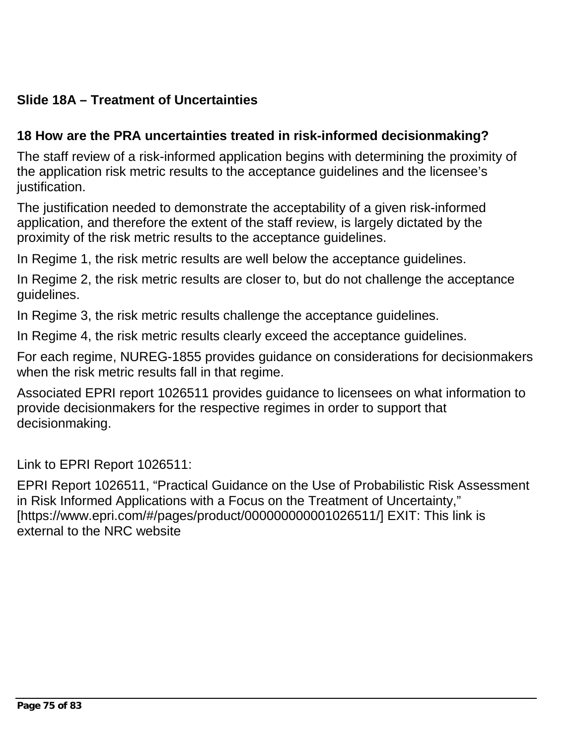### Slide 18A – Treatment of Uncertainties

### 18 How are the PRA uncertainties treated in risk-informed decisionmaking?

The staff review of a risk-informed application begins with determining the proximity of the application risk metric results to the acceptance guidelines and the licensee's justification.

The justification needed to demonstrate the acceptability of a given risk-informed application, and therefore the extent of the staff review, is largely dictated by the proximity of the risk metric results to the acceptance guidelines.

In Regime 1, the risk metric results are well below the acceptance guidelines.

In Regime 2, the risk metric results are closer to, but do not challenge the acceptance guidelines.

In Regime 3, the risk metric results challenge the acceptance guidelines.

In Regime 4, the risk metric results clearly exceed the acceptance guidelines.

For each regime, NUREG-1855 provides guidance on considerations for decisionmakers when the risk metric results fall in that regime.

Associated EPRI report 1026511 provides guidance to licensees on what information to provide decisionmakers for the respective regimes in order to support that decisionmaking.

Link to EPRI Report 1026511:

EPRI Report 1026511, "Practical Guidance on the Use of Probabilistic Risk Assessment in Risk Informed Applications with a Focus on the Treatment of Uncertainty," [https://www.epri.com/#/pages/product/000000000001026511/] EXIT: This link is external to the NRC website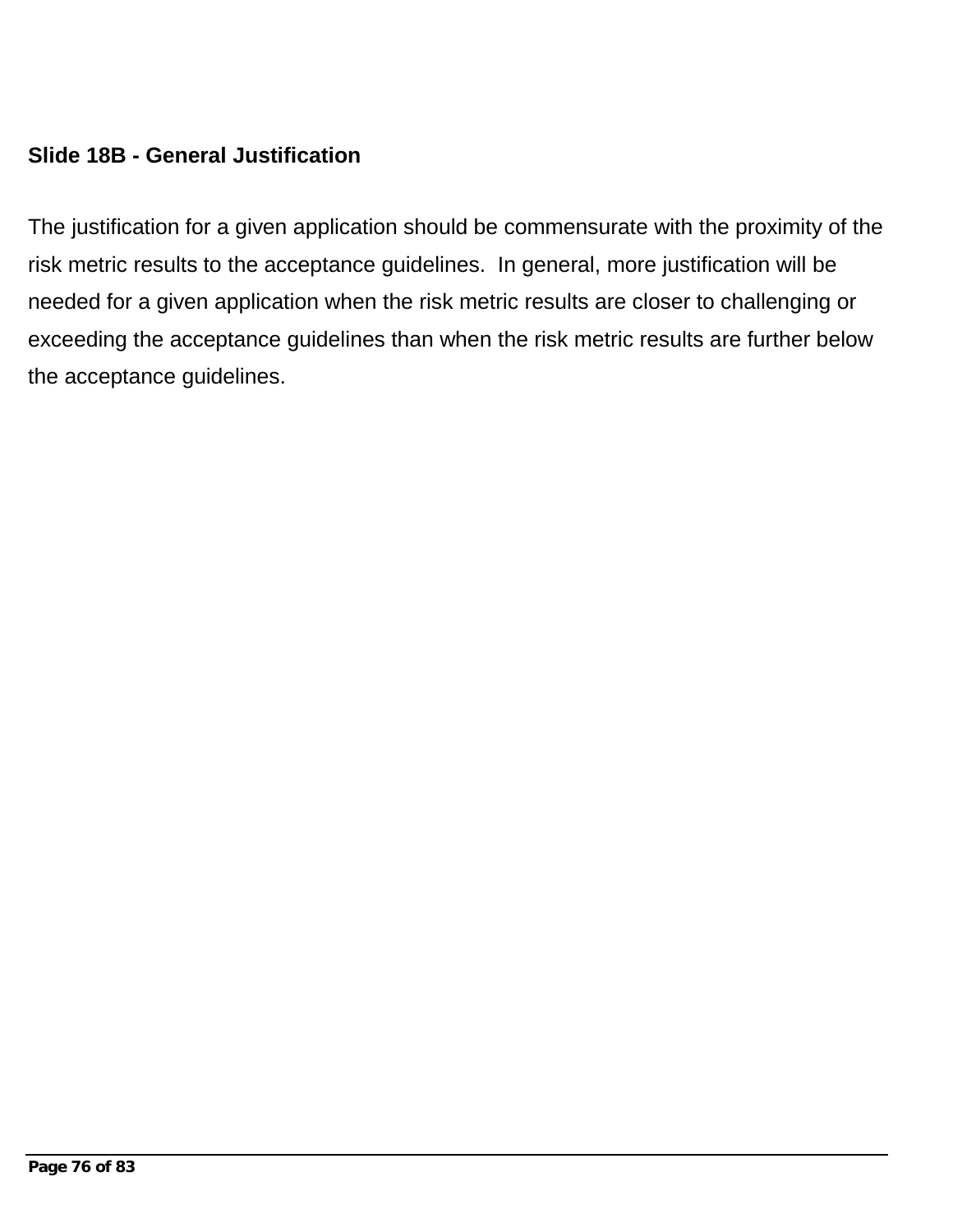**Slide 18B - General Justification**

The justification for a given application should be commensurate with the proximity of the risk metric results to the acceptance guidelines. In general, more justification will be needed for a given application when the risk metric results are closer to challenging or exceeding the acceptance guidelines than when the risk metric results are further below the acceptance guidelines.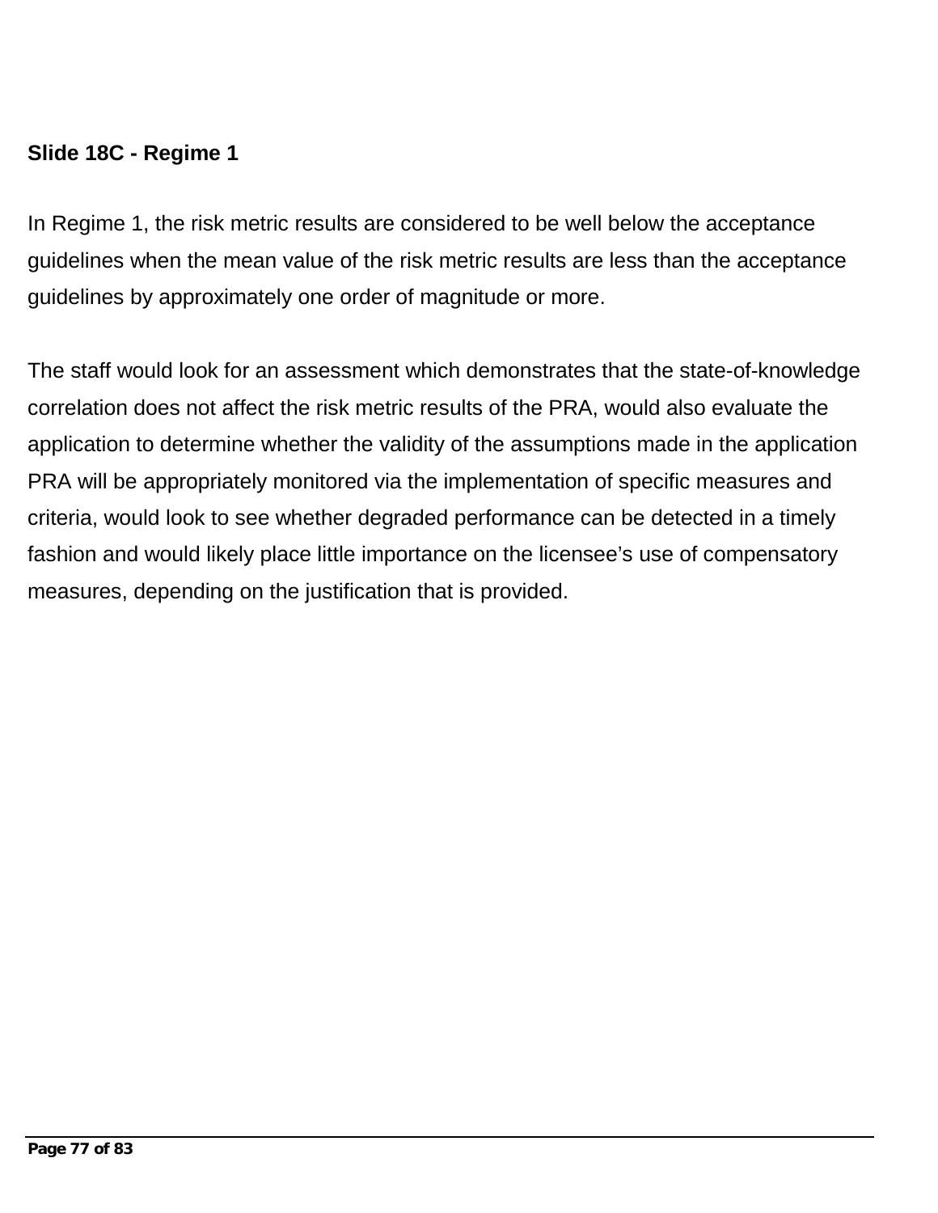**Slide 18C - Regime 1**

In Regime 1, the risk metric results are considered to be well below the acceptance guidelines when the mean value of the risk metric results are less than the acceptance guidelines by approximately one order of magnitude or more.

The staff would look for an assessment which demonstrates that the state-of-knowledge correlation does not affect the risk metric results of the PRA, would also evaluate the application to determine whether the validity of the assumptions made in the application PRA will be appropriately monitored via the implementation of specific measures and criteria, would look to see whether degraded performance can be detected in a timely fashion and would likely place little importance on the licensee's use of compensatory measures, depending on the justification that is provided.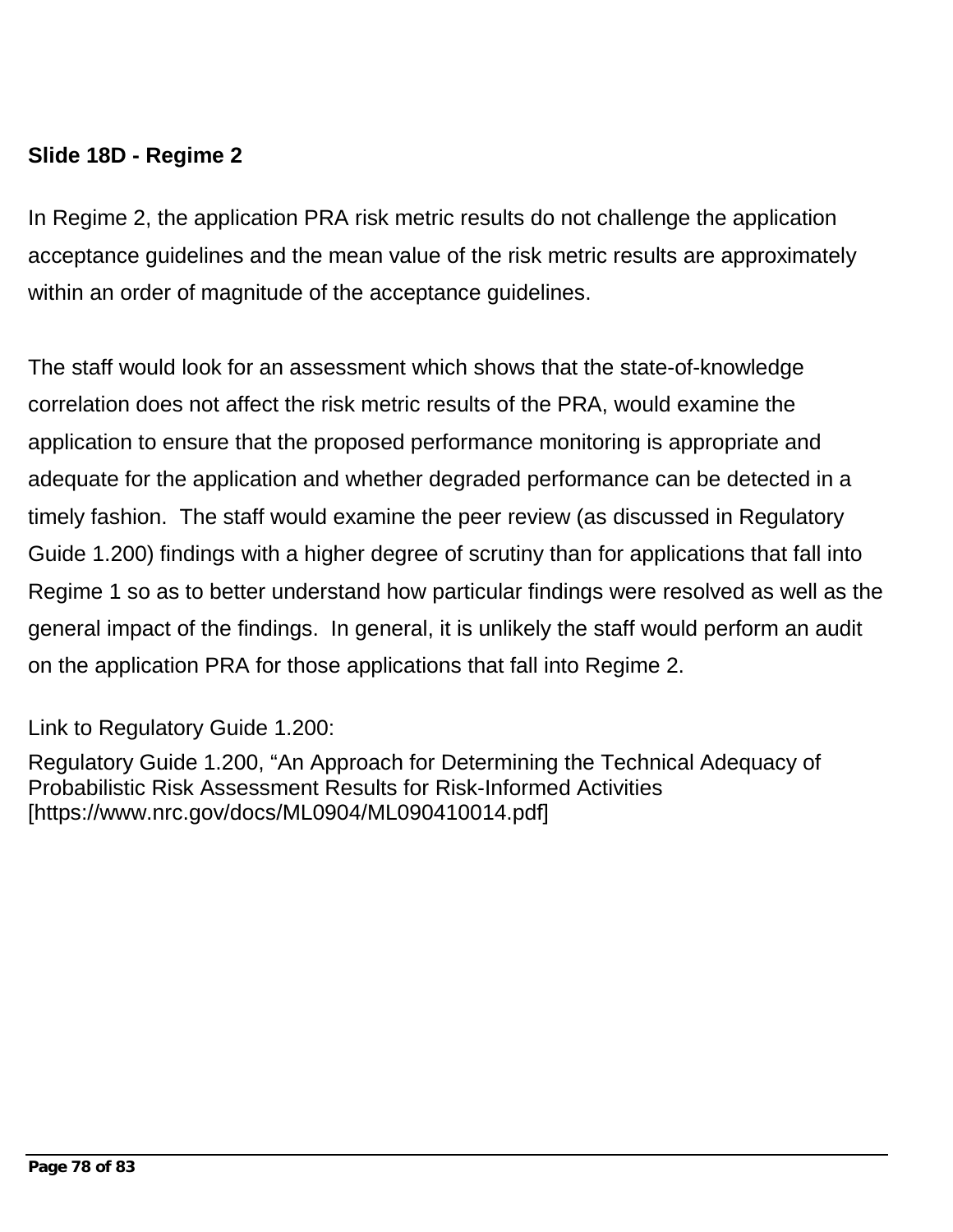**Slide 18D - Regime 2**

In Regime 2, the application PRA risk metric results do not challenge the application acceptance guidelines and the mean value of the risk metric results are approximately within an order of magnitude of the acceptance guidelines.

The staff would look for an assessment which shows that the state-of-knowledge correlation does not affect the risk metric results of the PRA, would examine the application to ensure that the proposed performance monitoring is appropriate and adequate for the application and whether degraded performance can be detected in a timely fashion. The staff would examine the peer review (as discussed in Regulatory Guide 1.200) findings with a higher degree of scrutiny than for applications that fall into Regime 1 so as to better understand how particular findings were resolved as well as the general impact of the findings. In general, it is unlikely the staff would perform an audit on the application PRA for those applications that fall into Regime 2.

Link to Regulatory Guide 1.200:

Regulatory Guide 1.200, “An Approach for Determining the Technical Adequacy of Probabilistic Risk Assessment Results for Risk-Informed Activities [https://www.nrc.gov/docs/ML0904/ML090410014.pdf]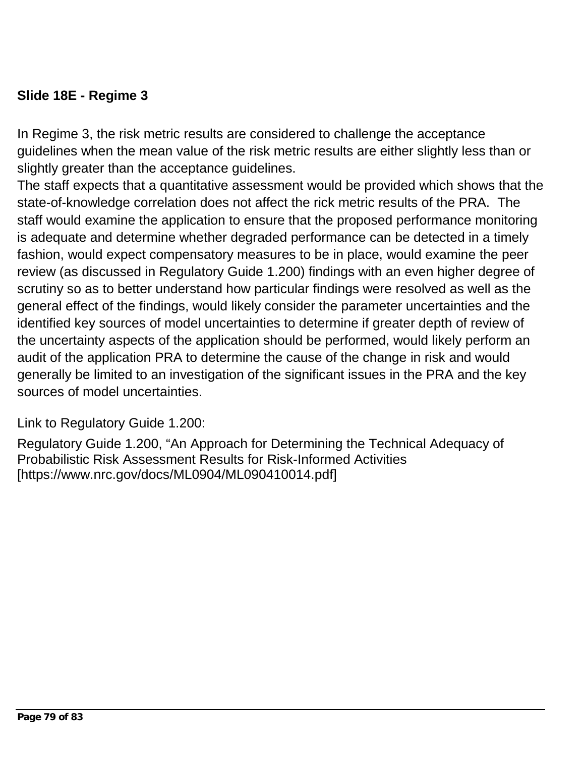**Slide 18E - Regime 3**

In Regime 3, the risk metric results are considered to challenge the acceptance guidelines when the mean value of the risk metric results are either slightly less than or slightly greater than the acceptance guidelines.
The staff expects that a quantitative assessment would be provided which shows that the state-of-knowledge correlation does not affect the rick metric results of the PRA. The staff would examine the application to ensure that the proposed performance monitoring is adequate and determine whether degraded performance can be detected in a timely fashion, would expect compensatory measures to be in place, would examine the peer review (as discussed in Regulatory Guide 1.200) findings with an even higher degree of scrutiny so as to better understand how particular findings were resolved as well as the general effect of the findings, would likely consider the parameter uncertainties and the identified key sources of model uncertainties to determine if greater depth of review of the uncertainty aspects of the application should be performed, would likely perform an audit of the application PRA to determine the cause of the change in risk and would generally be limited to an investigation of the significant issues in the PRA and the key sources of model uncertainties.

Link to Regulatory Guide 1.200:

Regulatory Guide 1.200, "An Approach for Determining the Technical Adequacy of Probabilistic Risk Assessment Results for Risk-Informed Activities [https://www.nrc.gov/docs/ML0904/ML090410014.pdf]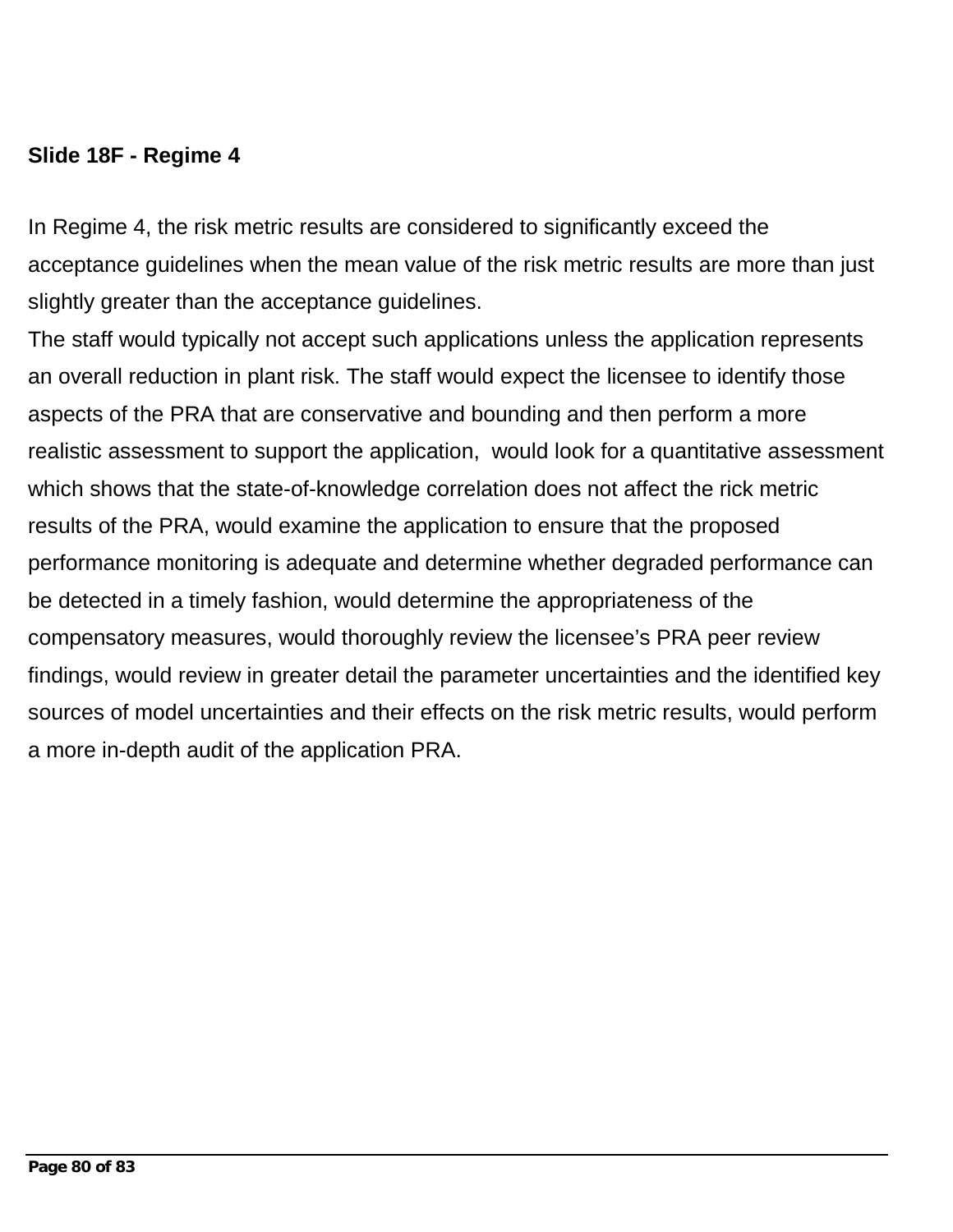**Slide 18F - Regime 4**

In Regime 4, the risk metric results are considered to significantly exceed the acceptance guidelines when the mean value of the risk metric results are more than just slightly greater than the acceptance guidelines.

The staff would typically not accept such applications unless the application represents an overall reduction in plant risk. The staff would expect the licensee to identify those aspects of the PRA that are conservative and bounding and then perform a more realistic assessment to support the application,  would look for a quantitative assessment which shows that the state-of-knowledge correlation does not affect the rick metric results of the PRA, would examine the application to ensure that the proposed performance monitoring is adequate and determine whether degraded performance can be detected in a timely fashion, would determine the appropriateness of the compensatory measures, would thoroughly review the licensee's PRA peer review findings, would review in greater detail the parameter uncertainties and the identified key sources of model uncertainties and their effects on the risk metric results, would perform a more in-depth audit of the application PRA.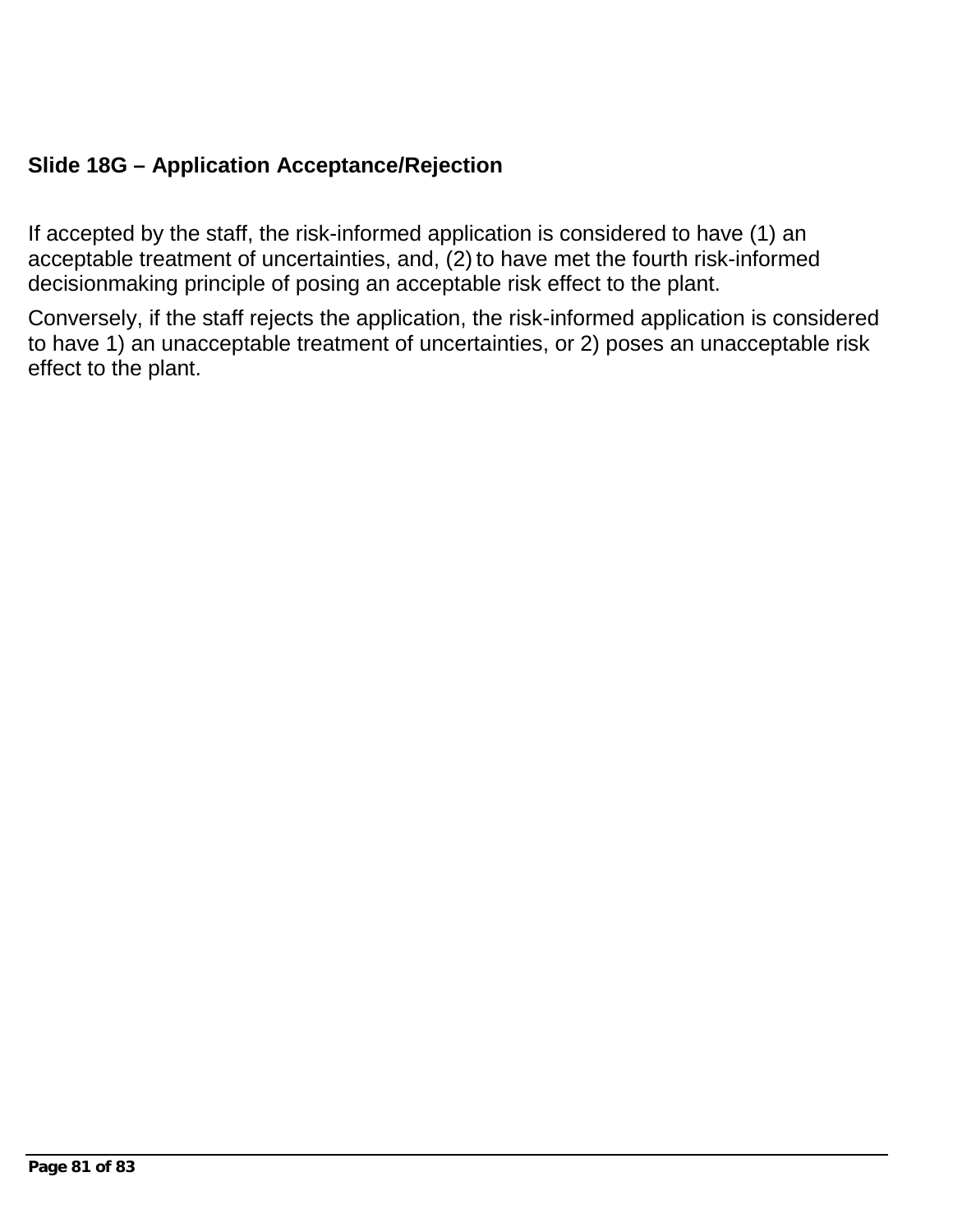### Slide 18G – Application Acceptance/Rejection

If accepted by the staff, the risk-informed application is considered to have (1) an acceptable treatment of uncertainties, and, (2) to have met the fourth risk-informed decisionmaking principle of posing an acceptable risk effect to the plant.

Conversely, if the staff rejects the application, the risk-informed application is considered to have 1) an unacceptable treatment of uncertainties, or 2) poses an unacceptable risk effect to the plant.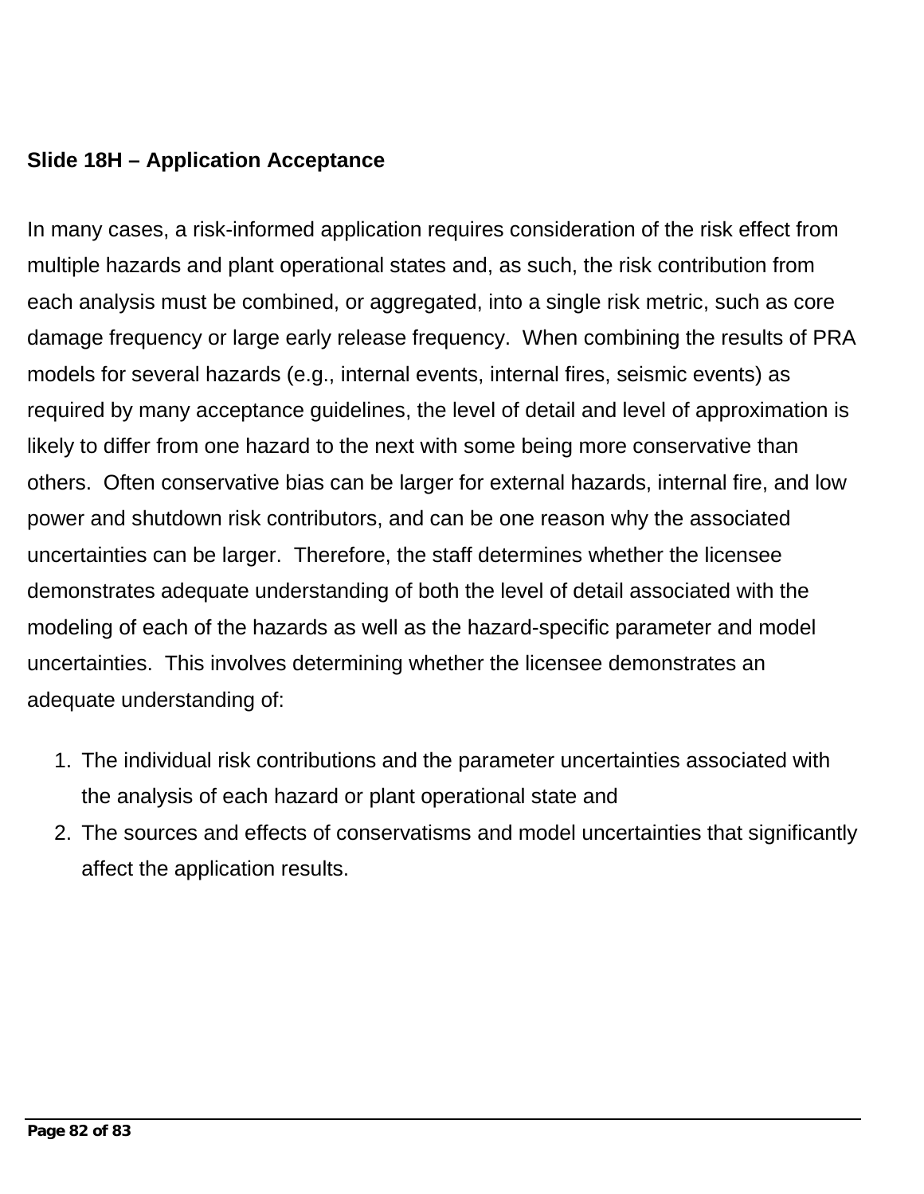**Slide 18H – Application Acceptance**

In many cases, a risk-informed application requires consideration of the risk effect from multiple hazards and plant operational states and, as such, the risk contribution from each analysis must be combined, or aggregated, into a single risk metric, such as core damage frequency or large early release frequency. When combining the results of PRA models for several hazards (e.g., internal events, internal fires, seismic events) as required by many acceptance guidelines, the level of detail and level of approximation is likely to differ from one hazard to the next with some being more conservative than others. Often conservative bias can be larger for external hazards, internal fire, and low power and shutdown risk contributors, and can be one reason why the associated uncertainties can be larger. Therefore, the staff determines whether the licensee demonstrates adequate understanding of both the level of detail associated with the modeling of each of the hazards as well as the hazard-specific parameter and model uncertainties. This involves determining whether the licensee demonstrates an adequate understanding of:

1. The individual risk contributions and the parameter uncertainties associated with the analysis of each hazard or plant operational state and
2. The sources and effects of conservatisms and model uncertainties that significantly affect the application results.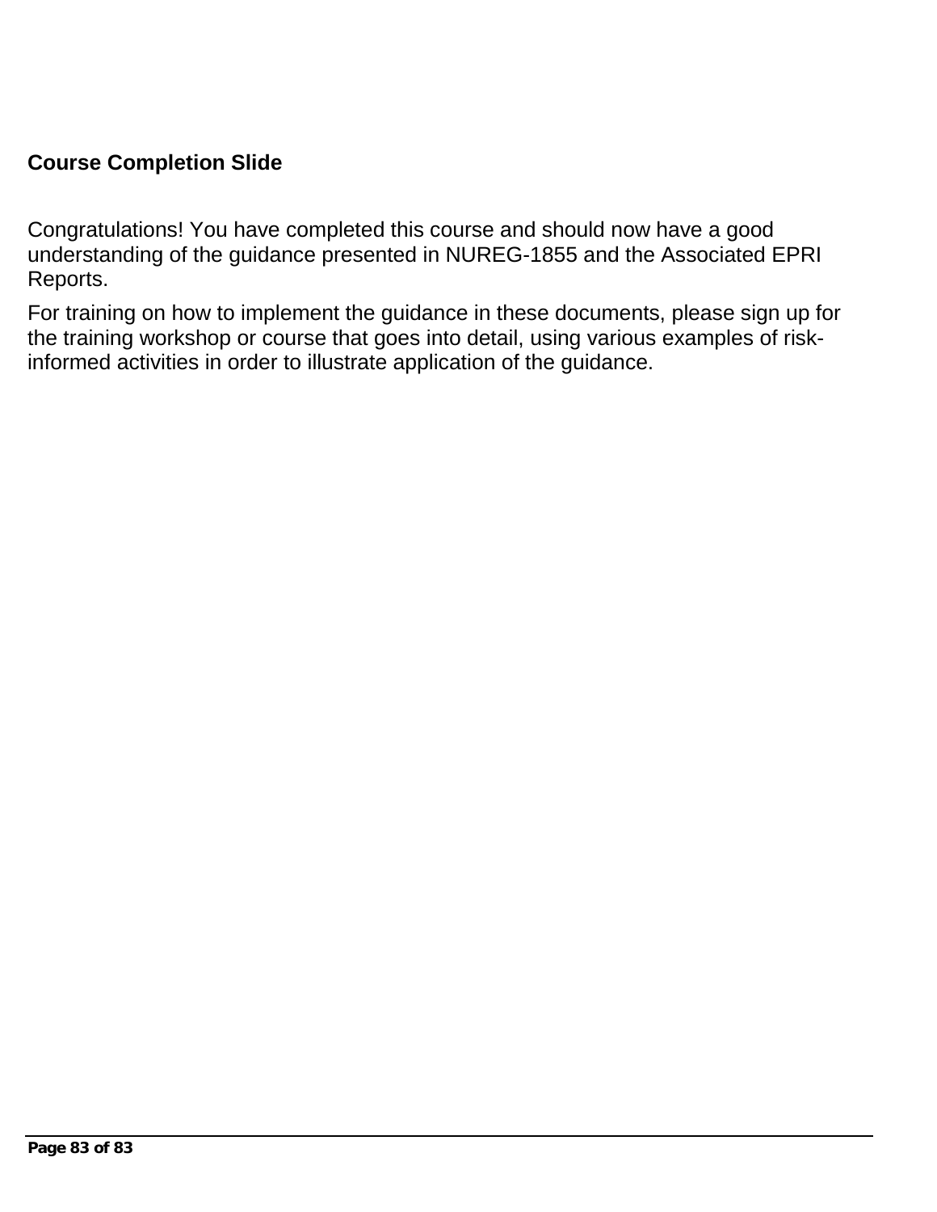**Course Completion Slide**

Congratulations! You have completed this course and should now have a good understanding of the guidance presented in NUREG-1855 and the Associated EPRI Reports.

For training on how to implement the guidance in these documents, please sign up for the training workshop or course that goes into detail, using various examples of risk-informed activities in order to illustrate application of the guidance.